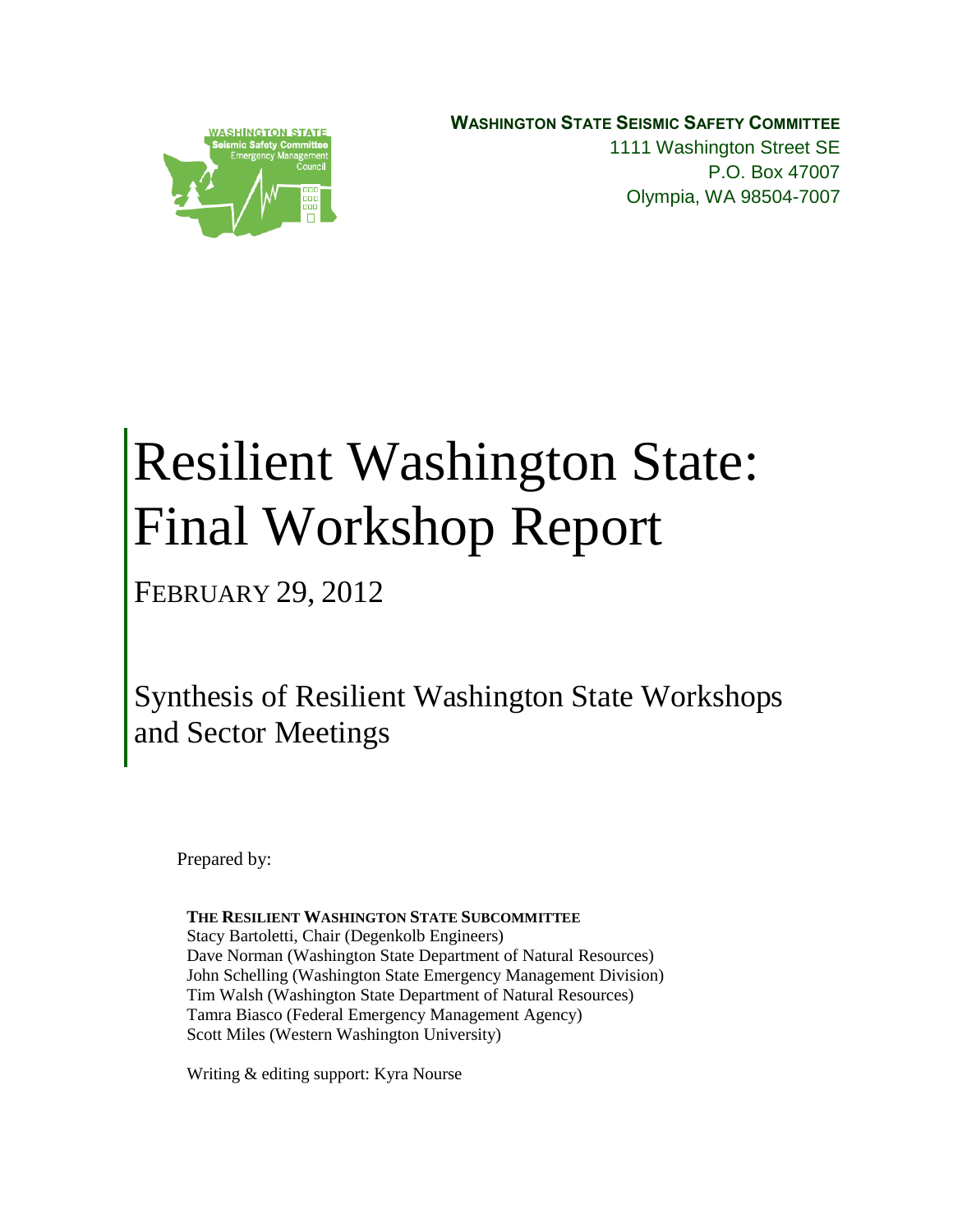**WASHINGTON STATE SEISMIC SAFETY COMMITTEE**
1111 Washington Street SE
P.O. Box 47007
Olympia, WA 98504-7007

# Resilient Washington State: Final Workshop Report

FEBRUARY 29, 2012

## Synthesis of Resilient Washington State Workshops and Sector Meetings

Prepared by:

**THE RESILIENT WASHINGTON STATE SUBCOMMITTEE**
Stacy Bartoletti, Chair (Degenkolb Engineers)
Dave Norman (Washington State Department of Natural Resources)
John Schelling (Washington State Emergency Management Division)
Tim Walsh (Washington State Department of Natural Resources)
Tamra Biasco (Federal Emergency Management Agency)
Scott Miles (Western Washington University)

Writing & editing support: Kyra Nourse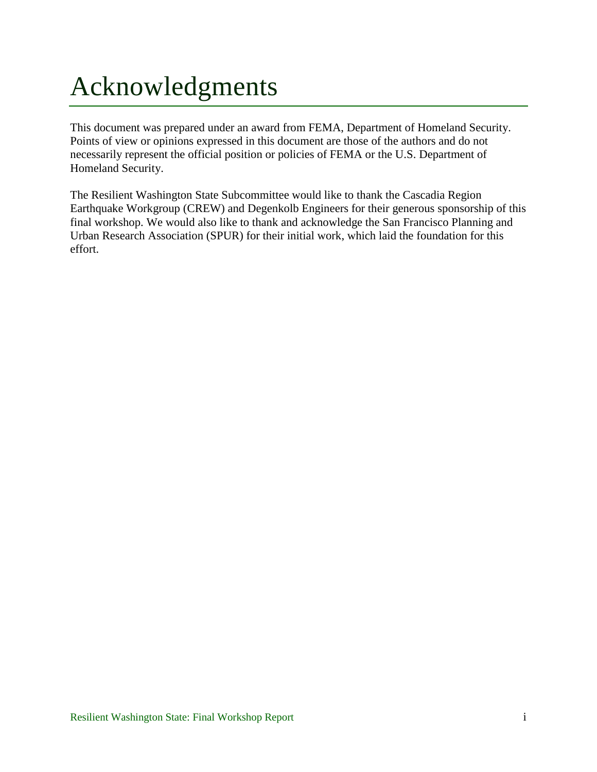# Acknowledgments

This document was prepared under an award from FEMA, Department of Homeland Security. Points of view or opinions expressed in this document are those of the authors and do not necessarily represent the official position or policies of FEMA or the U.S. Department of Homeland Security.

The Resilient Washington State Subcommittee would like to thank the Cascadia Region Earthquake Workgroup (CREW) and Degenkolb Engineers for their generous sponsorship of this final workshop. We would also like to thank and acknowledge the San Francisco Planning and Urban Research Association (SPUR) for their initial work, which laid the foundation for this effort.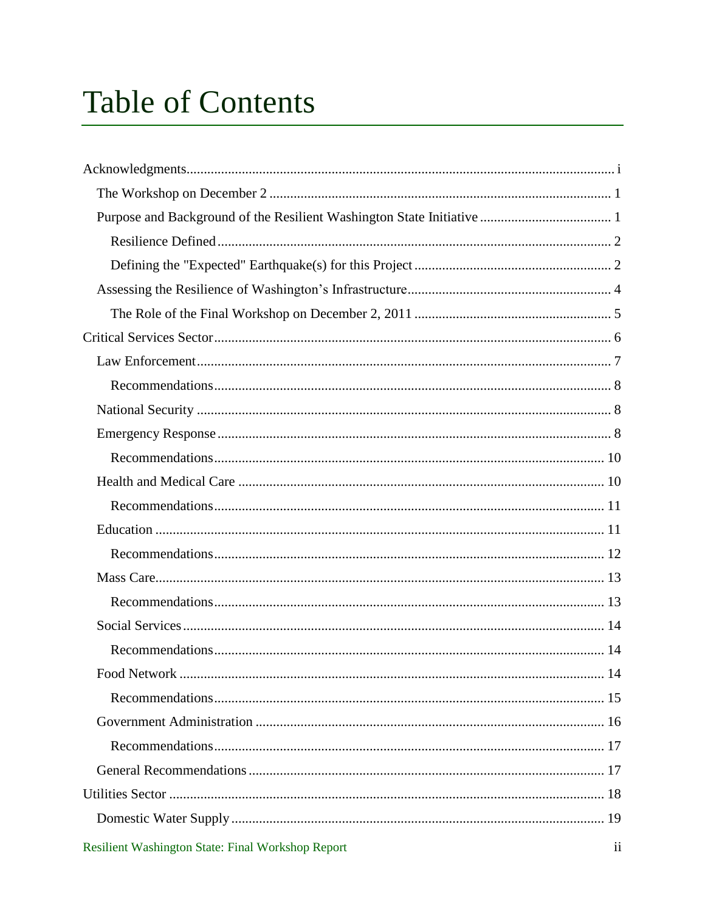# Table of Contents

Acknowledgments ..... i

- The Workshop on December 2 ..... 1
- Purpose and Background of the Resilient Washington State Initiative ..... 1
  - Resilience Defined ..... 2
  - Defining the "Expected" Earthquake(s) for this Project ..... 2
- Assessing the Resilience of Washington's Infrastructure ..... 4
  - The Role of the Final Workshop on December 2, 2011 ..... 5

Critical Services Sector ..... 6

- Law Enforcement ..... 7
  - Recommendations ..... 8
- National Security ..... 8
- Emergency Response ..... 8
  - Recommendations ..... 10
- Health and Medical Care ..... 10
  - Recommendations ..... 11
- Education ..... 11
  - Recommendations ..... 12
- Mass Care ..... 13
  - Recommendations ..... 13
- Social Services ..... 14
  - Recommendations ..... 14
- Food Network ..... 14
  - Recommendations ..... 15
- Government Administration ..... 16
  - Recommendations ..... 17
- General Recommendations ..... 17

Utilities Sector ..... 18

- Domestic Water Supply ..... 19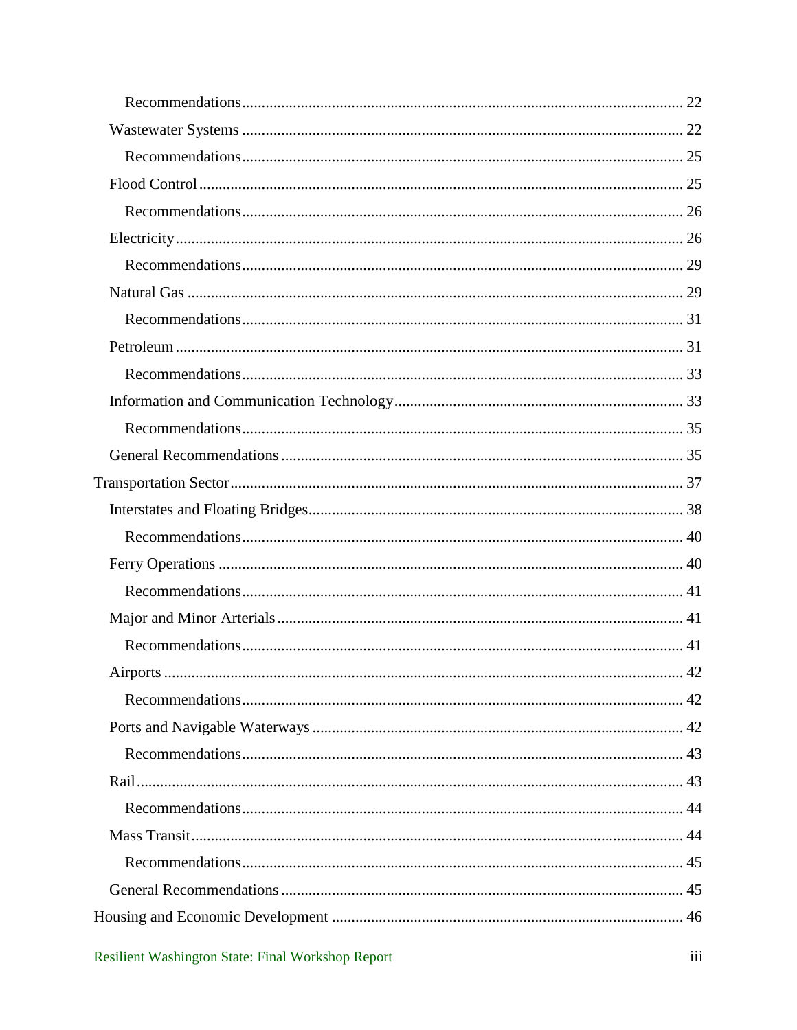Recommendations ... 22

Wastewater Systems ... 22

Recommendations ... 25

Flood Control ... 25

Recommendations ... 26

Electricity ... 26

Recommendations ... 29

Natural Gas ... 29

Recommendations ... 31

Petroleum ... 31

Recommendations ... 33

Information and Communication Technology ... 33

Recommendations ... 35

General Recommendations ... 35

Transportation Sector ... 37

Interstates and Floating Bridges ... 38

Recommendations ... 40

Ferry Operations ... 40

Recommendations ... 41

Major and Minor Arterials ... 41

Recommendations ... 41

Airports ... 42

Recommendations ... 42

Ports and Navigable Waterways ... 42

Recommendations ... 43

Rail ... 43

Recommendations ... 44

Mass Transit ... 44

Recommendations ... 45

General Recommendations ... 45

Housing and Economic Development ... 46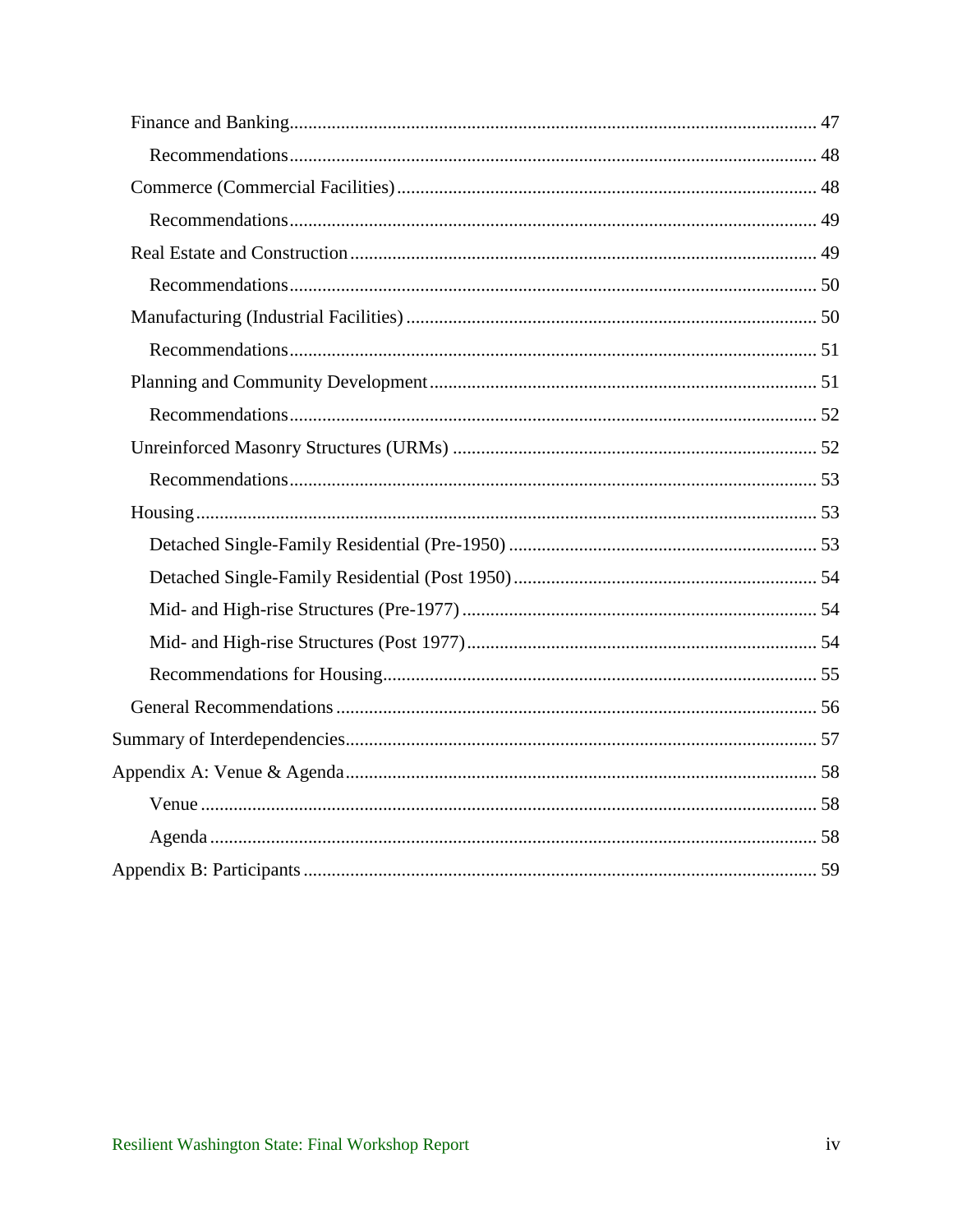- Finance and Banking ..... 47
  - Recommendations ..... 48
- Commerce (Commercial Facilities) ..... 48
  - Recommendations ..... 49
- Real Estate and Construction ..... 49
  - Recommendations ..... 50
- Manufacturing (Industrial Facilities) ..... 50
  - Recommendations ..... 51
- Planning and Community Development ..... 51
  - Recommendations ..... 52
- Unreinforced Masonry Structures (URMs) ..... 52
  - Recommendations ..... 53
- Housing ..... 53
  - Detached Single-Family Residential (Pre-1950) ..... 53
  - Detached Single-Family Residential (Post 1950) ..... 54
  - Mid- and High-rise Structures (Pre-1977) ..... 54
  - Mid- and High-rise Structures (Post 1977) ..... 54
  - Recommendations for Housing ..... 55
- General Recommendations ..... 56

Summary of Interdependencies ..... 57

Appendix A: Venue & Agenda ..... 58
- Venue ..... 58
- Agenda ..... 58

Appendix B: Participants ..... 59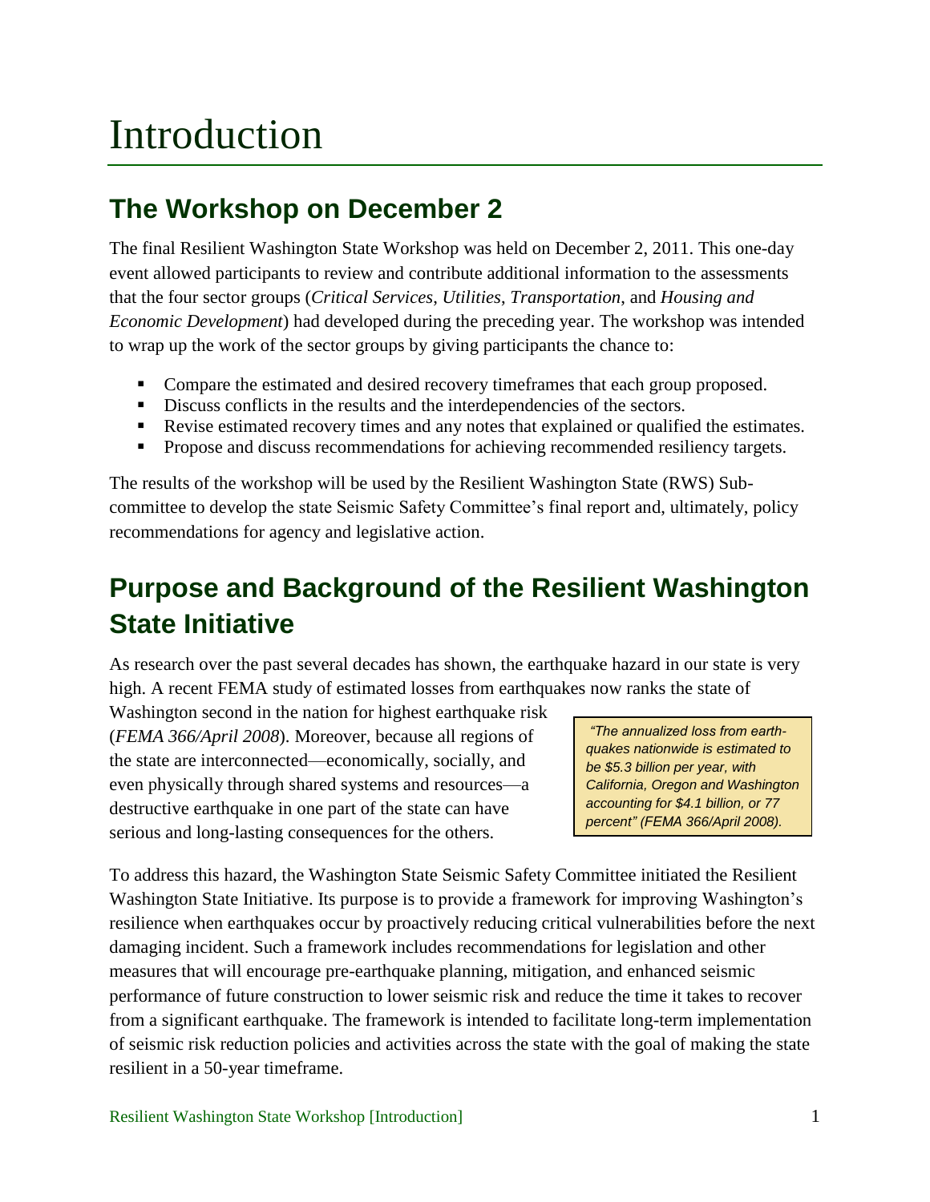# Introduction

## The Workshop on December 2

The final Resilient Washington State Workshop was held on December 2, 2011. This one-day event allowed participants to review and contribute additional information to the assessments that the four sector groups (*Critical Services*, *Utilities*, *Transportation*, and *Housing and Economic Development*) had developed during the preceding year. The workshop was intended to wrap up the work of the sector groups by giving participants the chance to:

- Compare the estimated and desired recovery timeframes that each group proposed.
- Discuss conflicts in the results and the interdependencies of the sectors.
- Revise estimated recovery times and any notes that explained or qualified the estimates.
- Propose and discuss recommendations for achieving recommended resiliency targets.

The results of the workshop will be used by the Resilient Washington State (RWS) Sub-committee to develop the state Seismic Safety Committee's final report and, ultimately, policy recommendations for agency and legislative action.

## Purpose and Background of the Resilient Washington State Initiative

As research over the past several decades has shown, the earthquake hazard in our state is very high. A recent FEMA study of estimated losses from earthquakes now ranks the state of Washington second in the nation for highest earthquake risk (*FEMA 366/April 2008*). Moreover, because all regions of the state are interconnected—economically, socially, and even physically through shared systems and resources—a destructive earthquake in one part of the state can have serious and long-lasting consequences for the others.

> *"The annualized loss from earthquakes nationwide is estimated to be $5.3 billion per year, with California, Oregon and Washington accounting for $4.1 billion, or 77 percent" (FEMA 366/April 2008).*

To address this hazard, the Washington State Seismic Safety Committee initiated the Resilient Washington State Initiative. Its purpose is to provide a framework for improving Washington's resilience when earthquakes occur by proactively reducing critical vulnerabilities before the next damaging incident. Such a framework includes recommendations for legislation and other measures that will encourage pre-earthquake planning, mitigation, and enhanced seismic performance of future construction to lower seismic risk and reduce the time it takes to recover from a significant earthquake. The framework is intended to facilitate long-term implementation of seismic risk reduction policies and activities across the state with the goal of making the state resilient in a 50-year timeframe.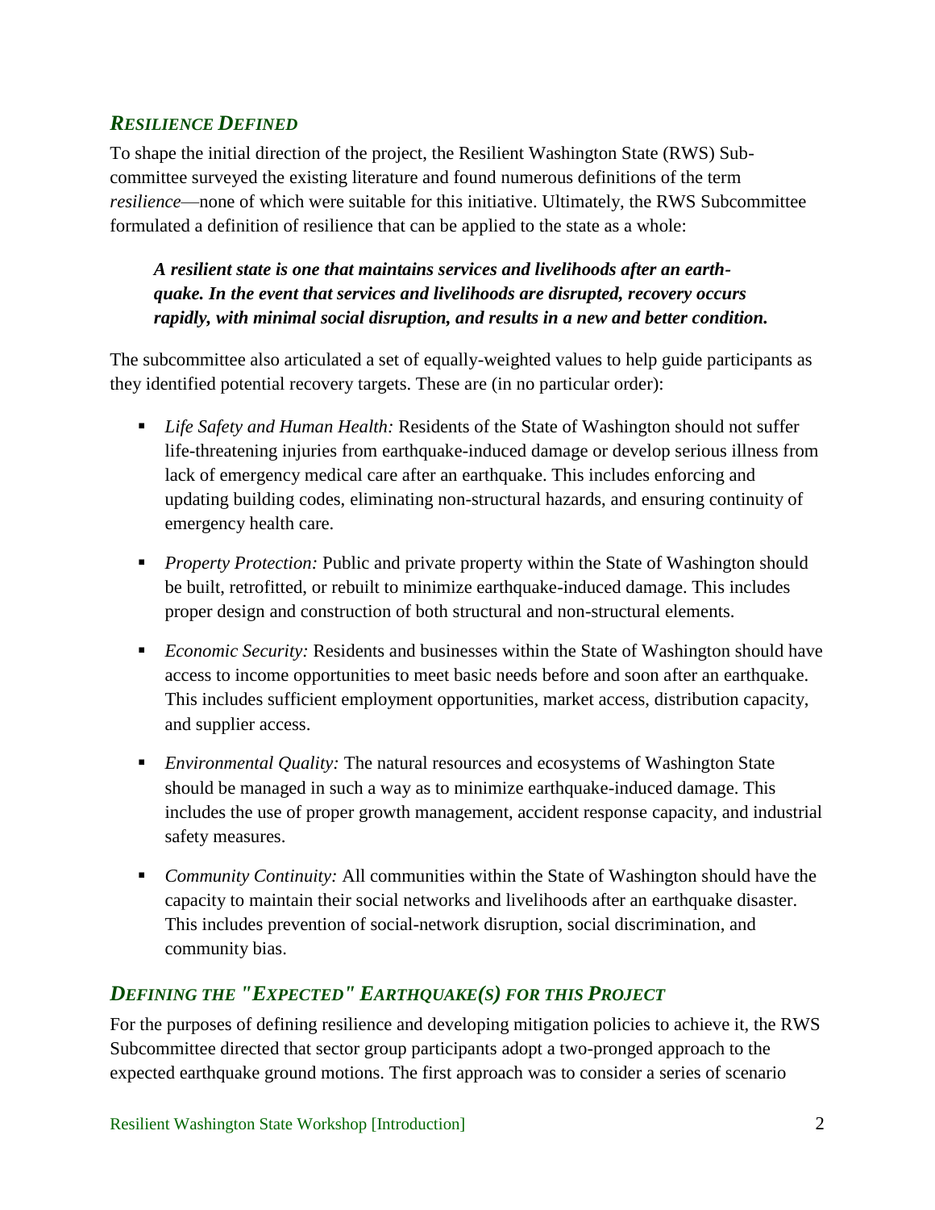## *Resilience Defined*

To shape the initial direction of the project, the Resilient Washington State (RWS) Subcommittee surveyed the existing literature and found numerous definitions of the term *resilience*—none of which were suitable for this initiative. Ultimately, the RWS Subcommittee formulated a definition of resilience that can be applied to the state as a whole:

> ***A resilient state is one that maintains services and livelihoods after an earthquake. In the event that services and livelihoods are disrupted, recovery occurs rapidly, with minimal social disruption, and results in a new and better condition.***

The subcommittee also articulated a set of equally-weighted values to help guide participants as they identified potential recovery targets. These are (in no particular order):

- *Life Safety and Human Health:* Residents of the State of Washington should not suffer life-threatening injuries from earthquake-induced damage or develop serious illness from lack of emergency medical care after an earthquake. This includes enforcing and updating building codes, eliminating non-structural hazards, and ensuring continuity of emergency health care.
- *Property Protection:* Public and private property within the State of Washington should be built, retrofitted, or rebuilt to minimize earthquake-induced damage. This includes proper design and construction of both structural and non-structural elements.
- *Economic Security:* Residents and businesses within the State of Washington should have access to income opportunities to meet basic needs before and soon after an earthquake. This includes sufficient employment opportunities, market access, distribution capacity, and supplier access.
- *Environmental Quality:* The natural resources and ecosystems of Washington State should be managed in such a way as to minimize earthquake-induced damage. This includes the use of proper growth management, accident response capacity, and industrial safety measures.
- *Community Continuity:* All communities within the State of Washington should have the capacity to maintain their social networks and livelihoods after an earthquake disaster. This includes prevention of social-network disruption, social discrimination, and community bias.

## *Defining the "Expected" Earthquake(s) for this Project*

For the purposes of defining resilience and developing mitigation policies to achieve it, the RWS Subcommittee directed that sector group participants adopt a two-pronged approach to the expected earthquake ground motions. The first approach was to consider a series of scenario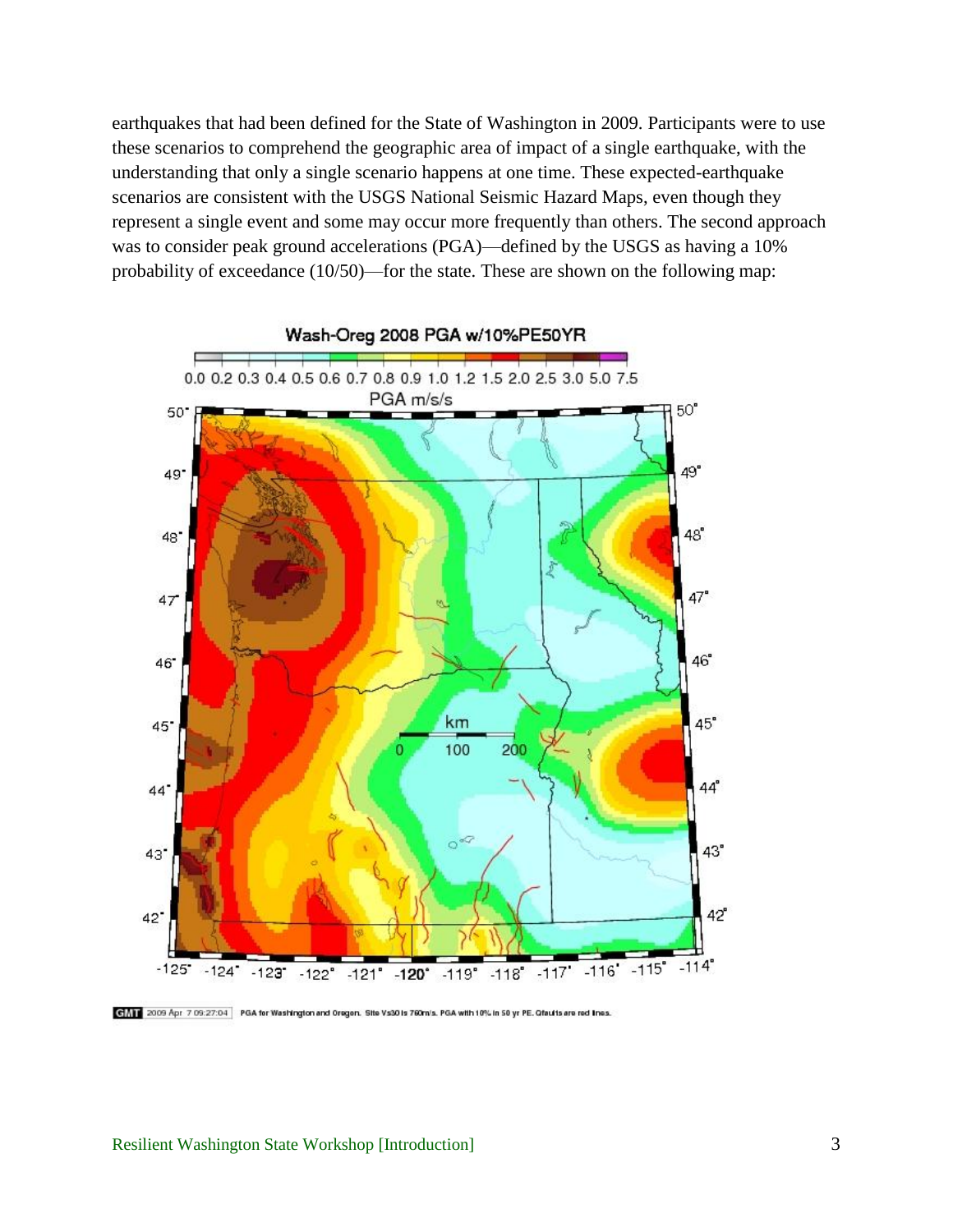earthquakes that had been defined for the State of Washington in 2009. Participants were to use these scenarios to comprehend the geographic area of impact of a single earthquake, with the understanding that only a single scenario happens at one time. These expected-earthquake scenarios are consistent with the USGS National Seismic Hazard Maps, even though they represent a single event and some may occur more frequently than others. The second approach was to consider peak ground accelerations (PGA)—defined by the USGS as having a 10% probability of exceedance (10/50)—for the state. These are shown on the following map: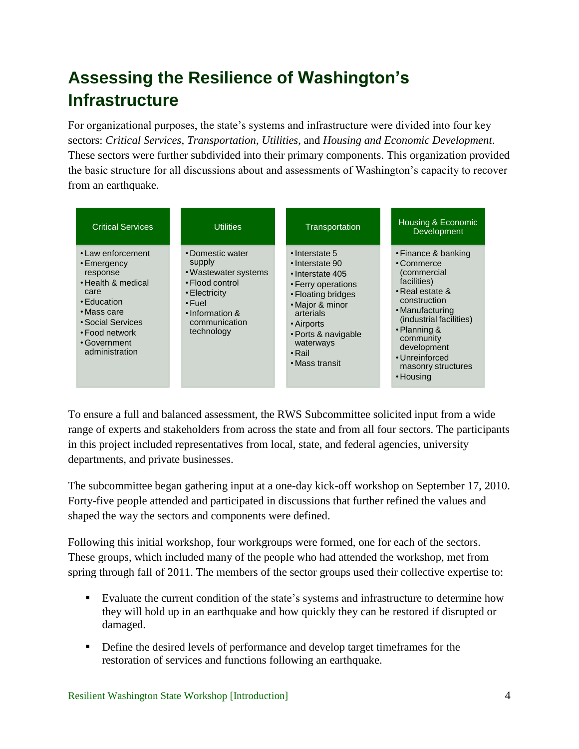## Assessing the Resilience of Washington's Infrastructure

For organizational purposes, the state's systems and infrastructure were divided into four key sectors: *Critical Services*, *Transportation*, *Utilities*, and *Housing and Economic Development*. These sectors were further subdivided into their primary components. This organization provided the basic structure for all discussions about and assessments of Washington's capacity to recover from an earthquake.

| Critical Services | Utilities | Transportation | Housing & Economic Development |
|---|---|---|---|
| • Law enforcement<br>• Emergency response<br>• Health & medical care<br>• Education<br>• Mass care<br>• Social Services<br>• Food network<br>• Government administration | • Domestic water supply<br>• Wastewater systems<br>• Flood control<br>• Electricity<br>• Fuel<br>• Information & communication technology | • Interstate 5<br>• Interstate 90<br>• Interstate 405<br>• Ferry operations<br>• Floating bridges<br>• Major & minor arterials<br>• Airports<br>• Ports & navigable waterways<br>• Rail<br>• Mass transit | • Finance & banking<br>• Commerce (commercial facilities)<br>• Real estate & construction<br>• Manufacturing (industrial facilities)<br>• Planning & community development<br>• Unreinforced masonry structures<br>• Housing |

To ensure a full and balanced assessment, the RWS Subcommittee solicited input from a wide range of experts and stakeholders from across the state and from all four sectors. The participants in this project included representatives from local, state, and federal agencies, university departments, and private businesses.

The subcommittee began gathering input at a one-day kick-off workshop on September 17, 2010. Forty-five people attended and participated in discussions that further refined the values and shaped the way the sectors and components were defined.

Following this initial workshop, four workgroups were formed, one for each of the sectors. These groups, which included many of the people who had attended the workshop, met from spring through fall of 2011. The members of the sector groups used their collective expertise to:

- Evaluate the current condition of the state's systems and infrastructure to determine how they will hold up in an earthquake and how quickly they can be restored if disrupted or damaged.
- Define the desired levels of performance and develop target timeframes for the restoration of services and functions following an earthquake.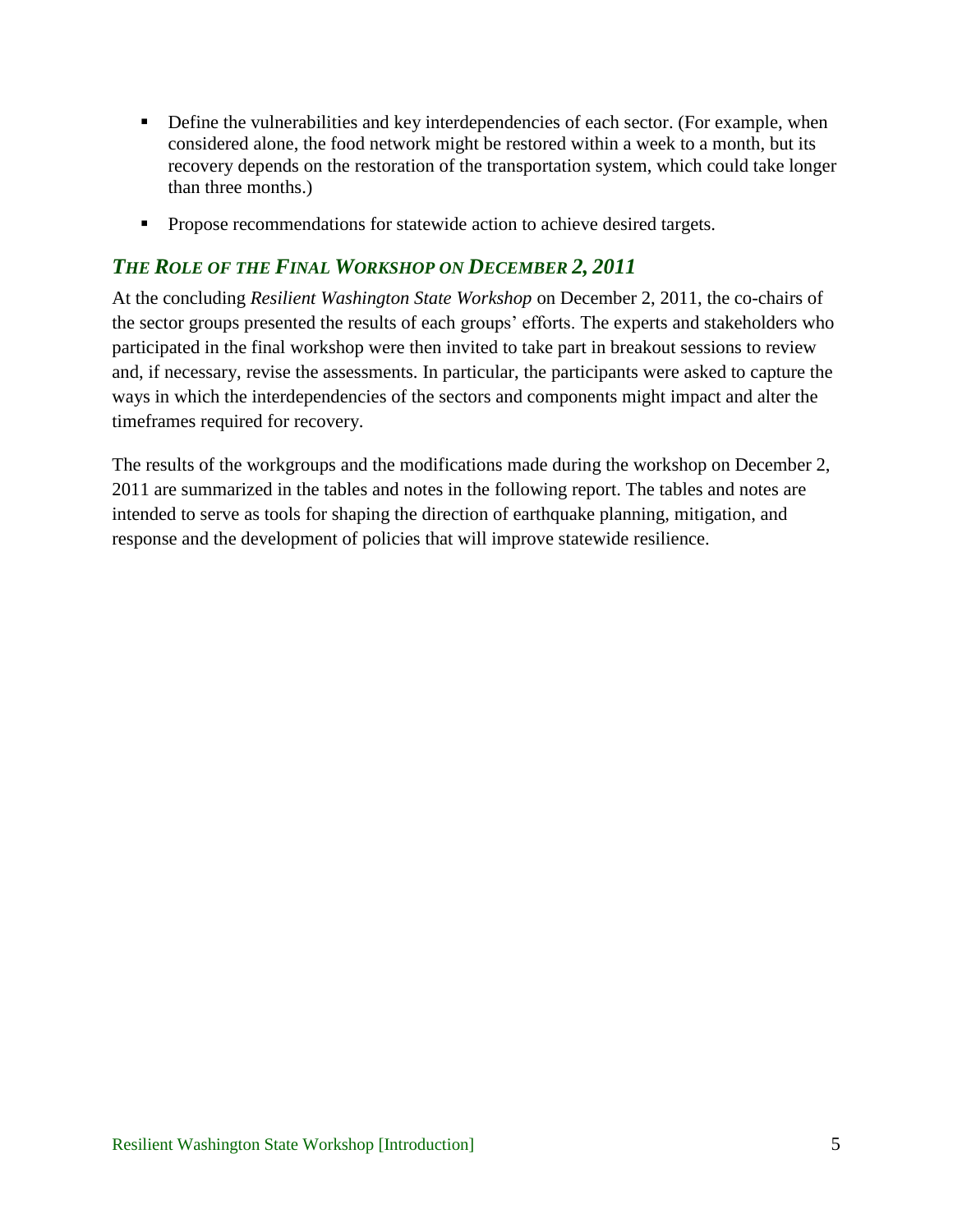- Define the vulnerabilities and key interdependencies of each sector. (For example, when considered alone, the food network might be restored within a week to a month, but its recovery depends on the restoration of the transportation system, which could take longer than three months.)
- Propose recommendations for statewide action to achieve desired targets.

## *THE ROLE OF THE FINAL WORKSHOP ON DECEMBER 2, 2011*

At the concluding *Resilient Washington State Workshop* on December 2, 2011, the co-chairs of the sector groups presented the results of each groups' efforts. The experts and stakeholders who participated in the final workshop were then invited to take part in breakout sessions to review and, if necessary, revise the assessments. In particular, the participants were asked to capture the ways in which the interdependencies of the sectors and components might impact and alter the timeframes required for recovery.

The results of the workgroups and the modifications made during the workshop on December 2, 2011 are summarized in the tables and notes in the following report. The tables and notes are intended to serve as tools for shaping the direction of earthquake planning, mitigation, and response and the development of policies that will improve statewide resilience.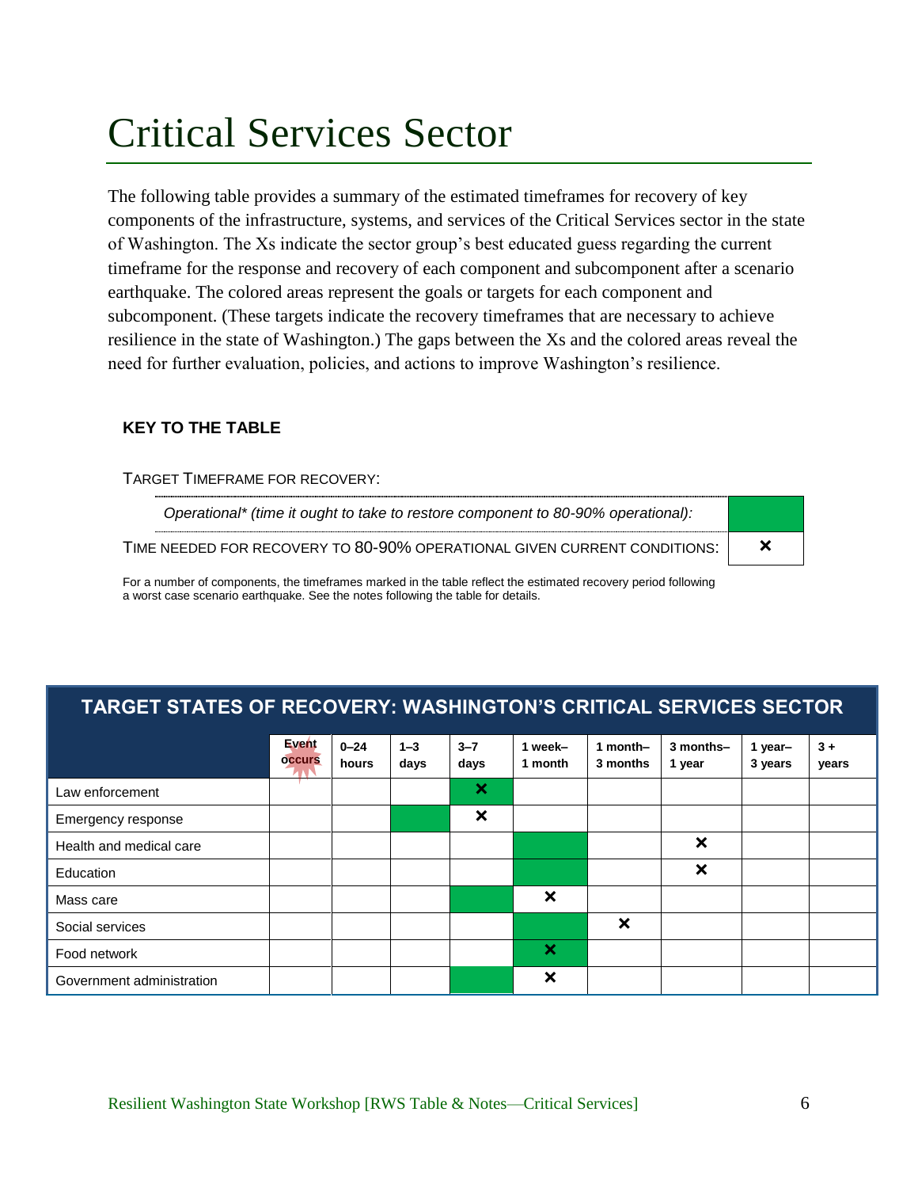# Critical Services Sector

The following table provides a summary of the estimated timeframes for recovery of key components of the infrastructure, systems, and services of the Critical Services sector in the state of Washington. The Xs indicate the sector group's best educated guess regarding the current timeframe for the response and recovery of each component and subcomponent after a scenario earthquake. The colored areas represent the goals or targets for each component and subcomponent. (These targets indicate the recovery timeframes that are necessary to achieve resilience in the state of Washington.) The gaps between the Xs and the colored areas reveal the need for further evaluation, policies, and actions to improve Washington's resilience.

**KEY TO THE TABLE**

TARGET TIMEFRAME FOR RECOVERY:

| | |
|---|---|
| *Operational\* (time it ought to take to restore component to 80-90% operational):* | (green) |
| TIME NEEDED FOR RECOVERY TO 80-90% OPERATIONAL GIVEN CURRENT CONDITIONS: | ✕ |

For a number of components, the timeframes marked in the table reflect the estimated recovery period following a worst case scenario earthquake. See the notes following the table for details.

**TARGET STATES OF RECOVERY: WASHINGTON'S CRITICAL SERVICES SECTOR**

| | Event occurs | 0–24 hours | 1–3 days | 3–7 days | 1 week–1 month | 1 month–3 months | 3 months–1 year | 1 year–3 years | 3 + years |
|---|---|---|---|---|---|---|---|---|---|
| Law enforcement | | | | (green) ✕ | | | | | |
| Emergency response | | | (green) | ✕ | | | | | |
| Health and medical care | | | | | (green) | | ✕ | | |
| Education | | | | | (green) | | ✕ | | |
| Mass care | | | | (green) | ✕ | | | | |
| Social services | | | | | (green) | ✕ | | | |
| Food network | | | | | (green) ✕ | | | | |
| Government administration | | | | (green) | ✕ | | | | |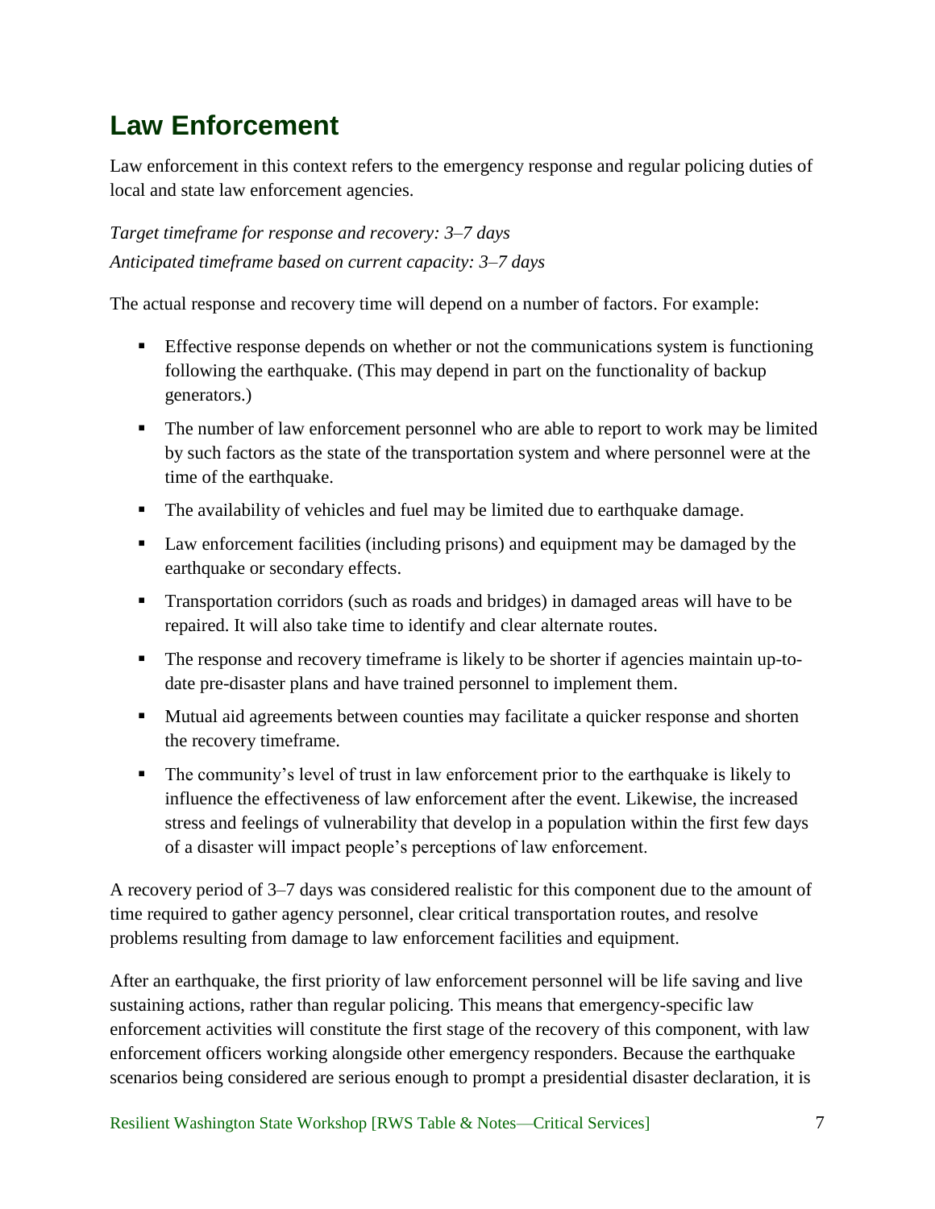## Law Enforcement

Law enforcement in this context refers to the emergency response and regular policing duties of local and state law enforcement agencies.

*Target timeframe for response and recovery: 3–7 days*
*Anticipated timeframe based on current capacity: 3–7 days*

The actual response and recovery time will depend on a number of factors. For example:

- Effective response depends on whether or not the communications system is functioning following the earthquake. (This may depend in part on the functionality of backup generators.)
- The number of law enforcement personnel who are able to report to work may be limited by such factors as the state of the transportation system and where personnel were at the time of the earthquake.
- The availability of vehicles and fuel may be limited due to earthquake damage.
- Law enforcement facilities (including prisons) and equipment may be damaged by the earthquake or secondary effects.
- Transportation corridors (such as roads and bridges) in damaged areas will have to be repaired. It will also take time to identify and clear alternate routes.
- The response and recovery timeframe is likely to be shorter if agencies maintain up-to-date pre-disaster plans and have trained personnel to implement them.
- Mutual aid agreements between counties may facilitate a quicker response and shorten the recovery timeframe.
- The community's level of trust in law enforcement prior to the earthquake is likely to influence the effectiveness of law enforcement after the event. Likewise, the increased stress and feelings of vulnerability that develop in a population within the first few days of a disaster will impact people's perceptions of law enforcement.

A recovery period of 3–7 days was considered realistic for this component due to the amount of time required to gather agency personnel, clear critical transportation routes, and resolve problems resulting from damage to law enforcement facilities and equipment.

After an earthquake, the first priority of law enforcement personnel will be life saving and live sustaining actions, rather than regular policing. This means that emergency-specific law enforcement activities will constitute the first stage of the recovery of this component, with law enforcement officers working alongside other emergency responders. Because the earthquake scenarios being considered are serious enough to prompt a presidential disaster declaration, it is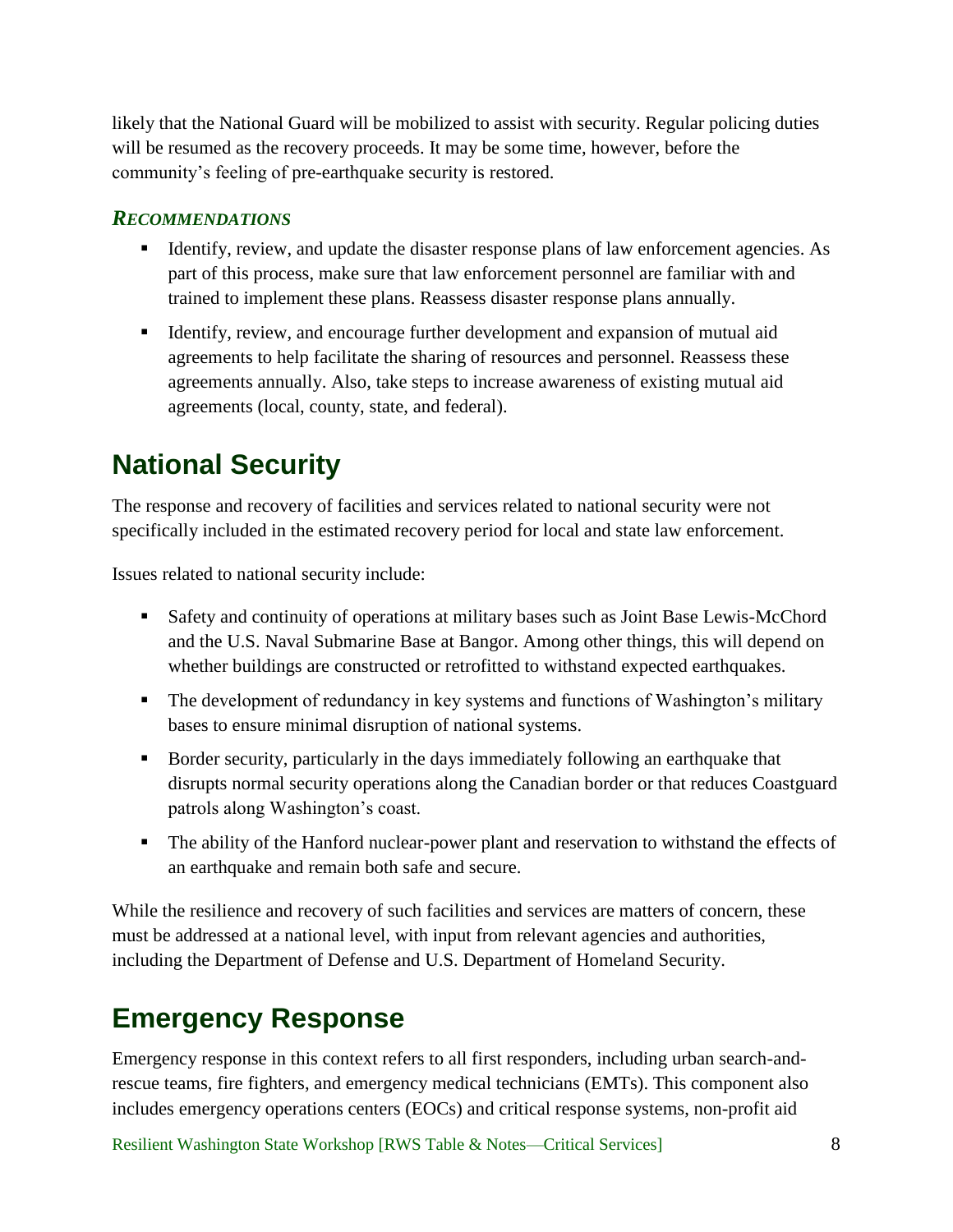likely that the National Guard will be mobilized to assist with security. Regular policing duties will be resumed as the recovery proceeds. It may be some time, however, before the community's feeling of pre-earthquake security is restored.

### *RECOMMENDATIONS*

- Identify, review, and update the disaster response plans of law enforcement agencies. As part of this process, make sure that law enforcement personnel are familiar with and trained to implement these plans. Reassess disaster response plans annually.
- Identify, review, and encourage further development and expansion of mutual aid agreements to help facilitate the sharing of resources and personnel. Reassess these agreements annually. Also, take steps to increase awareness of existing mutual aid agreements (local, county, state, and federal).

## National Security

The response and recovery of facilities and services related to national security were not specifically included in the estimated recovery period for local and state law enforcement.

Issues related to national security include:

- Safety and continuity of operations at military bases such as Joint Base Lewis-McChord and the U.S. Naval Submarine Base at Bangor. Among other things, this will depend on whether buildings are constructed or retrofitted to withstand expected earthquakes.
- The development of redundancy in key systems and functions of Washington's military bases to ensure minimal disruption of national systems.
- Border security, particularly in the days immediately following an earthquake that disrupts normal security operations along the Canadian border or that reduces Coastguard patrols along Washington's coast.
- The ability of the Hanford nuclear-power plant and reservation to withstand the effects of an earthquake and remain both safe and secure.

While the resilience and recovery of such facilities and services are matters of concern, these must be addressed at a national level, with input from relevant agencies and authorities, including the Department of Defense and U.S. Department of Homeland Security.

## Emergency Response

Emergency response in this context refers to all first responders, including urban search-and-rescue teams, fire fighters, and emergency medical technicians (EMTs). This component also includes emergency operations centers (EOCs) and critical response systems, non-profit aid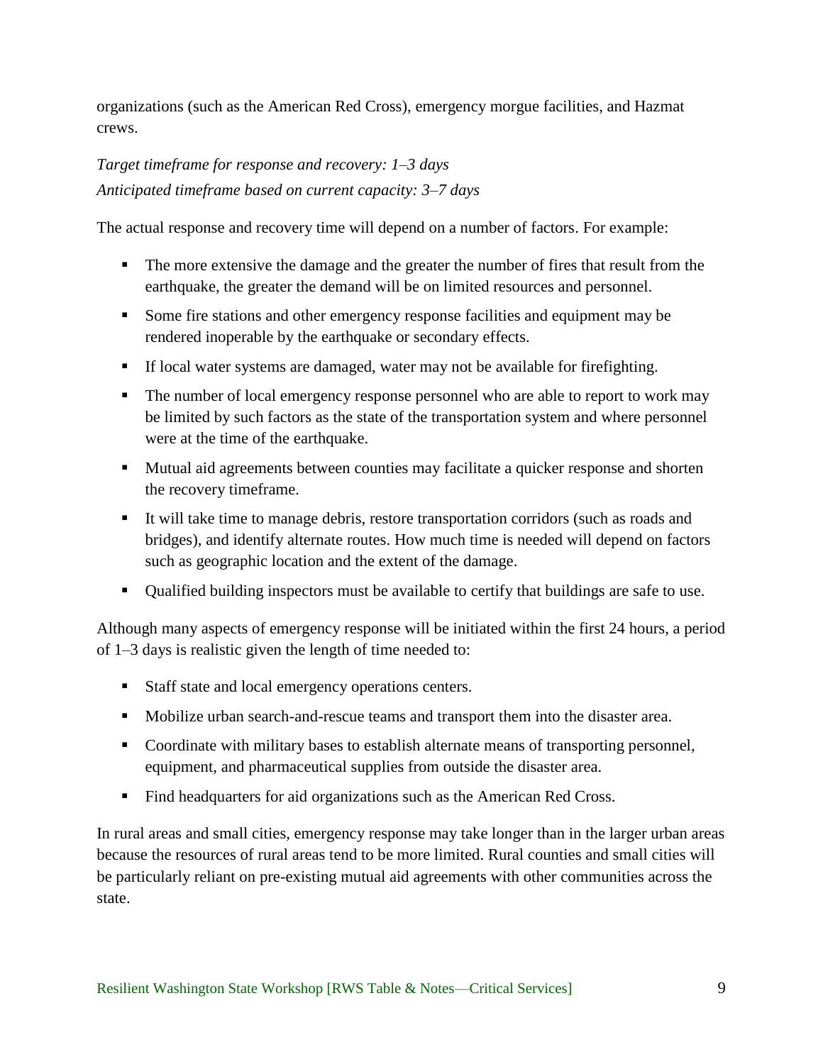organizations (such as the American Red Cross), emergency morgue facilities, and Hazmat crews.

*Target timeframe for response and recovery: 1–3 days*
*Anticipated timeframe based on current capacity: 3–7 days*

The actual response and recovery time will depend on a number of factors. For example:

- The more extensive the damage and the greater the number of fires that result from the earthquake, the greater the demand will be on limited resources and personnel.
- Some fire stations and other emergency response facilities and equipment may be rendered inoperable by the earthquake or secondary effects.
- If local water systems are damaged, water may not be available for firefighting.
- The number of local emergency response personnel who are able to report to work may be limited by such factors as the state of the transportation system and where personnel were at the time of the earthquake.
- Mutual aid agreements between counties may facilitate a quicker response and shorten the recovery timeframe.
- It will take time to manage debris, restore transportation corridors (such as roads and bridges), and identify alternate routes. How much time is needed will depend on factors such as geographic location and the extent of the damage.
- Qualified building inspectors must be available to certify that buildings are safe to use.

Although many aspects of emergency response will be initiated within the first 24 hours, a period of 1–3 days is realistic given the length of time needed to:

- Staff state and local emergency operations centers.
- Mobilize urban search-and-rescue teams and transport them into the disaster area.
- Coordinate with military bases to establish alternate means of transporting personnel, equipment, and pharmaceutical supplies from outside the disaster area.
- Find headquarters for aid organizations such as the American Red Cross.

In rural areas and small cities, emergency response may take longer than in the larger urban areas because the resources of rural areas tend to be more limited. Rural counties and small cities will be particularly reliant on pre-existing mutual aid agreements with other communities across the state.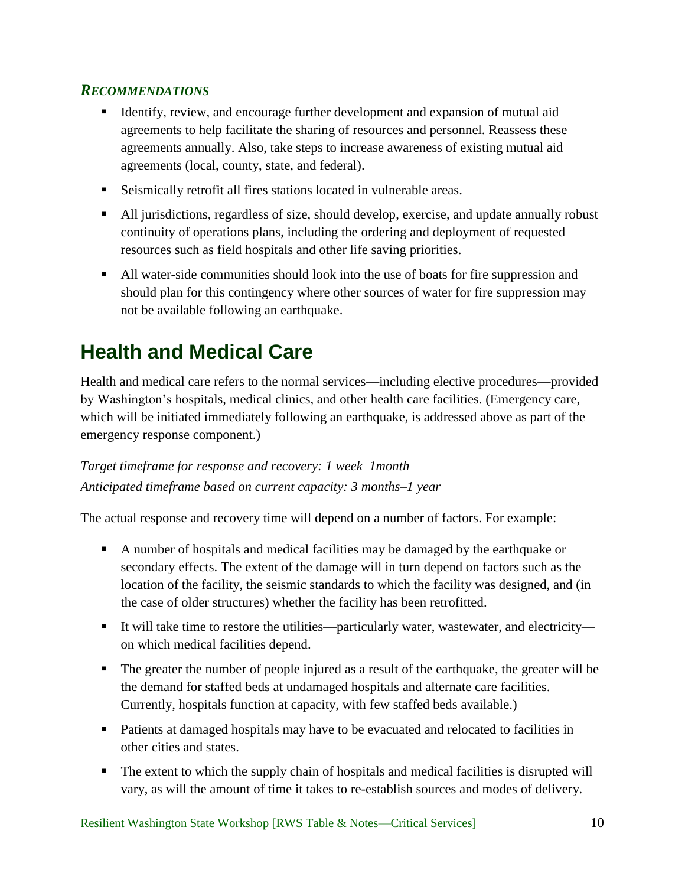### *RECOMMENDATIONS*

- Identify, review, and encourage further development and expansion of mutual aid agreements to help facilitate the sharing of resources and personnel. Reassess these agreements annually. Also, take steps to increase awareness of existing mutual aid agreements (local, county, state, and federal).
- Seismically retrofit all fires stations located in vulnerable areas.
- All jurisdictions, regardless of size, should develop, exercise, and update annually robust continuity of operations plans, including the ordering and deployment of requested resources such as field hospitals and other life saving priorities.
- All water-side communities should look into the use of boats for fire suppression and should plan for this contingency where other sources of water for fire suppression may not be available following an earthquake.

## Health and Medical Care

Health and medical care refers to the normal services—including elective procedures—provided by Washington's hospitals, medical clinics, and other health care facilities. (Emergency care, which will be initiated immediately following an earthquake, is addressed above as part of the emergency response component.)

*Target timeframe for response and recovery: 1 week–1month*
*Anticipated timeframe based on current capacity: 3 months–1 year*

The actual response and recovery time will depend on a number of factors. For example:

- A number of hospitals and medical facilities may be damaged by the earthquake or secondary effects. The extent of the damage will in turn depend on factors such as the location of the facility, the seismic standards to which the facility was designed, and (in the case of older structures) whether the facility has been retrofitted.
- It will take time to restore the utilities—particularly water, wastewater, and electricity—on which medical facilities depend.
- The greater the number of people injured as a result of the earthquake, the greater will be the demand for staffed beds at undamaged hospitals and alternate care facilities. Currently, hospitals function at capacity, with few staffed beds available.)
- Patients at damaged hospitals may have to be evacuated and relocated to facilities in other cities and states.
- The extent to which the supply chain of hospitals and medical facilities is disrupted will vary, as will the amount of time it takes to re-establish sources and modes of delivery.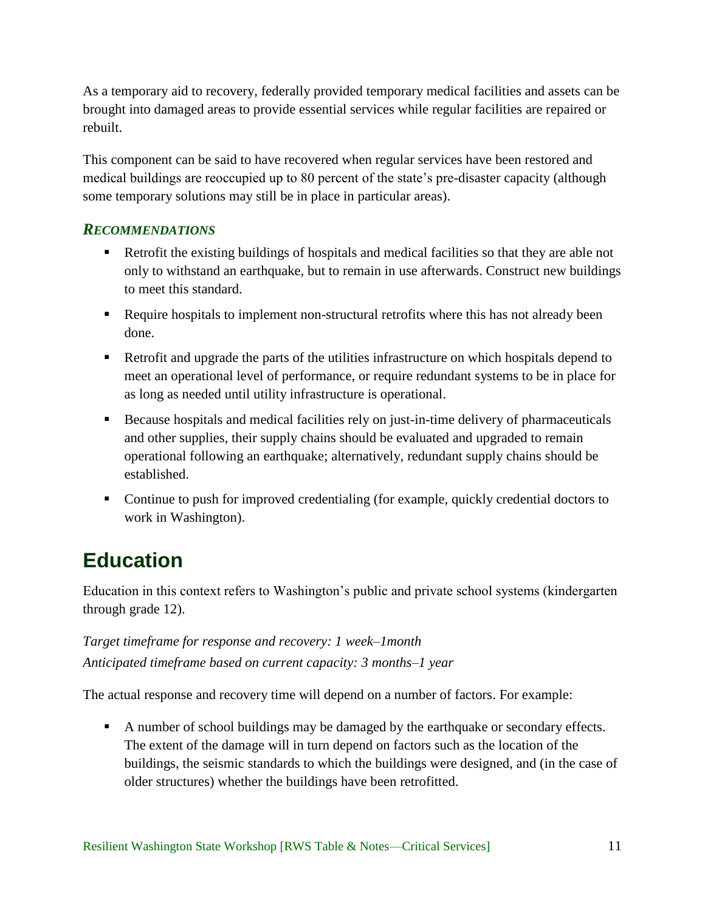As a temporary aid to recovery, federally provided temporary medical facilities and assets can be brought into damaged areas to provide essential services while regular facilities are repaired or rebuilt.

This component can be said to have recovered when regular services have been restored and medical buildings are reoccupied up to 80 percent of the state's pre-disaster capacity (although some temporary solutions may still be in place in particular areas).

### *RECOMMENDATIONS*

- Retrofit the existing buildings of hospitals and medical facilities so that they are able not only to withstand an earthquake, but to remain in use afterwards. Construct new buildings to meet this standard.
- Require hospitals to implement non-structural retrofits where this has not already been done.
- Retrofit and upgrade the parts of the utilities infrastructure on which hospitals depend to meet an operational level of performance, or require redundant systems to be in place for as long as needed until utility infrastructure is operational.
- Because hospitals and medical facilities rely on just-in-time delivery of pharmaceuticals and other supplies, their supply chains should be evaluated and upgraded to remain operational following an earthquake; alternatively, redundant supply chains should be established.
- Continue to push for improved credentialing (for example, quickly credential doctors to work in Washington).

## Education

Education in this context refers to Washington's public and private school systems (kindergarten through grade 12).

*Target timeframe for response and recovery: 1 week–1month*
*Anticipated timeframe based on current capacity: 3 months–1 year*

The actual response and recovery time will depend on a number of factors. For example:

- A number of school buildings may be damaged by the earthquake or secondary effects. The extent of the damage will in turn depend on factors such as the location of the buildings, the seismic standards to which the buildings were designed, and (in the case of older structures) whether the buildings have been retrofitted.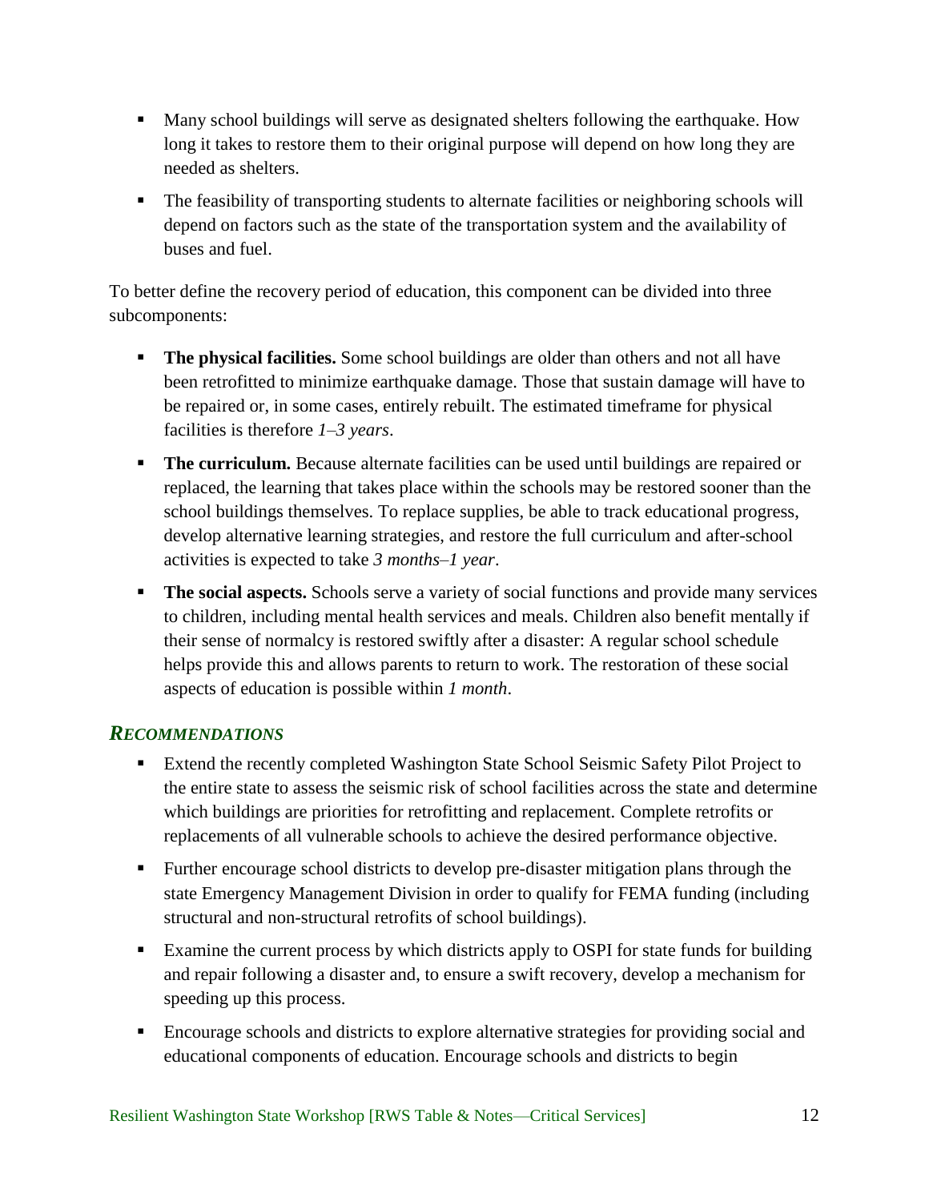- Many school buildings will serve as designated shelters following the earthquake. How long it takes to restore them to their original purpose will depend on how long they are needed as shelters.
- The feasibility of transporting students to alternate facilities or neighboring schools will depend on factors such as the state of the transportation system and the availability of buses and fuel.

To better define the recovery period of education, this component can be divided into three subcomponents:

- **The physical facilities.** Some school buildings are older than others and not all have been retrofitted to minimize earthquake damage. Those that sustain damage will have to be repaired or, in some cases, entirely rebuilt. The estimated timeframe for physical facilities is therefore *1–3 years*.
- **The curriculum.** Because alternate facilities can be used until buildings are repaired or replaced, the learning that takes place within the schools may be restored sooner than the school buildings themselves. To replace supplies, be able to track educational progress, develop alternative learning strategies, and restore the full curriculum and after-school activities is expected to take *3 months–1 year*.
- **The social aspects.** Schools serve a variety of social functions and provide many services to children, including mental health services and meals. Children also benefit mentally if their sense of normalcy is restored swiftly after a disaster: A regular school schedule helps provide this and allows parents to return to work. The restoration of these social aspects of education is possible within *1 month*.

### *RECOMMENDATIONS*

- Extend the recently completed Washington State School Seismic Safety Pilot Project to the entire state to assess the seismic risk of school facilities across the state and determine which buildings are priorities for retrofitting and replacement. Complete retrofits or replacements of all vulnerable schools to achieve the desired performance objective.
- Further encourage school districts to develop pre-disaster mitigation plans through the state Emergency Management Division in order to qualify for FEMA funding (including structural and non-structural retrofits of school buildings).
- Examine the current process by which districts apply to OSPI for state funds for building and repair following a disaster and, to ensure a swift recovery, develop a mechanism for speeding up this process.
- Encourage schools and districts to explore alternative strategies for providing social and educational components of education. Encourage schools and districts to begin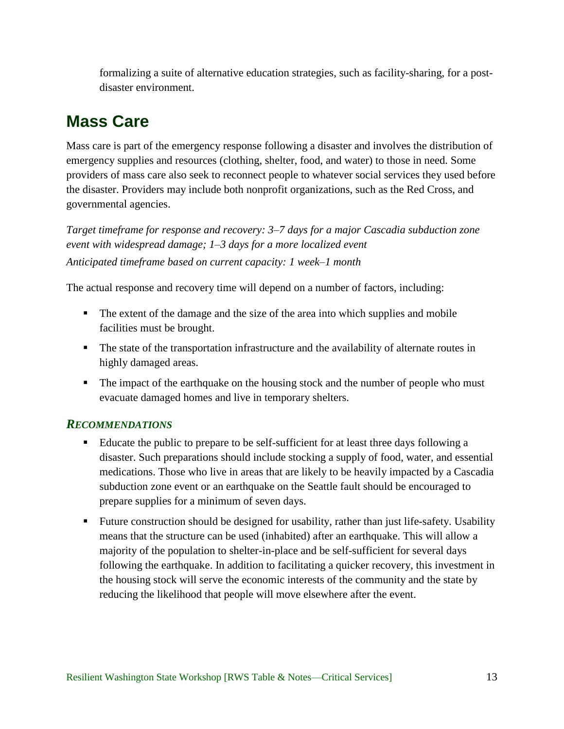formalizing a suite of alternative education strategies, such as facility-sharing, for a post-disaster environment.

## Mass Care

Mass care is part of the emergency response following a disaster and involves the distribution of emergency supplies and resources (clothing, shelter, food, and water) to those in need. Some providers of mass care also seek to reconnect people to whatever social services they used before the disaster. Providers may include both nonprofit organizations, such as the Red Cross, and governmental agencies.

*Target timeframe for response and recovery: 3–7 days for a major Cascadia subduction zone event with widespread damage; 1–3 days for a more localized event*
*Anticipated timeframe based on current capacity: 1 week–1 month*

The actual response and recovery time will depend on a number of factors, including:

- The extent of the damage and the size of the area into which supplies and mobile facilities must be brought.
- The state of the transportation infrastructure and the availability of alternate routes in highly damaged areas.
- The impact of the earthquake on the housing stock and the number of people who must evacuate damaged homes and live in temporary shelters.

### *Recommendations*

- Educate the public to prepare to be self-sufficient for at least three days following a disaster. Such preparations should include stocking a supply of food, water, and essential medications. Those who live in areas that are likely to be heavily impacted by a Cascadia subduction zone event or an earthquake on the Seattle fault should be encouraged to prepare supplies for a minimum of seven days.
- Future construction should be designed for usability, rather than just life-safety. Usability means that the structure can be used (inhabited) after an earthquake. This will allow a majority of the population to shelter-in-place and be self-sufficient for several days following the earthquake. In addition to facilitating a quicker recovery, this investment in the housing stock will serve the economic interests of the community and the state by reducing the likelihood that people will move elsewhere after the event.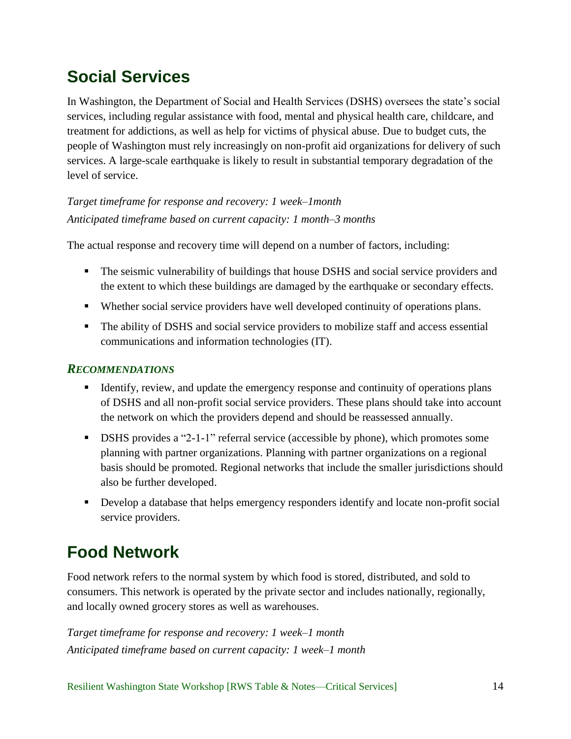## Social Services

In Washington, the Department of Social and Health Services (DSHS) oversees the state's social services, including regular assistance with food, mental and physical health care, childcare, and treatment for addictions, as well as help for victims of physical abuse. Due to budget cuts, the people of Washington must rely increasingly on non-profit aid organizations for delivery of such services. A large-scale earthquake is likely to result in substantial temporary degradation of the level of service.

*Target timeframe for response and recovery: 1 week–1month*
*Anticipated timeframe based on current capacity: 1 month–3 months*

The actual response and recovery time will depend on a number of factors, including:

- The seismic vulnerability of buildings that house DSHS and social service providers and the extent to which these buildings are damaged by the earthquake or secondary effects.
- Whether social service providers have well developed continuity of operations plans.
- The ability of DSHS and social service providers to mobilize staff and access essential communications and information technologies (IT).

### *Recommendations*

- Identify, review, and update the emergency response and continuity of operations plans of DSHS and all non-profit social service providers. These plans should take into account the network on which the providers depend and should be reassessed annually.
- DSHS provides a "2-1-1" referral service (accessible by phone), which promotes some planning with partner organizations. Planning with partner organizations on a regional basis should be promoted. Regional networks that include the smaller jurisdictions should also be further developed.
- Develop a database that helps emergency responders identify and locate non-profit social service providers.

## Food Network

Food network refers to the normal system by which food is stored, distributed, and sold to consumers. This network is operated by the private sector and includes nationally, regionally, and locally owned grocery stores as well as warehouses.

*Target timeframe for response and recovery: 1 week–1 month*
*Anticipated timeframe based on current capacity: 1 week–1 month*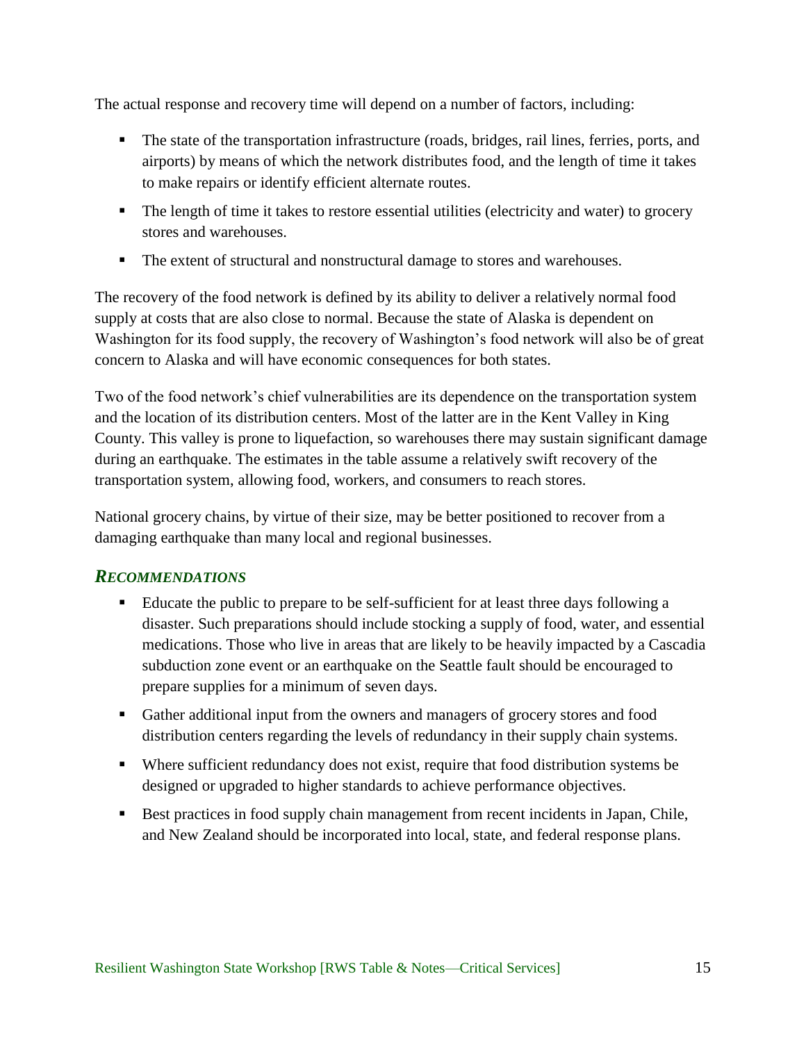The actual response and recovery time will depend on a number of factors, including:

- The state of the transportation infrastructure (roads, bridges, rail lines, ferries, ports, and airports) by means of which the network distributes food, and the length of time it takes to make repairs or identify efficient alternate routes.
- The length of time it takes to restore essential utilities (electricity and water) to grocery stores and warehouses.
- The extent of structural and nonstructural damage to stores and warehouses.

The recovery of the food network is defined by its ability to deliver a relatively normal food supply at costs that are also close to normal. Because the state of Alaska is dependent on Washington for its food supply, the recovery of Washington's food network will also be of great concern to Alaska and will have economic consequences for both states.

Two of the food network's chief vulnerabilities are its dependence on the transportation system and the location of its distribution centers. Most of the latter are in the Kent Valley in King County. This valley is prone to liquefaction, so warehouses there may sustain significant damage during an earthquake. The estimates in the table assume a relatively swift recovery of the transportation system, allowing food, workers, and consumers to reach stores.

National grocery chains, by virtue of their size, may be better positioned to recover from a damaging earthquake than many local and regional businesses.

### *RECOMMENDATIONS*

- Educate the public to prepare to be self-sufficient for at least three days following a disaster. Such preparations should include stocking a supply of food, water, and essential medications. Those who live in areas that are likely to be heavily impacted by a Cascadia subduction zone event or an earthquake on the Seattle fault should be encouraged to prepare supplies for a minimum of seven days.
- Gather additional input from the owners and managers of grocery stores and food distribution centers regarding the levels of redundancy in their supply chain systems.
- Where sufficient redundancy does not exist, require that food distribution systems be designed or upgraded to higher standards to achieve performance objectives.
- Best practices in food supply chain management from recent incidents in Japan, Chile, and New Zealand should be incorporated into local, state, and federal response plans.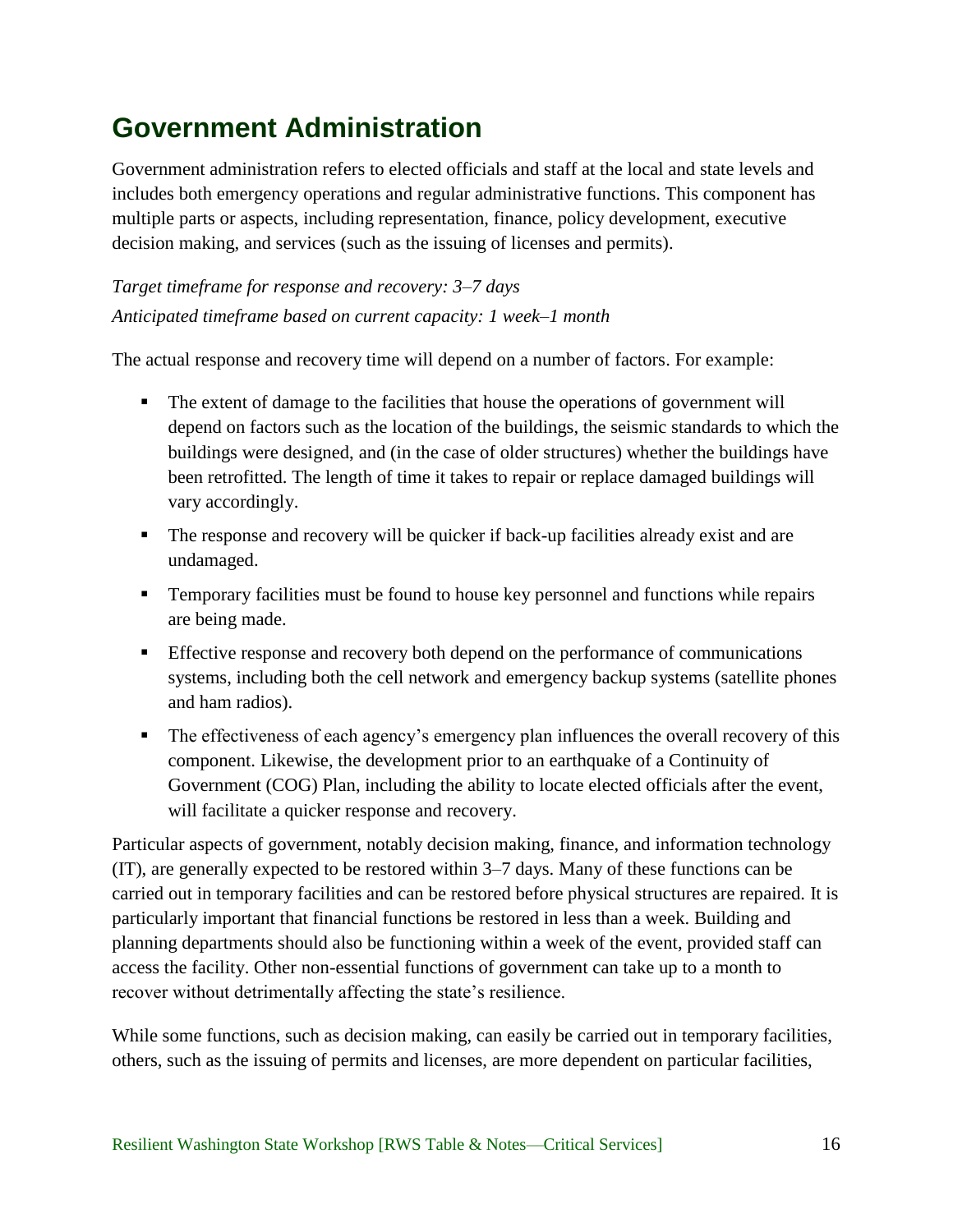# Government Administration

Government administration refers to elected officials and staff at the local and state levels and includes both emergency operations and regular administrative functions. This component has multiple parts or aspects, including representation, finance, policy development, executive decision making, and services (such as the issuing of licenses and permits).

*Target timeframe for response and recovery: 3–7 days*
*Anticipated timeframe based on current capacity: 1 week–1 month*

The actual response and recovery time will depend on a number of factors. For example:

- The extent of damage to the facilities that house the operations of government will depend on factors such as the location of the buildings, the seismic standards to which the buildings were designed, and (in the case of older structures) whether the buildings have been retrofitted. The length of time it takes to repair or replace damaged buildings will vary accordingly.
- The response and recovery will be quicker if back-up facilities already exist and are undamaged.
- Temporary facilities must be found to house key personnel and functions while repairs are being made.
- Effective response and recovery both depend on the performance of communications systems, including both the cell network and emergency backup systems (satellite phones and ham radios).
- The effectiveness of each agency's emergency plan influences the overall recovery of this component. Likewise, the development prior to an earthquake of a Continuity of Government (COG) Plan, including the ability to locate elected officials after the event, will facilitate a quicker response and recovery.

Particular aspects of government, notably decision making, finance, and information technology (IT), are generally expected to be restored within 3–7 days. Many of these functions can be carried out in temporary facilities and can be restored before physical structures are repaired. It is particularly important that financial functions be restored in less than a week. Building and planning departments should also be functioning within a week of the event, provided staff can access the facility. Other non-essential functions of government can take up to a month to recover without detrimentally affecting the state's resilience.

While some functions, such as decision making, can easily be carried out in temporary facilities, others, such as the issuing of permits and licenses, are more dependent on particular facilities,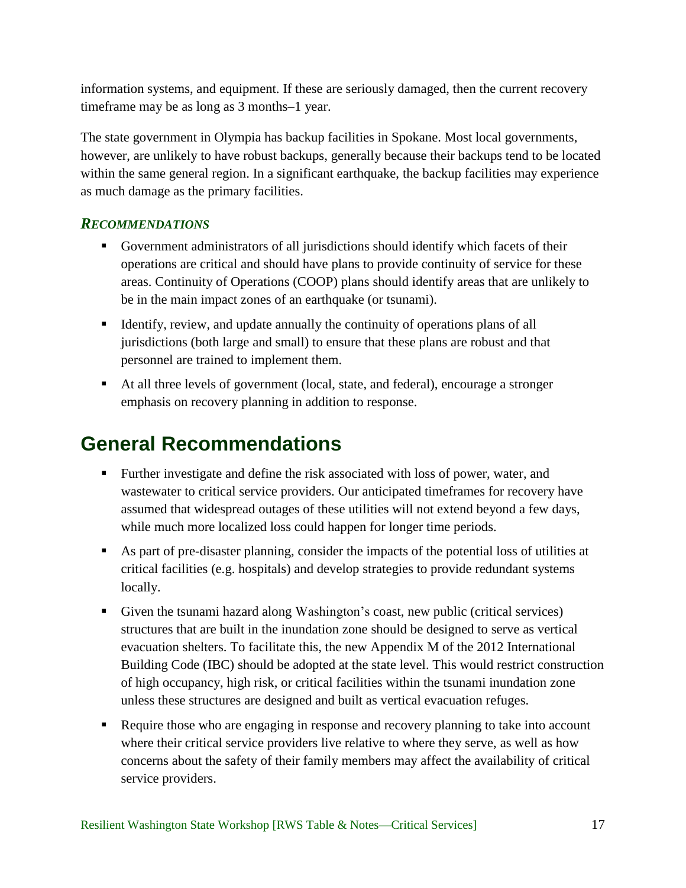information systems, and equipment. If these are seriously damaged, then the current recovery timeframe may be as long as 3 months–1 year.

The state government in Olympia has backup facilities in Spokane. Most local governments, however, are unlikely to have robust backups, generally because their backups tend to be located within the same general region. In a significant earthquake, the backup facilities may experience as much damage as the primary facilities.

### *RECOMMENDATIONS*

- Government administrators of all jurisdictions should identify which facets of their operations are critical and should have plans to provide continuity of service for these areas. Continuity of Operations (COOP) plans should identify areas that are unlikely to be in the main impact zones of an earthquake (or tsunami).
- Identify, review, and update annually the continuity of operations plans of all jurisdictions (both large and small) to ensure that these plans are robust and that personnel are trained to implement them.
- At all three levels of government (local, state, and federal), encourage a stronger emphasis on recovery planning in addition to response.

## General Recommendations

- Further investigate and define the risk associated with loss of power, water, and wastewater to critical service providers. Our anticipated timeframes for recovery have assumed that widespread outages of these utilities will not extend beyond a few days, while much more localized loss could happen for longer time periods.
- As part of pre-disaster planning, consider the impacts of the potential loss of utilities at critical facilities (e.g. hospitals) and develop strategies to provide redundant systems locally.
- Given the tsunami hazard along Washington's coast, new public (critical services) structures that are built in the inundation zone should be designed to serve as vertical evacuation shelters. To facilitate this, the new Appendix M of the 2012 International Building Code (IBC) should be adopted at the state level. This would restrict construction of high occupancy, high risk, or critical facilities within the tsunami inundation zone unless these structures are designed and built as vertical evacuation refuges.
- Require those who are engaging in response and recovery planning to take into account where their critical service providers live relative to where they serve, as well as how concerns about the safety of their family members may affect the availability of critical service providers.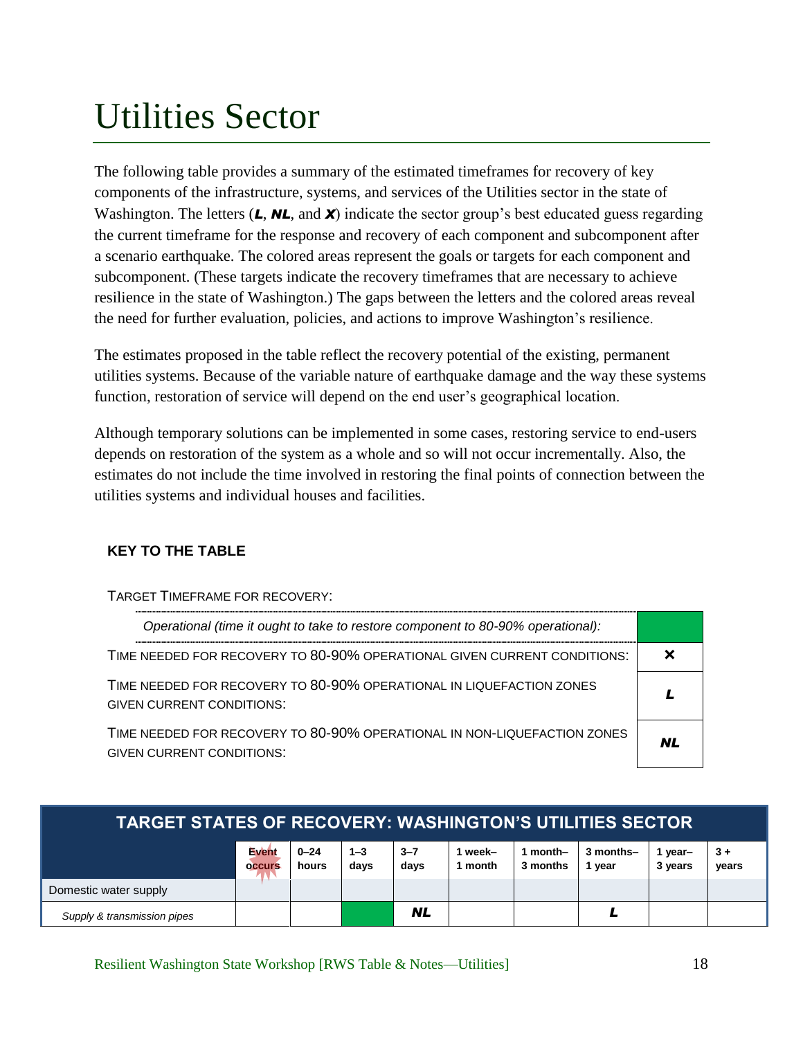# Utilities Sector

The following table provides a summary of the estimated timeframes for recovery of key components of the infrastructure, systems, and services of the Utilities sector in the state of Washington. The letters (***L***, ***NL***, and ***X***) indicate the sector group's best educated guess regarding the current timeframe for the response and recovery of each component and subcomponent after a scenario earthquake. The colored areas represent the goals or targets for each component and subcomponent. (These targets indicate the recovery timeframes that are necessary to achieve resilience in the state of Washington.) The gaps between the letters and the colored areas reveal the need for further evaluation, policies, and actions to improve Washington's resilience.

The estimates proposed in the table reflect the recovery potential of the existing, permanent utilities systems. Because of the variable nature of earthquake damage and the way these systems function, restoration of service will depend on the end user's geographical location.

Although temporary solutions can be implemented in some cases, restoring service to end-users depends on restoration of the system as a whole and so will not occur incrementally. Also, the estimates do not include the time involved in restoring the final points of connection between the utilities systems and individual houses and facilities.

### KEY TO THE TABLE

TARGET TIMEFRAME FOR RECOVERY:

| | |
|---|---|
| *Operational (time it ought to take to restore component to 80-90% operational):* | (green) |
| TIME NEEDED FOR RECOVERY TO 80-90% OPERATIONAL GIVEN CURRENT CONDITIONS: | ***X*** |
| TIME NEEDED FOR RECOVERY TO 80-90% OPERATIONAL IN LIQUEFACTION ZONES GIVEN CURRENT CONDITIONS: | ***L*** |
| TIME NEEDED FOR RECOVERY TO 80-90% OPERATIONAL IN NON-LIQUEFACTION ZONES GIVEN CURRENT CONDITIONS: | ***NL*** |

**TARGET STATES OF RECOVERY: WASHINGTON'S UTILITIES SECTOR**

| | Event occurs | 0–24 hours | 1–3 days | 3–7 days | 1 week–1 month | 1 month–3 months | 3 months–1 year | 1 year–3 years | 3 + years |
|---|---|---|---|---|---|---|---|---|---|
| Domestic water supply | | | | | | | | | |
| *Supply & transmission pipes* | | | (green) | ***NL*** | | | ***L*** | | |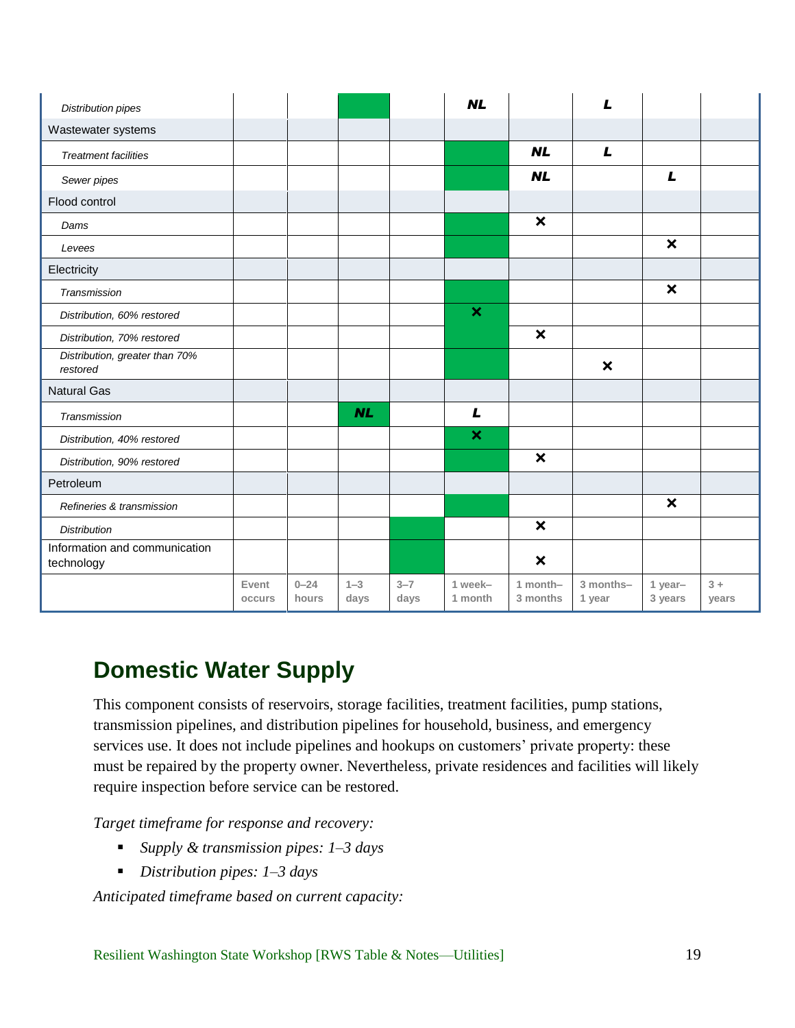| | Event occurs | 0–24 hours | 1–3 days | 3–7 days | 1 week–1 month | 1 month–3 months | 3 months–1 year | 1 year–3 years | 3 + years |
|---|---|---|---|---|---|---|---|---|---|
| *Distribution pipes* | | | | | ***NL*** | | ***L*** | | |
| Wastewater systems | | | | | | | | | |
| *Treatment facilities* | | | | | | ***NL*** | ***L*** | | |
| *Sewer pipes* | | | | | | ***NL*** | | ***L*** | |
| Flood control | | | | | | | | | |
| *Dams* | | | | | | × | | | |
| *Levees* | | | | | | | | × | |
| Electricity | | | | | | | | | |
| *Transmission* | | | | | | | | × | |
| *Distribution, 60% restored* | | | | | × | | | | |
| *Distribution, 70% restored* | | | | | | × | | | |
| *Distribution, greater than 70% restored* | | | | | | | × | | |
| Natural Gas | | | | | | | | | |
| *Transmission* | | | ***NL*** | | ***L*** | | | | |
| *Distribution, 40% restored* | | | | | × | | | | |
| *Distribution, 90% restored* | | | | | | × | | | |
| Petroleum | | | | | | | | | |
| *Refineries & transmission* | | | | | | | | × | |
| *Distribution* | | | | | | × | | | |
| Information and communication technology | | | | | | × | | | |

## Domestic Water Supply

This component consists of reservoirs, storage facilities, treatment facilities, pump stations, transmission pipelines, and distribution pipelines for household, business, and emergency services use. It does not include pipelines and hookups on customers' private property: these must be repaired by the property owner. Nevertheless, private residences and facilities will likely require inspection before service can be restored.

*Target timeframe for response and recovery:*

- *Supply & transmission pipes: 1–3 days*
- *Distribution pipes: 1–3 days*

*Anticipated timeframe based on current capacity:*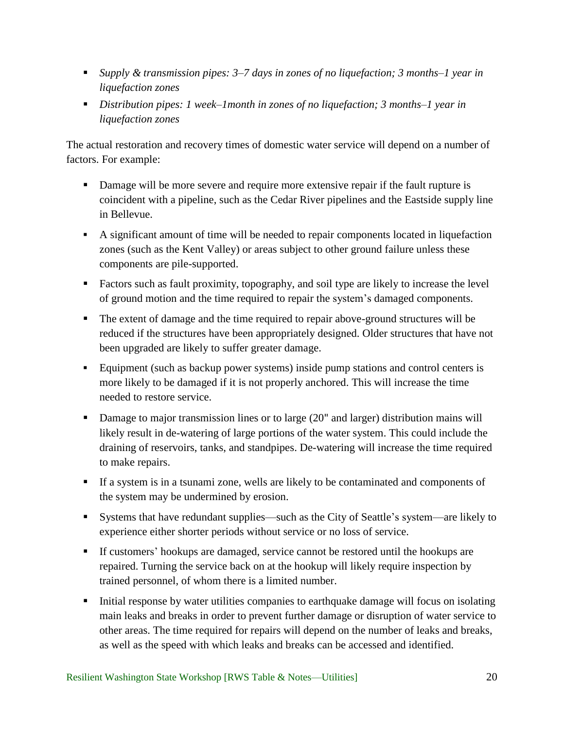- *Supply & transmission pipes: 3–7 days in zones of no liquefaction; 3 months–1 year in liquefaction zones*
- *Distribution pipes: 1 week–1month in zones of no liquefaction; 3 months–1 year in liquefaction zones*

The actual restoration and recovery times of domestic water service will depend on a number of factors. For example:

- Damage will be more severe and require more extensive repair if the fault rupture is coincident with a pipeline, such as the Cedar River pipelines and the Eastside supply line in Bellevue.
- A significant amount of time will be needed to repair components located in liquefaction zones (such as the Kent Valley) or areas subject to other ground failure unless these components are pile-supported.
- Factors such as fault proximity, topography, and soil type are likely to increase the level of ground motion and the time required to repair the system's damaged components.
- The extent of damage and the time required to repair above-ground structures will be reduced if the structures have been appropriately designed. Older structures that have not been upgraded are likely to suffer greater damage.
- Equipment (such as backup power systems) inside pump stations and control centers is more likely to be damaged if it is not properly anchored. This will increase the time needed to restore service.
- Damage to major transmission lines or to large (20" and larger) distribution mains will likely result in de-watering of large portions of the water system. This could include the draining of reservoirs, tanks, and standpipes. De-watering will increase the time required to make repairs.
- If a system is in a tsunami zone, wells are likely to be contaminated and components of the system may be undermined by erosion.
- Systems that have redundant supplies—such as the City of Seattle's system—are likely to experience either shorter periods without service or no loss of service.
- If customers' hookups are damaged, service cannot be restored until the hookups are repaired. Turning the service back on at the hookup will likely require inspection by trained personnel, of whom there is a limited number.
- Initial response by water utilities companies to earthquake damage will focus on isolating main leaks and breaks in order to prevent further damage or disruption of water service to other areas. The time required for repairs will depend on the number of leaks and breaks, as well as the speed with which leaks and breaks can be accessed and identified.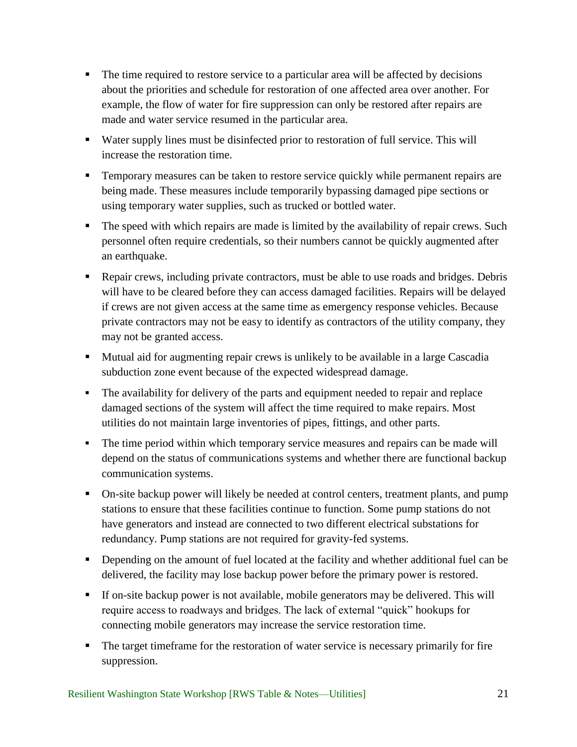- The time required to restore service to a particular area will be affected by decisions about the priorities and schedule for restoration of one affected area over another. For example, the flow of water for fire suppression can only be restored after repairs are made and water service resumed in the particular area.
- Water supply lines must be disinfected prior to restoration of full service. This will increase the restoration time.
- Temporary measures can be taken to restore service quickly while permanent repairs are being made. These measures include temporarily bypassing damaged pipe sections or using temporary water supplies, such as trucked or bottled water.
- The speed with which repairs are made is limited by the availability of repair crews. Such personnel often require credentials, so their numbers cannot be quickly augmented after an earthquake.
- Repair crews, including private contractors, must be able to use roads and bridges. Debris will have to be cleared before they can access damaged facilities. Repairs will be delayed if crews are not given access at the same time as emergency response vehicles. Because private contractors may not be easy to identify as contractors of the utility company, they may not be granted access.
- Mutual aid for augmenting repair crews is unlikely to be available in a large Cascadia subduction zone event because of the expected widespread damage.
- The availability for delivery of the parts and equipment needed to repair and replace damaged sections of the system will affect the time required to make repairs. Most utilities do not maintain large inventories of pipes, fittings, and other parts.
- The time period within which temporary service measures and repairs can be made will depend on the status of communications systems and whether there are functional backup communication systems.
- On-site backup power will likely be needed at control centers, treatment plants, and pump stations to ensure that these facilities continue to function. Some pump stations do not have generators and instead are connected to two different electrical substations for redundancy. Pump stations are not required for gravity-fed systems.
- Depending on the amount of fuel located at the facility and whether additional fuel can be delivered, the facility may lose backup power before the primary power is restored.
- If on-site backup power is not available, mobile generators may be delivered. This will require access to roadways and bridges. The lack of external "quick" hookups for connecting mobile generators may increase the service restoration time.
- The target timeframe for the restoration of water service is necessary primarily for fire suppression.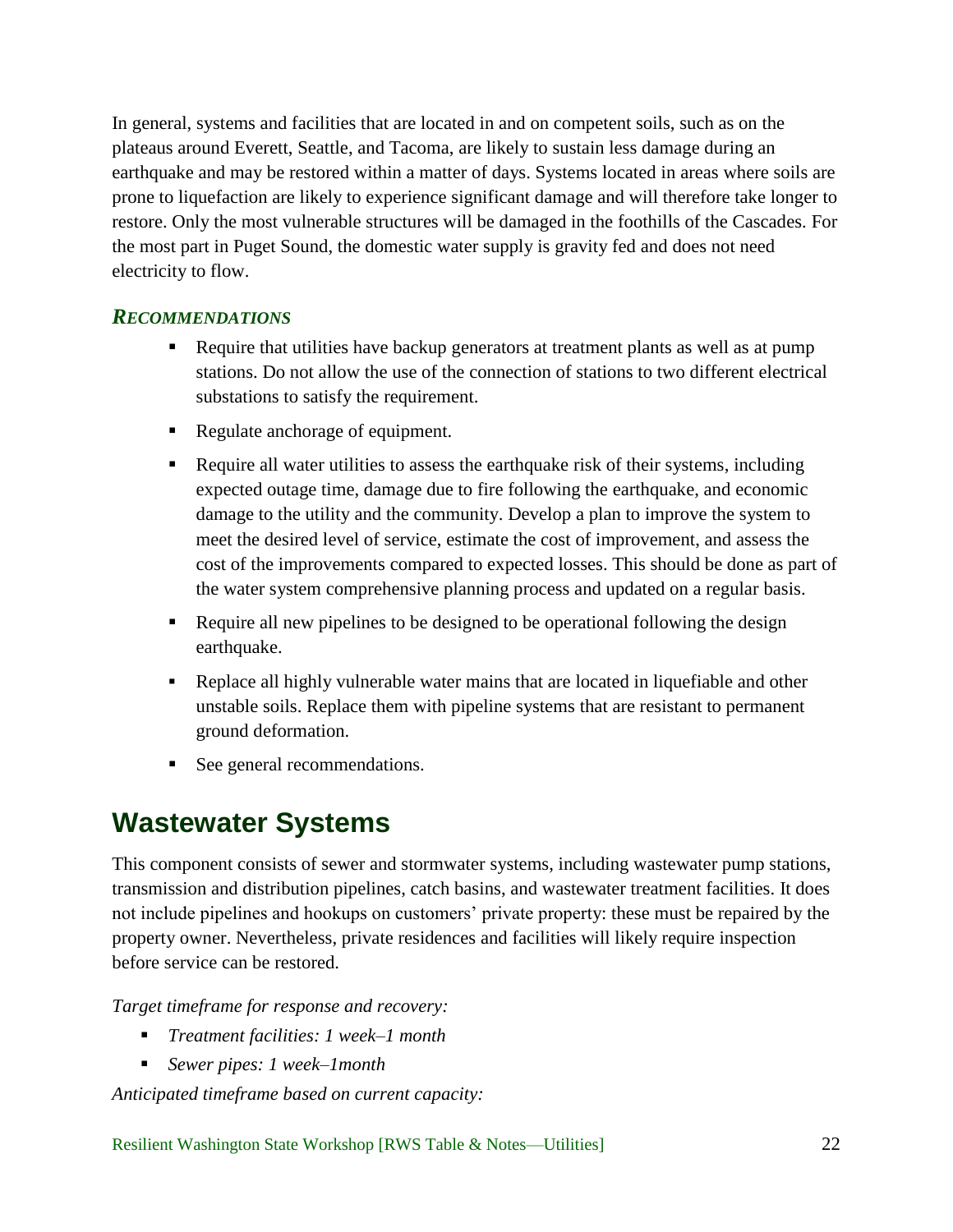In general, systems and facilities that are located in and on competent soils, such as on the plateaus around Everett, Seattle, and Tacoma, are likely to sustain less damage during an earthquake and may be restored within a matter of days. Systems located in areas where soils are prone to liquefaction are likely to experience significant damage and will therefore take longer to restore. Only the most vulnerable structures will be damaged in the foothills of the Cascades. For the most part in Puget Sound, the domestic water supply is gravity fed and does not need electricity to flow.

### *RECOMMENDATIONS*

- Require that utilities have backup generators at treatment plants as well as at pump stations. Do not allow the use of the connection of stations to two different electrical substations to satisfy the requirement.
- Regulate anchorage of equipment.
- Require all water utilities to assess the earthquake risk of their systems, including expected outage time, damage due to fire following the earthquake, and economic damage to the utility and the community. Develop a plan to improve the system to meet the desired level of service, estimate the cost of improvement, and assess the cost of the improvements compared to expected losses. This should be done as part of the water system comprehensive planning process and updated on a regular basis.
- Require all new pipelines to be designed to be operational following the design earthquake.
- Replace all highly vulnerable water mains that are located in liquefiable and other unstable soils. Replace them with pipeline systems that are resistant to permanent ground deformation.
- See general recommendations.

## Wastewater Systems

This component consists of sewer and stormwater systems, including wastewater pump stations, transmission and distribution pipelines, catch basins, and wastewater treatment facilities. It does not include pipelines and hookups on customers' private property: these must be repaired by the property owner. Nevertheless, private residences and facilities will likely require inspection before service can be restored.

*Target timeframe for response and recovery:*

- *Treatment facilities: 1 week–1 month*
- *Sewer pipes: 1 week–1month*

*Anticipated timeframe based on current capacity:*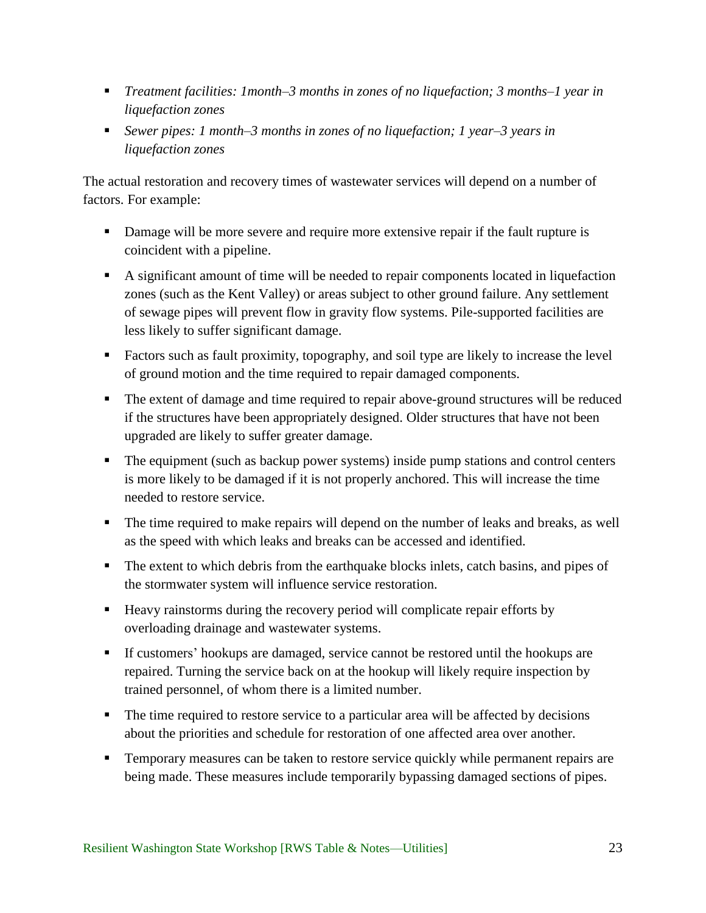- *Treatment facilities: 1month–3 months in zones of no liquefaction; 3 months–1 year in liquefaction zones*
- *Sewer pipes: 1 month–3 months in zones of no liquefaction; 1 year–3 years in liquefaction zones*

The actual restoration and recovery times of wastewater services will depend on a number of factors. For example:

- Damage will be more severe and require more extensive repair if the fault rupture is coincident with a pipeline.
- A significant amount of time will be needed to repair components located in liquefaction zones (such as the Kent Valley) or areas subject to other ground failure. Any settlement of sewage pipes will prevent flow in gravity flow systems. Pile-supported facilities are less likely to suffer significant damage.
- Factors such as fault proximity, topography, and soil type are likely to increase the level of ground motion and the time required to repair damaged components.
- The extent of damage and time required to repair above-ground structures will be reduced if the structures have been appropriately designed. Older structures that have not been upgraded are likely to suffer greater damage.
- The equipment (such as backup power systems) inside pump stations and control centers is more likely to be damaged if it is not properly anchored. This will increase the time needed to restore service.
- The time required to make repairs will depend on the number of leaks and breaks, as well as the speed with which leaks and breaks can be accessed and identified.
- The extent to which debris from the earthquake blocks inlets, catch basins, and pipes of the stormwater system will influence service restoration.
- Heavy rainstorms during the recovery period will complicate repair efforts by overloading drainage and wastewater systems.
- If customers' hookups are damaged, service cannot be restored until the hookups are repaired. Turning the service back on at the hookup will likely require inspection by trained personnel, of whom there is a limited number.
- The time required to restore service to a particular area will be affected by decisions about the priorities and schedule for restoration of one affected area over another.
- Temporary measures can be taken to restore service quickly while permanent repairs are being made. These measures include temporarily bypassing damaged sections of pipes.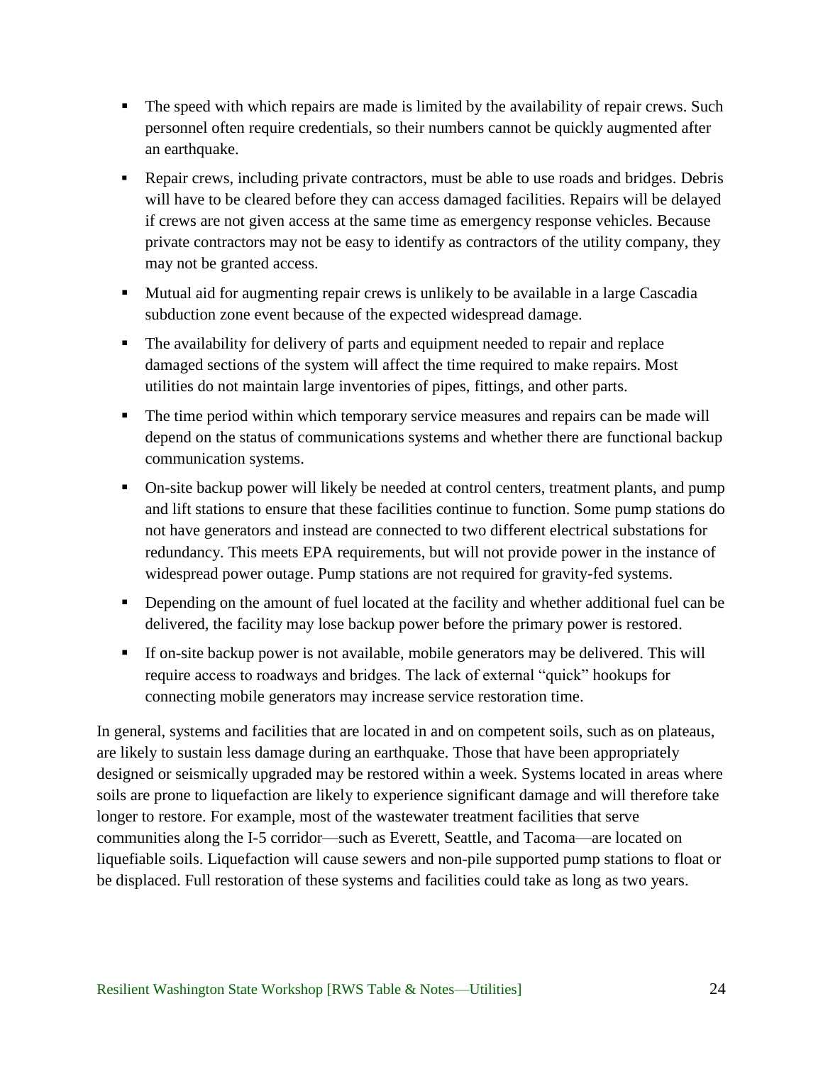- The speed with which repairs are made is limited by the availability of repair crews. Such personnel often require credentials, so their numbers cannot be quickly augmented after an earthquake.
- Repair crews, including private contractors, must be able to use roads and bridges. Debris will have to be cleared before they can access damaged facilities. Repairs will be delayed if crews are not given access at the same time as emergency response vehicles. Because private contractors may not be easy to identify as contractors of the utility company, they may not be granted access.
- Mutual aid for augmenting repair crews is unlikely to be available in a large Cascadia subduction zone event because of the expected widespread damage.
- The availability for delivery of parts and equipment needed to repair and replace damaged sections of the system will affect the time required to make repairs. Most utilities do not maintain large inventories of pipes, fittings, and other parts.
- The time period within which temporary service measures and repairs can be made will depend on the status of communications systems and whether there are functional backup communication systems.
- On-site backup power will likely be needed at control centers, treatment plants, and pump and lift stations to ensure that these facilities continue to function. Some pump stations do not have generators and instead are connected to two different electrical substations for redundancy. This meets EPA requirements, but will not provide power in the instance of widespread power outage. Pump stations are not required for gravity-fed systems.
- Depending on the amount of fuel located at the facility and whether additional fuel can be delivered, the facility may lose backup power before the primary power is restored.
- If on-site backup power is not available, mobile generators may be delivered. This will require access to roadways and bridges. The lack of external "quick" hookups for connecting mobile generators may increase service restoration time.

In general, systems and facilities that are located in and on competent soils, such as on plateaus, are likely to sustain less damage during an earthquake. Those that have been appropriately designed or seismically upgraded may be restored within a week. Systems located in areas where soils are prone to liquefaction are likely to experience significant damage and will therefore take longer to restore. For example, most of the wastewater treatment facilities that serve communities along the I-5 corridor—such as Everett, Seattle, and Tacoma—are located on liquefiable soils. Liquefaction will cause sewers and non-pile supported pump stations to float or be displaced. Full restoration of these systems and facilities could take as long as two years.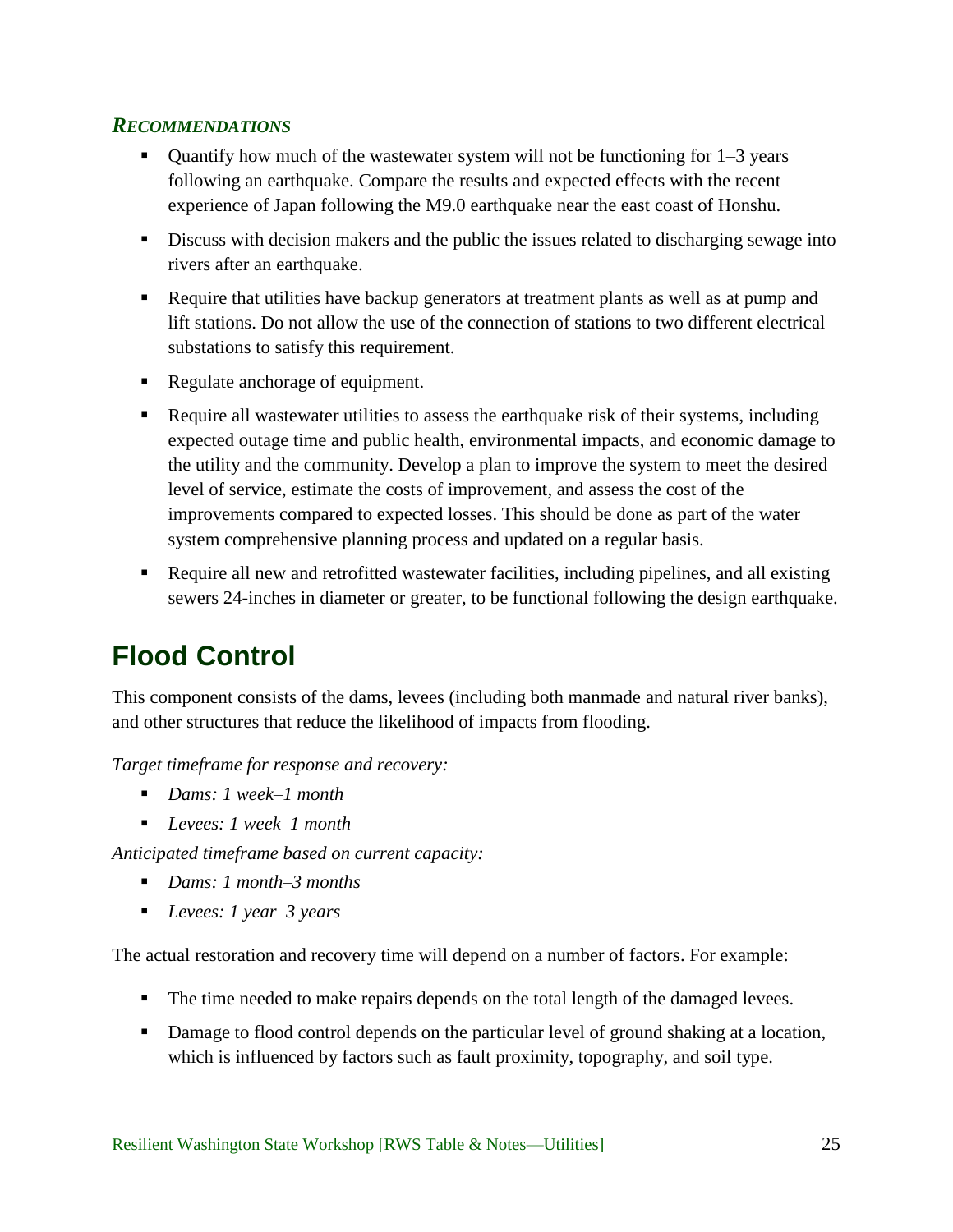### *RECOMMENDATIONS*

- Quantify how much of the wastewater system will not be functioning for 1–3 years following an earthquake. Compare the results and expected effects with the recent experience of Japan following the M9.0 earthquake near the east coast of Honshu.
- Discuss with decision makers and the public the issues related to discharging sewage into rivers after an earthquake.
- Require that utilities have backup generators at treatment plants as well as at pump and lift stations. Do not allow the use of the connection of stations to two different electrical substations to satisfy this requirement.
- Regulate anchorage of equipment.
- Require all wastewater utilities to assess the earthquake risk of their systems, including expected outage time and public health, environmental impacts, and economic damage to the utility and the community. Develop a plan to improve the system to meet the desired level of service, estimate the costs of improvement, and assess the cost of the improvements compared to expected losses. This should be done as part of the water system comprehensive planning process and updated on a regular basis.
- Require all new and retrofitted wastewater facilities, including pipelines, and all existing sewers 24-inches in diameter or greater, to be functional following the design earthquake.

## Flood Control

This component consists of the dams, levees (including both manmade and natural river banks), and other structures that reduce the likelihood of impacts from flooding.

*Target timeframe for response and recovery:*

- *Dams: 1 week–1 month*
- *Levees: 1 week–1 month*

*Anticipated timeframe based on current capacity:*

- *Dams: 1 month–3 months*
- *Levees: 1 year–3 years*

The actual restoration and recovery time will depend on a number of factors. For example:

- The time needed to make repairs depends on the total length of the damaged levees.
- Damage to flood control depends on the particular level of ground shaking at a location, which is influenced by factors such as fault proximity, topography, and soil type.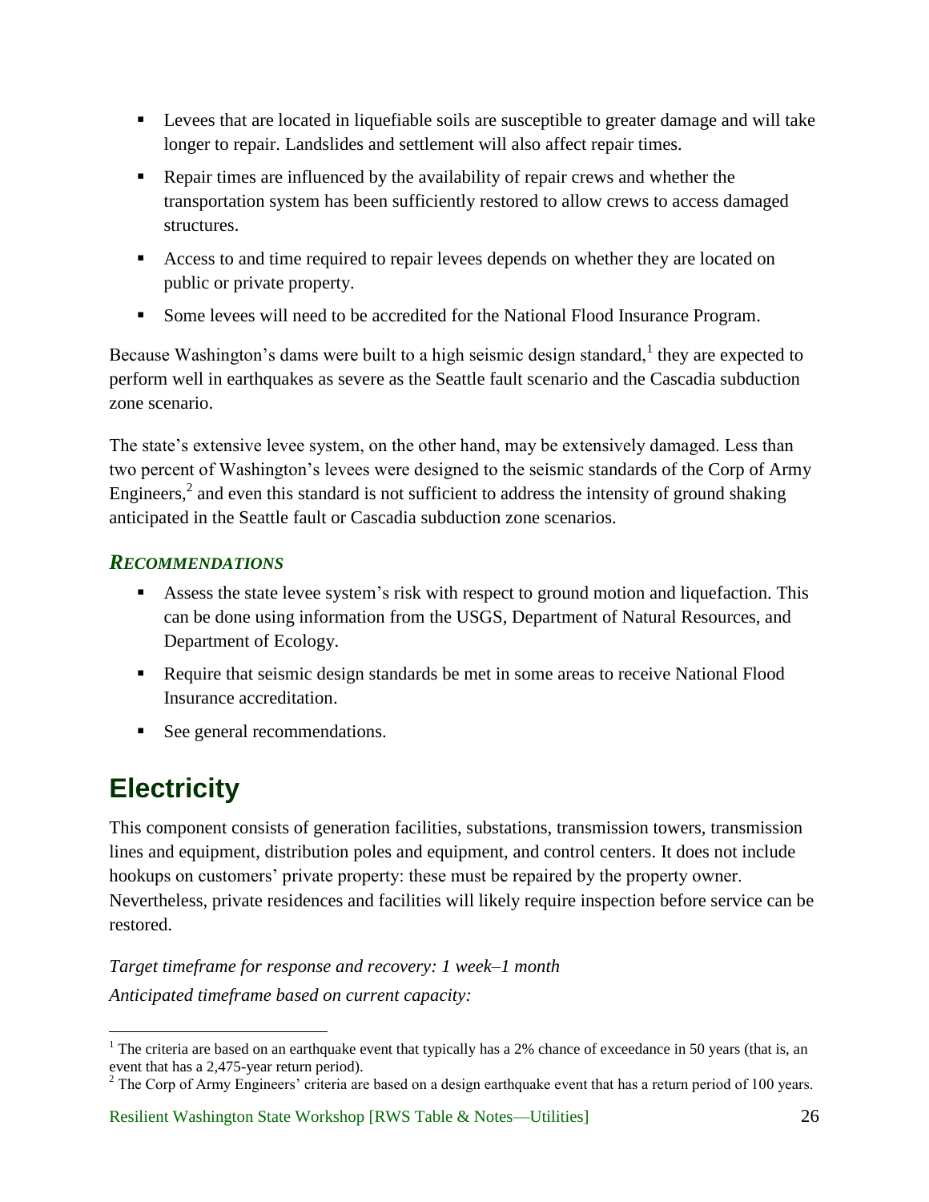- Levees that are located in liquefiable soils are susceptible to greater damage and will take longer to repair. Landslides and settlement will also affect repair times.
- Repair times are influenced by the availability of repair crews and whether the transportation system has been sufficiently restored to allow crews to access damaged structures.
- Access to and time required to repair levees depends on whether they are located on public or private property.
- Some levees will need to be accredited for the National Flood Insurance Program.

Because Washington's dams were built to a high seismic design standard,[1] they are expected to perform well in earthquakes as severe as the Seattle fault scenario and the Cascadia subduction zone scenario.

The state's extensive levee system, on the other hand, may be extensively damaged. Less than two percent of Washington's levees were designed to the seismic standards of the Corp of Army Engineers,[2] and even this standard is not sufficient to address the intensity of ground shaking anticipated in the Seattle fault or Cascadia subduction zone scenarios.

### *Recommendations*

- Assess the state levee system's risk with respect to ground motion and liquefaction. This can be done using information from the USGS, Department of Natural Resources, and Department of Ecology.
- Require that seismic design standards be met in some areas to receive National Flood Insurance accreditation.
- See general recommendations.

## Electricity

This component consists of generation facilities, substations, transmission towers, transmission lines and equipment, distribution poles and equipment, and control centers. It does not include hookups on customers' private property: these must be repaired by the property owner. Nevertheless, private residences and facilities will likely require inspection before service can be restored.

*Target timeframe for response and recovery: 1 week–1 month*

*Anticipated timeframe based on current capacity:*

[1] The criteria are based on an earthquake event that typically has a 2% chance of exceedance in 50 years (that is, an event that has a 2,475-year return period).

[2] The Corp of Army Engineers' criteria are based on a design earthquake event that has a return period of 100 years.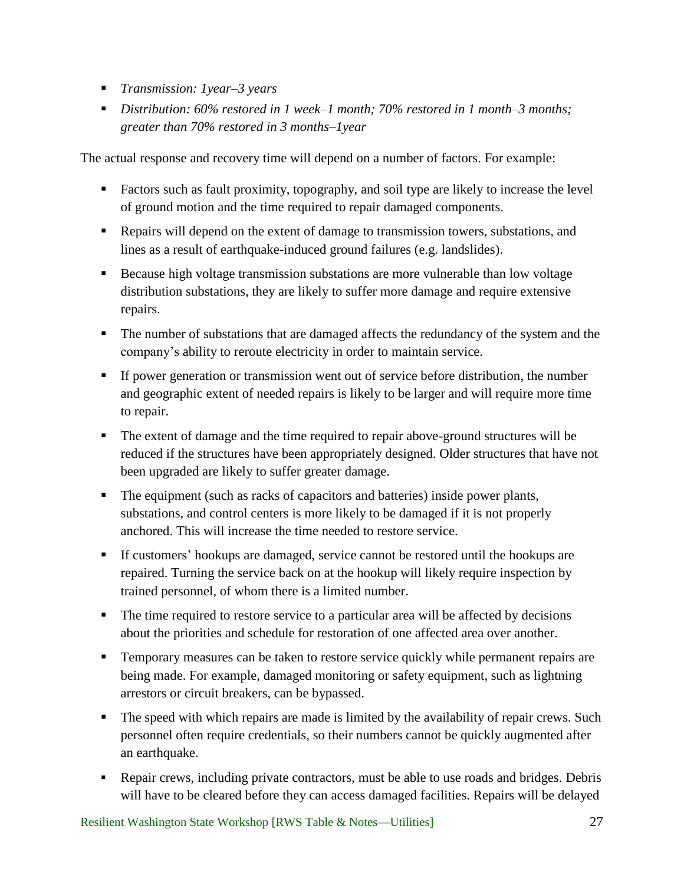- *Transmission: 1year–3 years*
- *Distribution: 60% restored in 1 week–1 month; 70% restored in 1 month–3 months; greater than 70% restored in 3 months–1year*

The actual response and recovery time will depend on a number of factors. For example:

- Factors such as fault proximity, topography, and soil type are likely to increase the level of ground motion and the time required to repair damaged components.
- Repairs will depend on the extent of damage to transmission towers, substations, and lines as a result of earthquake-induced ground failures (e.g. landslides).
- Because high voltage transmission substations are more vulnerable than low voltage distribution substations, they are likely to suffer more damage and require extensive repairs.
- The number of substations that are damaged affects the redundancy of the system and the company's ability to reroute electricity in order to maintain service.
- If power generation or transmission went out of service before distribution, the number and geographic extent of needed repairs is likely to be larger and will require more time to repair.
- The extent of damage and the time required to repair above-ground structures will be reduced if the structures have been appropriately designed. Older structures that have not been upgraded are likely to suffer greater damage.
- The equipment (such as racks of capacitors and batteries) inside power plants, substations, and control centers is more likely to be damaged if it is not properly anchored. This will increase the time needed to restore service.
- If customers' hookups are damaged, service cannot be restored until the hookups are repaired. Turning the service back on at the hookup will likely require inspection by trained personnel, of whom there is a limited number.
- The time required to restore service to a particular area will be affected by decisions about the priorities and schedule for restoration of one affected area over another.
- Temporary measures can be taken to restore service quickly while permanent repairs are being made. For example, damaged monitoring or safety equipment, such as lightning arrestors or circuit breakers, can be bypassed.
- The speed with which repairs are made is limited by the availability of repair crews. Such personnel often require credentials, so their numbers cannot be quickly augmented after an earthquake.
- Repair crews, including private contractors, must be able to use roads and bridges. Debris will have to be cleared before they can access damaged facilities. Repairs will be delayed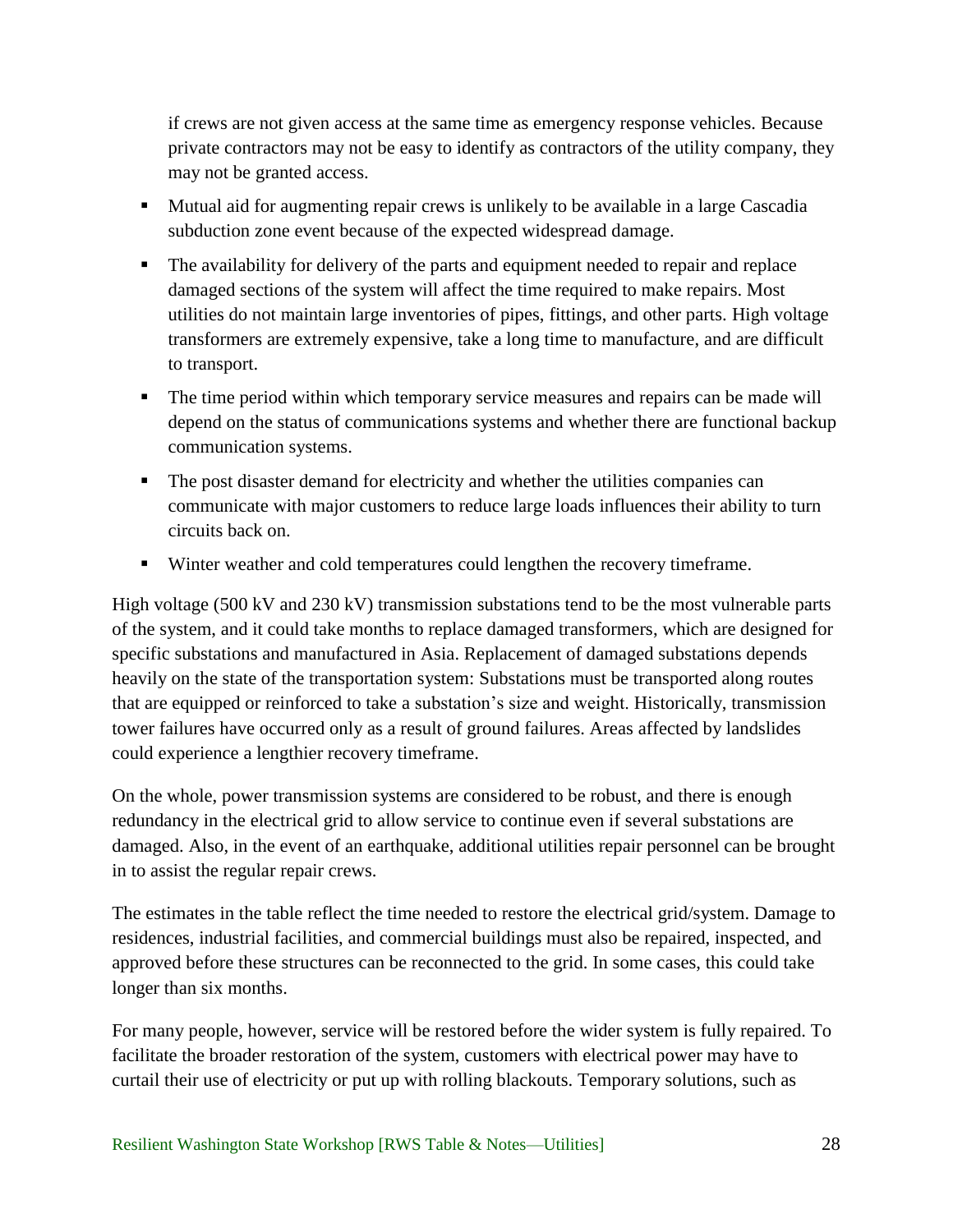if crews are not given access at the same time as emergency response vehicles. Because private contractors may not be easy to identify as contractors of the utility company, they may not be granted access.

- Mutual aid for augmenting repair crews is unlikely to be available in a large Cascadia subduction zone event because of the expected widespread damage.
- The availability for delivery of the parts and equipment needed to repair and replace damaged sections of the system will affect the time required to make repairs. Most utilities do not maintain large inventories of pipes, fittings, and other parts. High voltage transformers are extremely expensive, take a long time to manufacture, and are difficult to transport.
- The time period within which temporary service measures and repairs can be made will depend on the status of communications systems and whether there are functional backup communication systems.
- The post disaster demand for electricity and whether the utilities companies can communicate with major customers to reduce large loads influences their ability to turn circuits back on.
- Winter weather and cold temperatures could lengthen the recovery timeframe.

High voltage (500 kV and 230 kV) transmission substations tend to be the most vulnerable parts of the system, and it could take months to replace damaged transformers, which are designed for specific substations and manufactured in Asia. Replacement of damaged substations depends heavily on the state of the transportation system: Substations must be transported along routes that are equipped or reinforced to take a substation's size and weight. Historically, transmission tower failures have occurred only as a result of ground failures. Areas affected by landslides could experience a lengthier recovery timeframe.

On the whole, power transmission systems are considered to be robust, and there is enough redundancy in the electrical grid to allow service to continue even if several substations are damaged. Also, in the event of an earthquake, additional utilities repair personnel can be brought in to assist the regular repair crews.

The estimates in the table reflect the time needed to restore the electrical grid/system. Damage to residences, industrial facilities, and commercial buildings must also be repaired, inspected, and approved before these structures can be reconnected to the grid. In some cases, this could take longer than six months.

For many people, however, service will be restored before the wider system is fully repaired. To facilitate the broader restoration of the system, customers with electrical power may have to curtail their use of electricity or put up with rolling blackouts. Temporary solutions, such as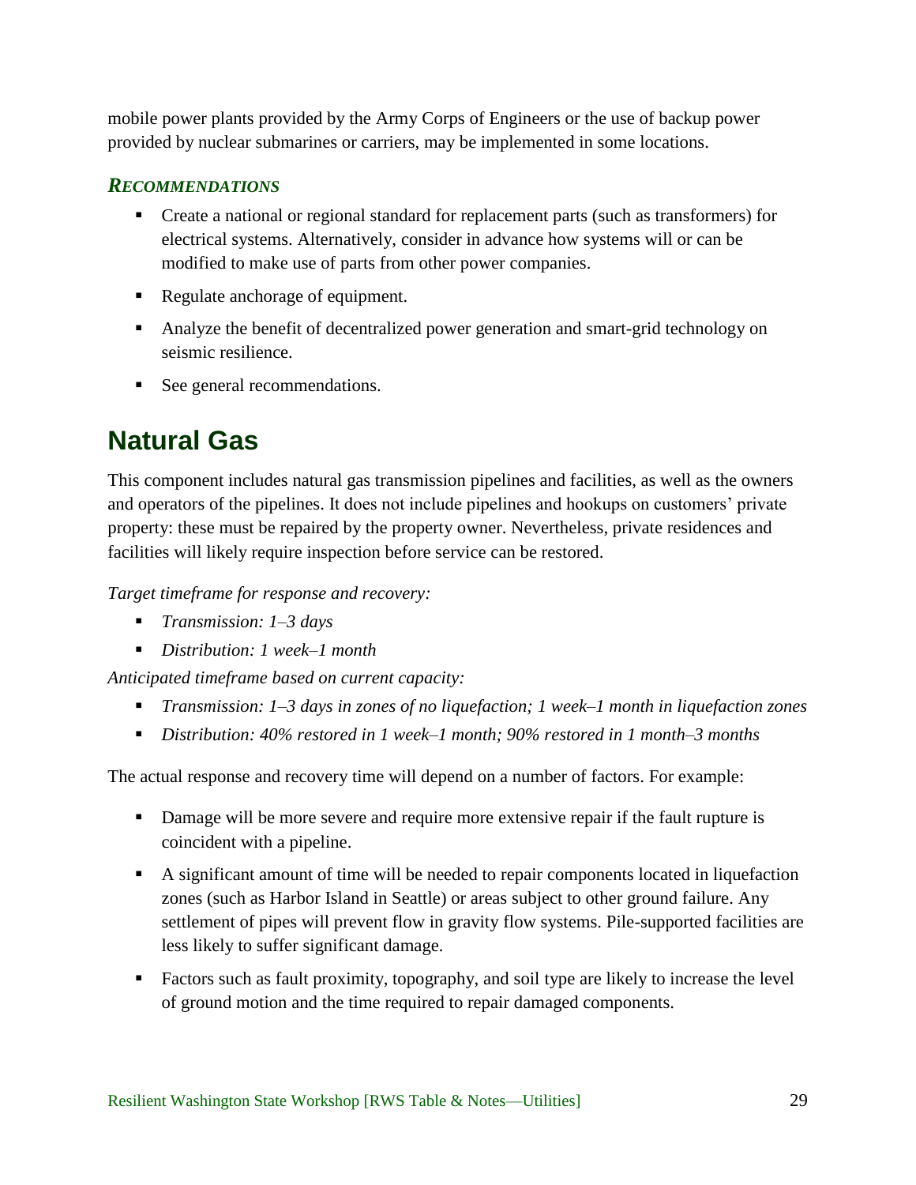mobile power plants provided by the Army Corps of Engineers or the use of backup power provided by nuclear submarines or carriers, may be implemented in some locations.

### *Recommendations*

- Create a national or regional standard for replacement parts (such as transformers) for electrical systems. Alternatively, consider in advance how systems will or can be modified to make use of parts from other power companies.
- Regulate anchorage of equipment.
- Analyze the benefit of decentralized power generation and smart-grid technology on seismic resilience.
- See general recommendations.

## Natural Gas

This component includes natural gas transmission pipelines and facilities, as well as the owners and operators of the pipelines. It does not include pipelines and hookups on customers' private property: these must be repaired by the property owner. Nevertheless, private residences and facilities will likely require inspection before service can be restored.

*Target timeframe for response and recovery:*

- *Transmission: 1–3 days*
- *Distribution: 1 week–1 month*

*Anticipated timeframe based on current capacity:*

- *Transmission: 1–3 days in zones of no liquefaction; 1 week–1 month in liquefaction zones*
- *Distribution: 40% restored in 1 week–1 month; 90% restored in 1 month–3 months*

The actual response and recovery time will depend on a number of factors. For example:

- Damage will be more severe and require more extensive repair if the fault rupture is coincident with a pipeline.
- A significant amount of time will be needed to repair components located in liquefaction zones (such as Harbor Island in Seattle) or areas subject to other ground failure. Any settlement of pipes will prevent flow in gravity flow systems. Pile-supported facilities are less likely to suffer significant damage.
- Factors such as fault proximity, topography, and soil type are likely to increase the level of ground motion and the time required to repair damaged components.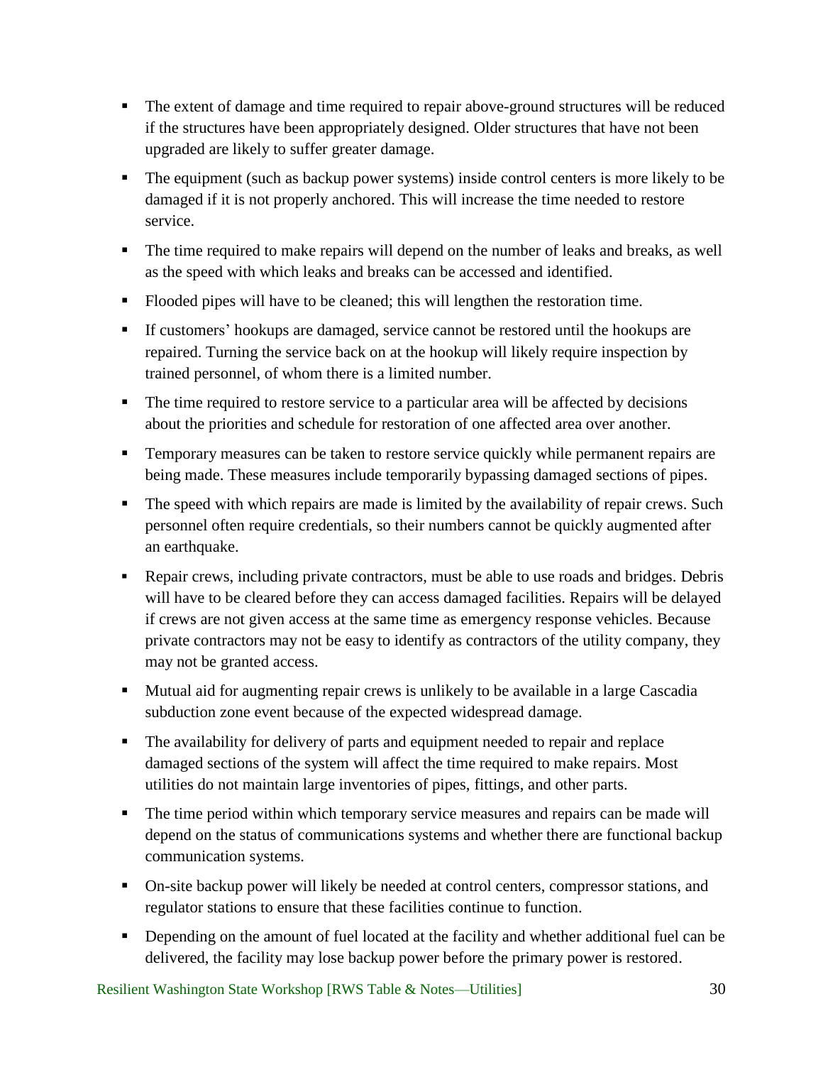- The extent of damage and time required to repair above-ground structures will be reduced if the structures have been appropriately designed. Older structures that have not been upgraded are likely to suffer greater damage.
- The equipment (such as backup power systems) inside control centers is more likely to be damaged if it is not properly anchored. This will increase the time needed to restore service.
- The time required to make repairs will depend on the number of leaks and breaks, as well as the speed with which leaks and breaks can be accessed and identified.
- Flooded pipes will have to be cleaned; this will lengthen the restoration time.
- If customers' hookups are damaged, service cannot be restored until the hookups are repaired. Turning the service back on at the hookup will likely require inspection by trained personnel, of whom there is a limited number.
- The time required to restore service to a particular area will be affected by decisions about the priorities and schedule for restoration of one affected area over another.
- Temporary measures can be taken to restore service quickly while permanent repairs are being made. These measures include temporarily bypassing damaged sections of pipes.
- The speed with which repairs are made is limited by the availability of repair crews. Such personnel often require credentials, so their numbers cannot be quickly augmented after an earthquake.
- Repair crews, including private contractors, must be able to use roads and bridges. Debris will have to be cleared before they can access damaged facilities. Repairs will be delayed if crews are not given access at the same time as emergency response vehicles. Because private contractors may not be easy to identify as contractors of the utility company, they may not be granted access.
- Mutual aid for augmenting repair crews is unlikely to be available in a large Cascadia subduction zone event because of the expected widespread damage.
- The availability for delivery of parts and equipment needed to repair and replace damaged sections of the system will affect the time required to make repairs. Most utilities do not maintain large inventories of pipes, fittings, and other parts.
- The time period within which temporary service measures and repairs can be made will depend on the status of communications systems and whether there are functional backup communication systems.
- On-site backup power will likely be needed at control centers, compressor stations, and regulator stations to ensure that these facilities continue to function.
- Depending on the amount of fuel located at the facility and whether additional fuel can be delivered, the facility may lose backup power before the primary power is restored.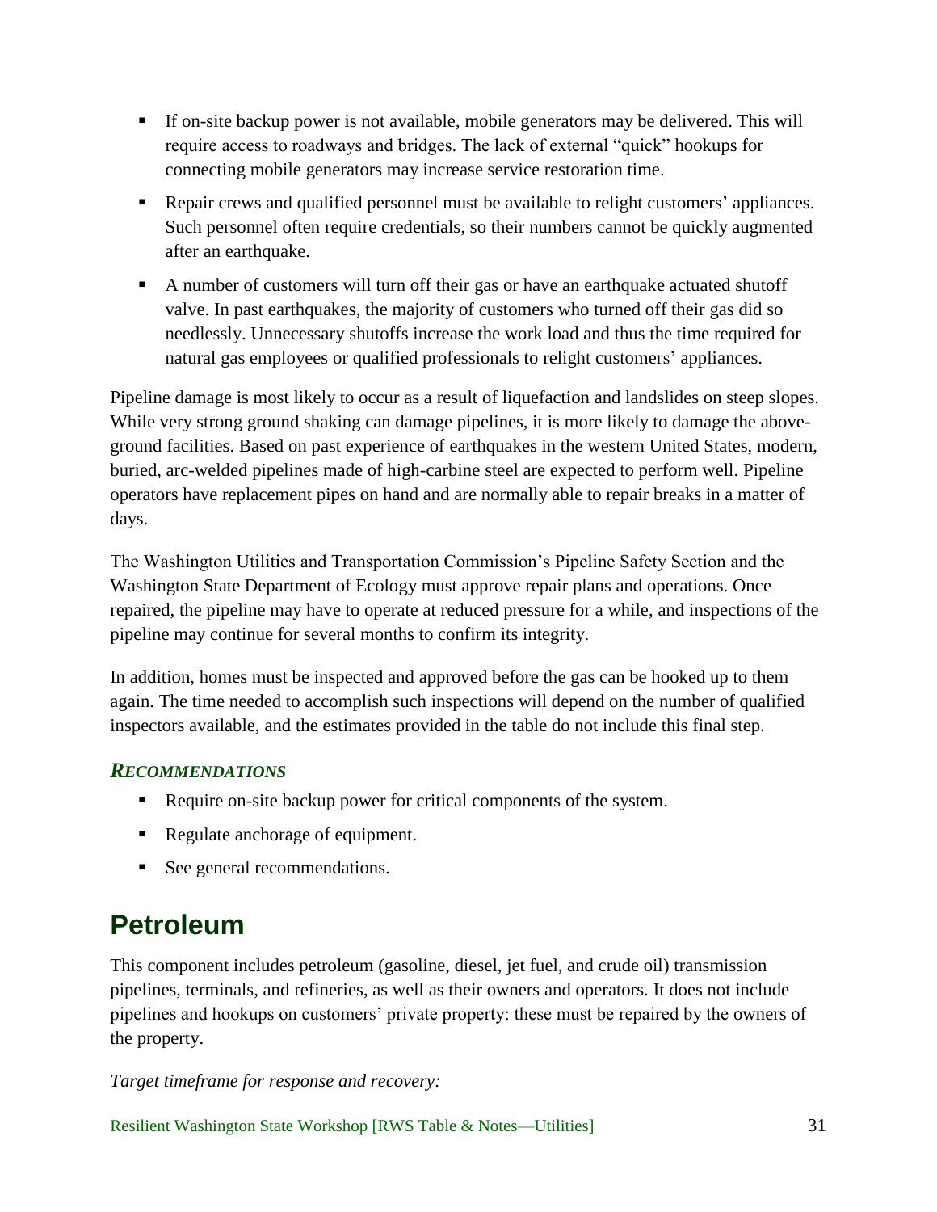- If on-site backup power is not available, mobile generators may be delivered. This will require access to roadways and bridges. The lack of external "quick" hookups for connecting mobile generators may increase service restoration time.
- Repair crews and qualified personnel must be available to relight customers' appliances. Such personnel often require credentials, so their numbers cannot be quickly augmented after an earthquake.
- A number of customers will turn off their gas or have an earthquake actuated shutoff valve. In past earthquakes, the majority of customers who turned off their gas did so needlessly. Unnecessary shutoffs increase the work load and thus the time required for natural gas employees or qualified professionals to relight customers' appliances.

Pipeline damage is most likely to occur as a result of liquefaction and landslides on steep slopes. While very strong ground shaking can damage pipelines, it is more likely to damage the above-ground facilities. Based on past experience of earthquakes in the western United States, modern, buried, arc-welded pipelines made of high-carbine steel are expected to perform well. Pipeline operators have replacement pipes on hand and are normally able to repair breaks in a matter of days.

The Washington Utilities and Transportation Commission's Pipeline Safety Section and the Washington State Department of Ecology must approve repair plans and operations. Once repaired, the pipeline may have to operate at reduced pressure for a while, and inspections of the pipeline may continue for several months to confirm its integrity.

In addition, homes must be inspected and approved before the gas can be hooked up to them again. The time needed to accomplish such inspections will depend on the number of qualified inspectors available, and the estimates provided in the table do not include this final step.

### *RECOMMENDATIONS*

- Require on-site backup power for critical components of the system.
- Regulate anchorage of equipment.
- See general recommendations.

## Petroleum

This component includes petroleum (gasoline, diesel, jet fuel, and crude oil) transmission pipelines, terminals, and refineries, as well as their owners and operators. It does not include pipelines and hookups on customers' private property: these must be repaired by the owners of the property.

*Target timeframe for response and recovery:*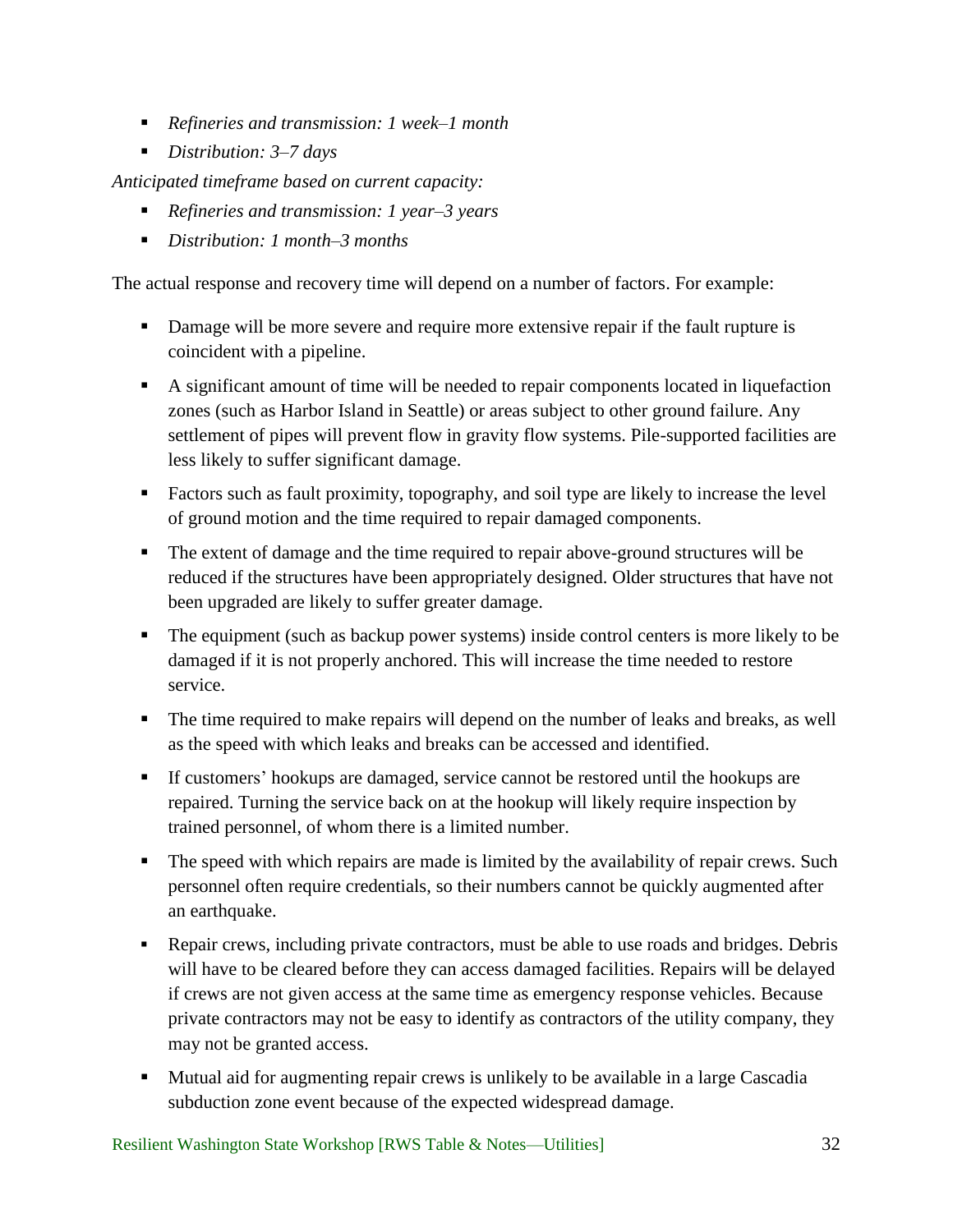- *Refineries and transmission: 1 week–1 month*
- *Distribution: 3–7 days*

*Anticipated timeframe based on current capacity:*

- *Refineries and transmission: 1 year–3 years*
- *Distribution: 1 month–3 months*

The actual response and recovery time will depend on a number of factors. For example:

- Damage will be more severe and require more extensive repair if the fault rupture is coincident with a pipeline.
- A significant amount of time will be needed to repair components located in liquefaction zones (such as Harbor Island in Seattle) or areas subject to other ground failure. Any settlement of pipes will prevent flow in gravity flow systems. Pile-supported facilities are less likely to suffer significant damage.
- Factors such as fault proximity, topography, and soil type are likely to increase the level of ground motion and the time required to repair damaged components.
- The extent of damage and the time required to repair above-ground structures will be reduced if the structures have been appropriately designed. Older structures that have not been upgraded are likely to suffer greater damage.
- The equipment (such as backup power systems) inside control centers is more likely to be damaged if it is not properly anchored. This will increase the time needed to restore service.
- The time required to make repairs will depend on the number of leaks and breaks, as well as the speed with which leaks and breaks can be accessed and identified.
- If customers' hookups are damaged, service cannot be restored until the hookups are repaired. Turning the service back on at the hookup will likely require inspection by trained personnel, of whom there is a limited number.
- The speed with which repairs are made is limited by the availability of repair crews. Such personnel often require credentials, so their numbers cannot be quickly augmented after an earthquake.
- Repair crews, including private contractors, must be able to use roads and bridges. Debris will have to be cleared before they can access damaged facilities. Repairs will be delayed if crews are not given access at the same time as emergency response vehicles. Because private contractors may not be easy to identify as contractors of the utility company, they may not be granted access.
- Mutual aid for augmenting repair crews is unlikely to be available in a large Cascadia subduction zone event because of the expected widespread damage.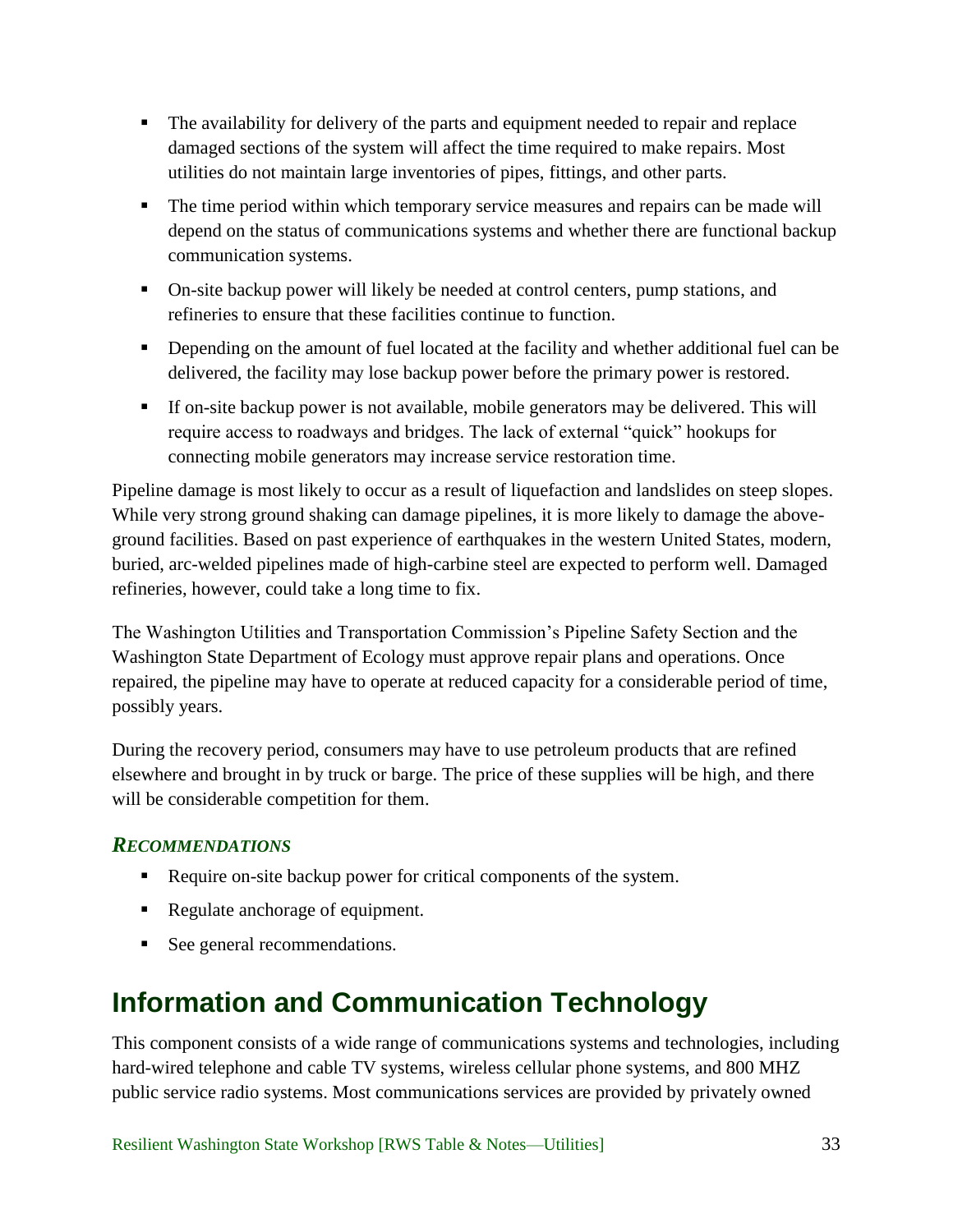- The availability for delivery of the parts and equipment needed to repair and replace damaged sections of the system will affect the time required to make repairs. Most utilities do not maintain large inventories of pipes, fittings, and other parts.
- The time period within which temporary service measures and repairs can be made will depend on the status of communications systems and whether there are functional backup communication systems.
- On-site backup power will likely be needed at control centers, pump stations, and refineries to ensure that these facilities continue to function.
- Depending on the amount of fuel located at the facility and whether additional fuel can be delivered, the facility may lose backup power before the primary power is restored.
- If on-site backup power is not available, mobile generators may be delivered. This will require access to roadways and bridges. The lack of external "quick" hookups for connecting mobile generators may increase service restoration time.

Pipeline damage is most likely to occur as a result of liquefaction and landslides on steep slopes. While very strong ground shaking can damage pipelines, it is more likely to damage the above-ground facilities. Based on past experience of earthquakes in the western United States, modern, buried, arc-welded pipelines made of high-carbine steel are expected to perform well. Damaged refineries, however, could take a long time to fix.

The Washington Utilities and Transportation Commission's Pipeline Safety Section and the Washington State Department of Ecology must approve repair plans and operations. Once repaired, the pipeline may have to operate at reduced capacity for a considerable period of time, possibly years.

During the recovery period, consumers may have to use petroleum products that are refined elsewhere and brought in by truck or barge. The price of these supplies will be high, and there will be considerable competition for them.

### *RECOMMENDATIONS*

- Require on-site backup power for critical components of the system.
- Regulate anchorage of equipment.
- See general recommendations.

## Information and Communication Technology

This component consists of a wide range of communications systems and technologies, including hard-wired telephone and cable TV systems, wireless cellular phone systems, and 800 MHZ public service radio systems. Most communications services are provided by privately owned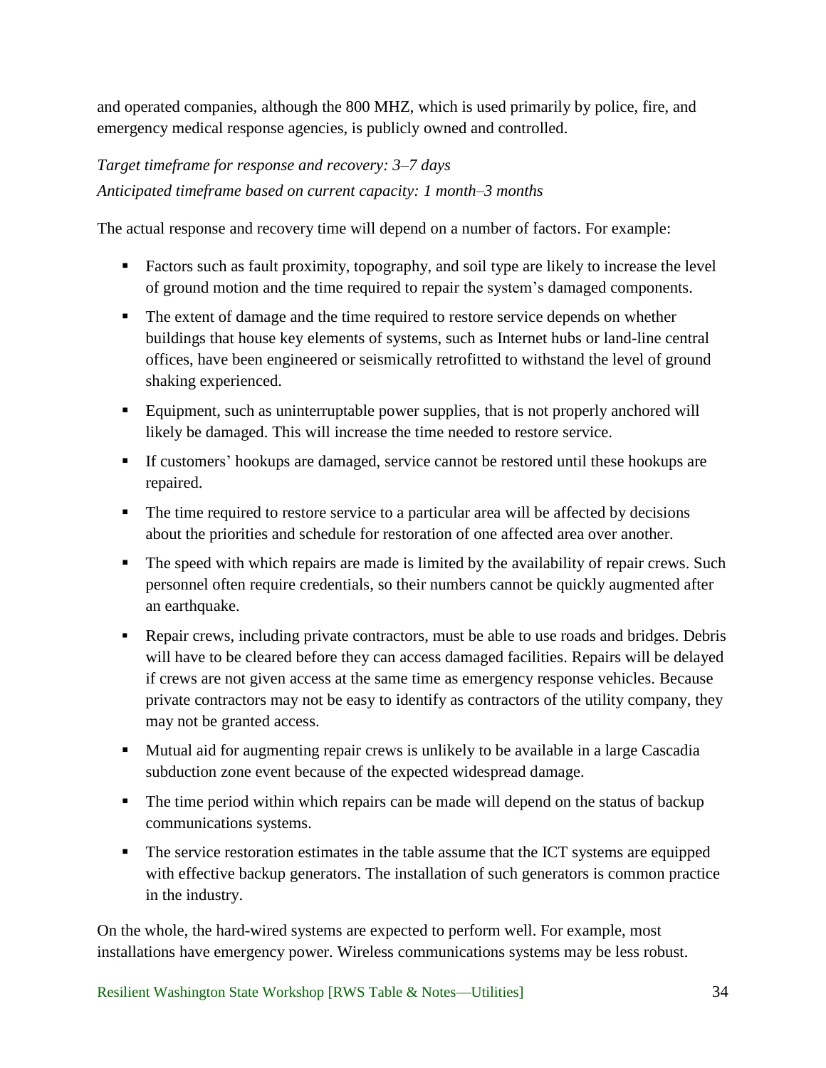and operated companies, although the 800 MHZ, which is used primarily by police, fire, and emergency medical response agencies, is publicly owned and controlled.

*Target timeframe for response and recovery: 3–7 days*
*Anticipated timeframe based on current capacity: 1 month–3 months*

The actual response and recovery time will depend on a number of factors. For example:

- Factors such as fault proximity, topography, and soil type are likely to increase the level of ground motion and the time required to repair the system's damaged components.
- The extent of damage and the time required to restore service depends on whether buildings that house key elements of systems, such as Internet hubs or land-line central offices, have been engineered or seismically retrofitted to withstand the level of ground shaking experienced.
- Equipment, such as uninterruptable power supplies, that is not properly anchored will likely be damaged. This will increase the time needed to restore service.
- If customers' hookups are damaged, service cannot be restored until these hookups are repaired.
- The time required to restore service to a particular area will be affected by decisions about the priorities and schedule for restoration of one affected area over another.
- The speed with which repairs are made is limited by the availability of repair crews. Such personnel often require credentials, so their numbers cannot be quickly augmented after an earthquake.
- Repair crews, including private contractors, must be able to use roads and bridges. Debris will have to be cleared before they can access damaged facilities. Repairs will be delayed if crews are not given access at the same time as emergency response vehicles. Because private contractors may not be easy to identify as contractors of the utility company, they may not be granted access.
- Mutual aid for augmenting repair crews is unlikely to be available in a large Cascadia subduction zone event because of the expected widespread damage.
- The time period within which repairs can be made will depend on the status of backup communications systems.
- The service restoration estimates in the table assume that the ICT systems are equipped with effective backup generators. The installation of such generators is common practice in the industry.

On the whole, the hard-wired systems are expected to perform well. For example, most installations have emergency power. Wireless communications systems may be less robust.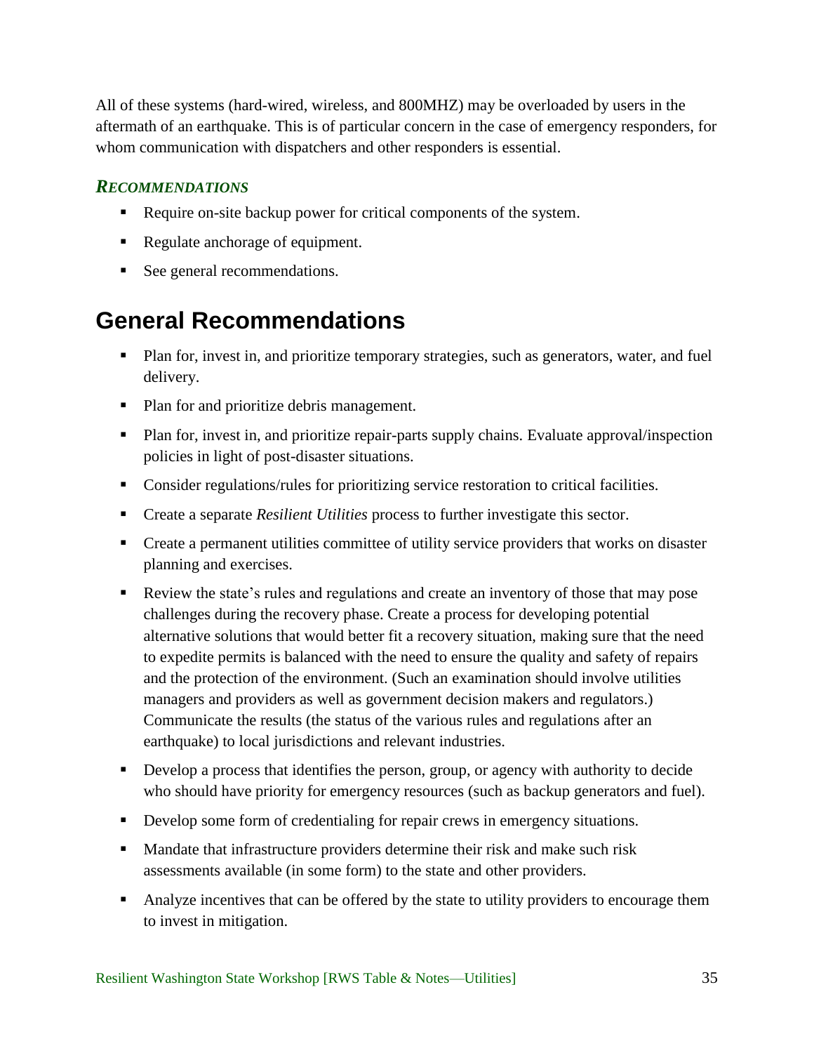All of these systems (hard-wired, wireless, and 800MHZ) may be overloaded by users in the aftermath of an earthquake. This is of particular concern in the case of emergency responders, for whom communication with dispatchers and other responders is essential.

### *RECOMMENDATIONS*

- Require on-site backup power for critical components of the system.
- Regulate anchorage of equipment.
- See general recommendations.

## General Recommendations

- Plan for, invest in, and prioritize temporary strategies, such as generators, water, and fuel delivery.
- Plan for and prioritize debris management.
- Plan for, invest in, and prioritize repair-parts supply chains. Evaluate approval/inspection policies in light of post-disaster situations.
- Consider regulations/rules for prioritizing service restoration to critical facilities.
- Create a separate *Resilient Utilities* process to further investigate this sector.
- Create a permanent utilities committee of utility service providers that works on disaster planning and exercises.
- Review the state's rules and regulations and create an inventory of those that may pose challenges during the recovery phase. Create a process for developing potential alternative solutions that would better fit a recovery situation, making sure that the need to expedite permits is balanced with the need to ensure the quality and safety of repairs and the protection of the environment. (Such an examination should involve utilities managers and providers as well as government decision makers and regulators.) Communicate the results (the status of the various rules and regulations after an earthquake) to local jurisdictions and relevant industries.
- Develop a process that identifies the person, group, or agency with authority to decide who should have priority for emergency resources (such as backup generators and fuel).
- Develop some form of credentialing for repair crews in emergency situations.
- Mandate that infrastructure providers determine their risk and make such risk assessments available (in some form) to the state and other providers.
- Analyze incentives that can be offered by the state to utility providers to encourage them to invest in mitigation.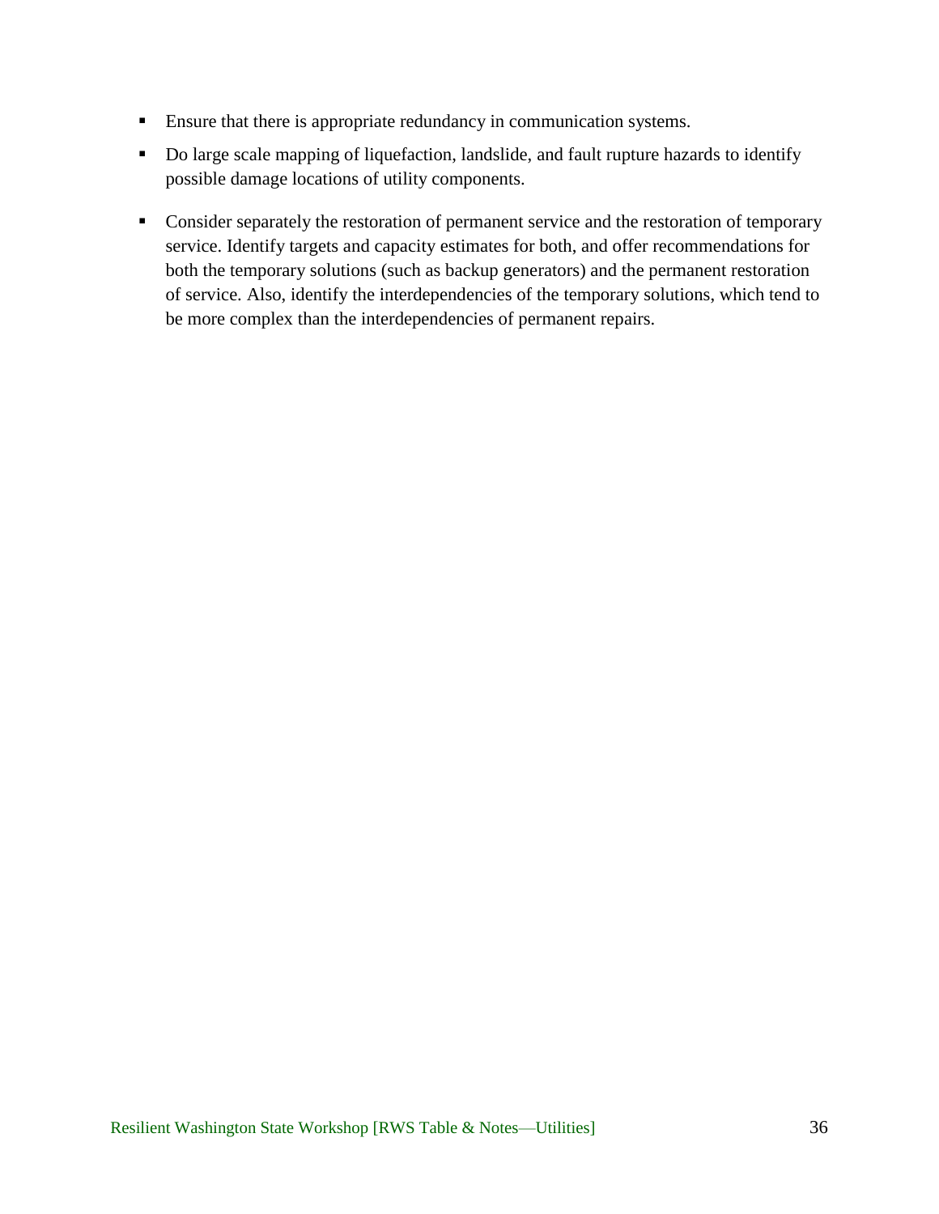- Ensure that there is appropriate redundancy in communication systems.
- Do large scale mapping of liquefaction, landslide, and fault rupture hazards to identify possible damage locations of utility components.
- Consider separately the restoration of permanent service and the restoration of temporary service. Identify targets and capacity estimates for both, and offer recommendations for both the temporary solutions (such as backup generators) and the permanent restoration of service. Also, identify the interdependencies of the temporary solutions, which tend to be more complex than the interdependencies of permanent repairs.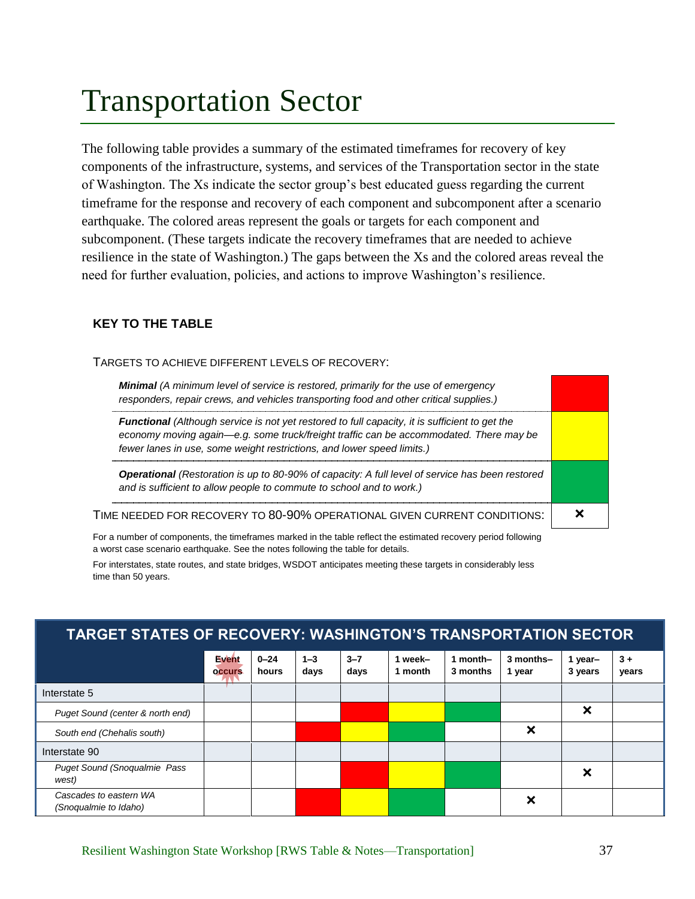# Transportation Sector

The following table provides a summary of the estimated timeframes for recovery of key components of the infrastructure, systems, and services of the Transportation sector in the state of Washington. The Xs indicate the sector group's best educated guess regarding the current timeframe for the response and recovery of each component and subcomponent after a scenario earthquake. The colored areas represent the goals or targets for each component and subcomponent. (These targets indicate the recovery timeframes that are needed to achieve resilience in the state of Washington.) The gaps between the Xs and the colored areas reveal the need for further evaluation, policies, and actions to improve Washington's resilience.

### KEY TO THE TABLE

TARGETS TO ACHIEVE DIFFERENT LEVELS OF RECOVERY:

| Level | Color |
|---|---|
| ***Minimal*** *(A minimum level of service is restored, primarily for the use of emergency responders, repair crews, and vehicles transporting food and other critical supplies.)* | Red |
| ***Functional*** *(Although service is not yet restored to full capacity, it is sufficient to get the economy moving again—e.g. some truck/freight traffic can be accommodated. There may be fewer lanes in use, some weight restrictions, and lower speed limits.)* | Yellow |
| ***Operational*** *(Restoration is up to 80-90% of capacity: A full level of service has been restored and is sufficient to allow people to commute to school and to work.)* | Green |
| TIME NEEDED FOR RECOVERY TO 80-90% OPERATIONAL GIVEN CURRENT CONDITIONS: | × |

For a number of components, the timeframes marked in the table reflect the estimated recovery period following a worst case scenario earthquake. See the notes following the table for details.

For interstates, state routes, and state bridges, WSDOT anticipates meeting these targets in considerably less time than 50 years.

**TARGET STATES OF RECOVERY: WASHINGTON'S TRANSPORTATION SECTOR**

| | Event occurs | 0–24 hours | 1–3 days | 3–7 days | 1 week–1 month | 1 month–3 months | 3 months–1 year | 1 year–3 years | 3 + years |
|---|---|---|---|---|---|---|---|---|---|
| Interstate 5 | | | | | | | | | |
| *Puget Sound (center & north end)* | | | | Red | Yellow | Green | | × | |
| *South end (Chehalis south)* | | | Red | Yellow | Green | | × | | |
| Interstate 90 | | | | | | | | | |
| *Puget Sound (Snoqualmie Pass west)* | | | | Red | Yellow | Green | | × | |
| *Cascades to eastern WA (Snoqualmie to Idaho)* | | | Red | Yellow | Green | | × | | |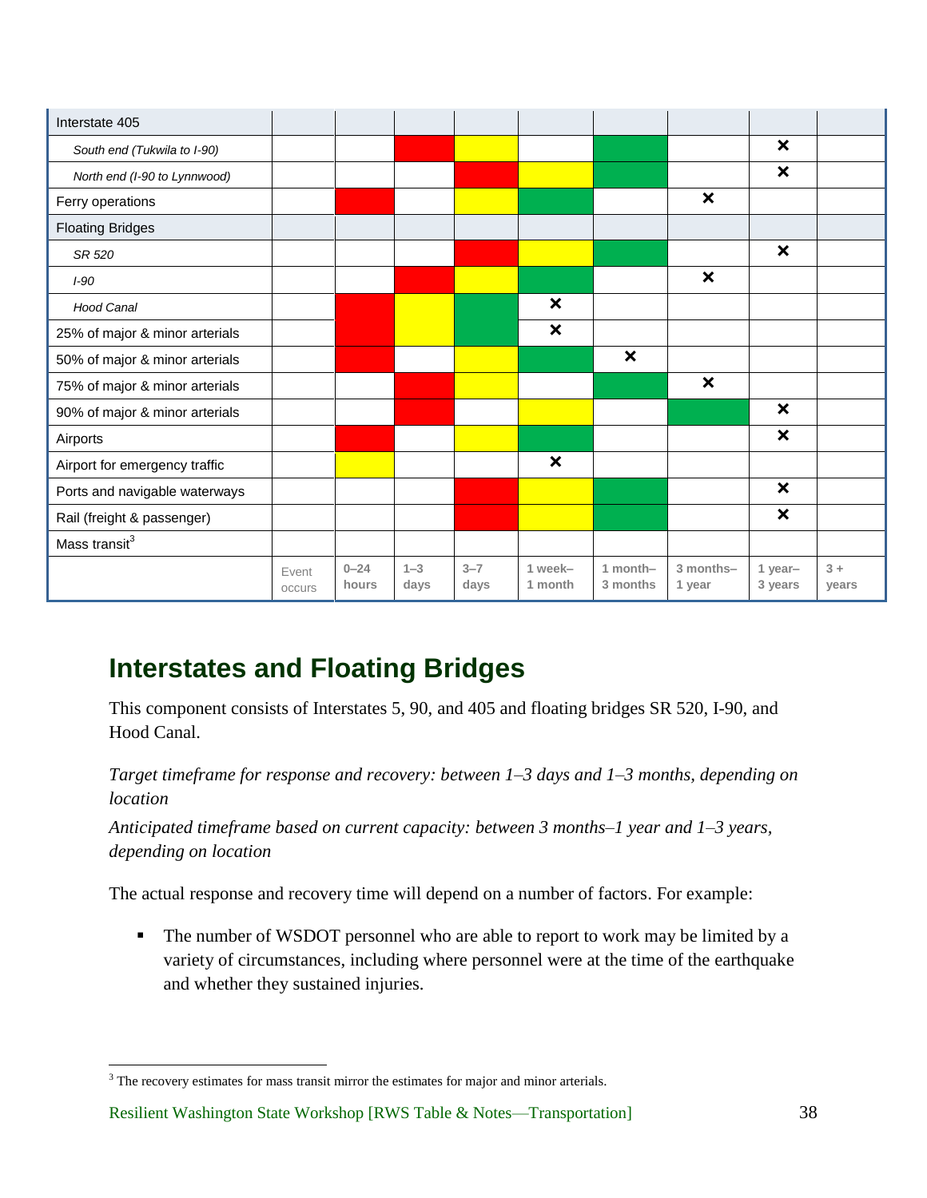| | Event occurs | 0–24 hours | 1–3 days | 3–7 days | 1 week–1 month | 1 month–3 months | 3 months–1 year | 1 year–3 years | 3 + years |
|---|---|---|---|---|---|---|---|---|---|
| Interstate 405 | | | | | | | | | |
| *South end (Tukwila to I-90)* | | | Red | Yellow | | Green | | × | |
| *North end (I-90 to Lynnwood)* | | | | Red | Yellow | Green | | × | |
| Ferry operations | | Red | | Yellow | Green | | × | | |
| Floating Bridges | | | | | | | | | |
| *SR 520* | | | | Red | Yellow | Green | | × | |
| *I-90* | | | Red | Yellow | Green | | × | | |
| *Hood Canal* | | Red | Yellow | Green | × | | | | |
| 25% of major & minor arterials | | Red | Yellow | Green | × | | | | |
| 50% of major & minor arterials | | Red | | Yellow | Green | × | | | |
| 75% of major & minor arterials | | | Red | Yellow | | Green | × | | |
| 90% of major & minor arterials | | | Red | | Yellow | | Green | × | |
| Airports | | Red | | Yellow | Green | | | × | |
| Airport for emergency traffic | | Yellow | | | × | | | | |
| Ports and navigable waterways | | | | Red | Yellow | Green | | × | |
| Rail (freight & passenger) | | | | Red | Yellow | Green | | × | |
| Mass transit[3] | | | | | | | | | |

## Interstates and Floating Bridges

This component consists of Interstates 5, 90, and 405 and floating bridges SR 520, I-90, and Hood Canal.

*Target timeframe for response and recovery: between 1–3 days and 1–3 months, depending on location*

*Anticipated timeframe based on current capacity: between 3 months–1 year and 1–3 years, depending on location*

The actual response and recovery time will depend on a number of factors. For example:

- The number of WSDOT personnel who are able to report to work may be limited by a variety of circumstances, including where personnel were at the time of the earthquake and whether they sustained injuries.

[3] The recovery estimates for mass transit mirror the estimates for major and minor arterials.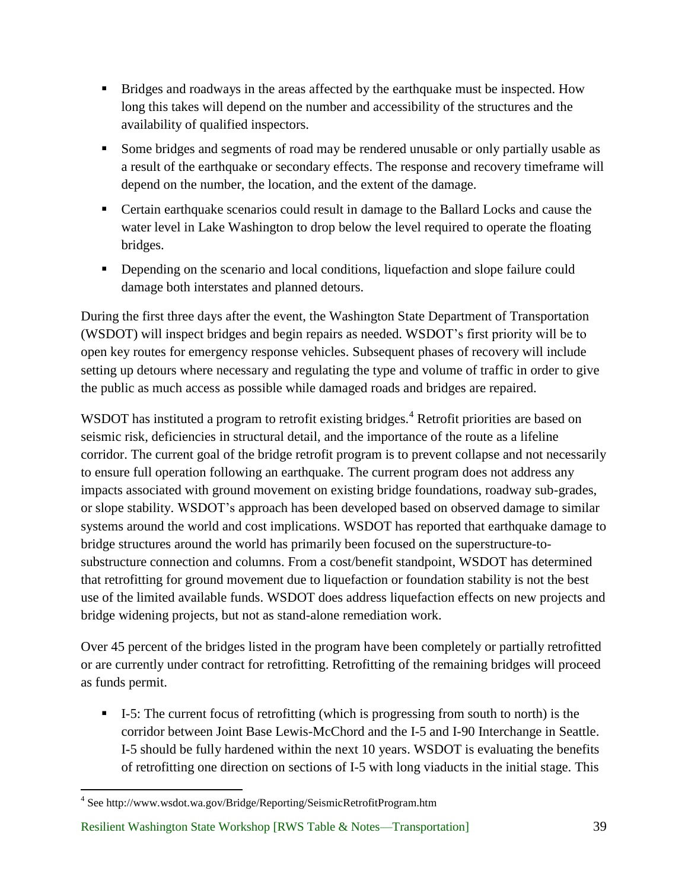- Bridges and roadways in the areas affected by the earthquake must be inspected. How long this takes will depend on the number and accessibility of the structures and the availability of qualified inspectors.
- Some bridges and segments of road may be rendered unusable or only partially usable as a result of the earthquake or secondary effects. The response and recovery timeframe will depend on the number, the location, and the extent of the damage.
- Certain earthquake scenarios could result in damage to the Ballard Locks and cause the water level in Lake Washington to drop below the level required to operate the floating bridges.
- Depending on the scenario and local conditions, liquefaction and slope failure could damage both interstates and planned detours.

During the first three days after the event, the Washington State Department of Transportation (WSDOT) will inspect bridges and begin repairs as needed. WSDOT's first priority will be to open key routes for emergency response vehicles. Subsequent phases of recovery will include setting up detours where necessary and regulating the type and volume of traffic in order to give the public as much access as possible while damaged roads and bridges are repaired.

WSDOT has instituted a program to retrofit existing bridges.[4] Retrofit priorities are based on seismic risk, deficiencies in structural detail, and the importance of the route as a lifeline corridor. The current goal of the bridge retrofit program is to prevent collapse and not necessarily to ensure full operation following an earthquake. The current program does not address any impacts associated with ground movement on existing bridge foundations, roadway sub-grades, or slope stability. WSDOT's approach has been developed based on observed damage to similar systems around the world and cost implications. WSDOT has reported that earthquake damage to bridge structures around the world has primarily been focused on the superstructure-to-substructure connection and columns. From a cost/benefit standpoint, WSDOT has determined that retrofitting for ground movement due to liquefaction or foundation stability is not the best use of the limited available funds. WSDOT does address liquefaction effects on new projects and bridge widening projects, but not as stand-alone remediation work.

Over 45 percent of the bridges listed in the program have been completely or partially retrofitted or are currently under contract for retrofitting. Retrofitting of the remaining bridges will proceed as funds permit.

- I-5: The current focus of retrofitting (which is progressing from south to north) is the corridor between Joint Base Lewis-McChord and the I-5 and I-90 Interchange in Seattle. I-5 should be fully hardened within the next 10 years. WSDOT is evaluating the benefits of retrofitting one direction on sections of I-5 with long viaducts in the initial stage. This

[4] See http://www.wsdot.wa.gov/Bridge/Reporting/SeismicRetrofitProgram.htm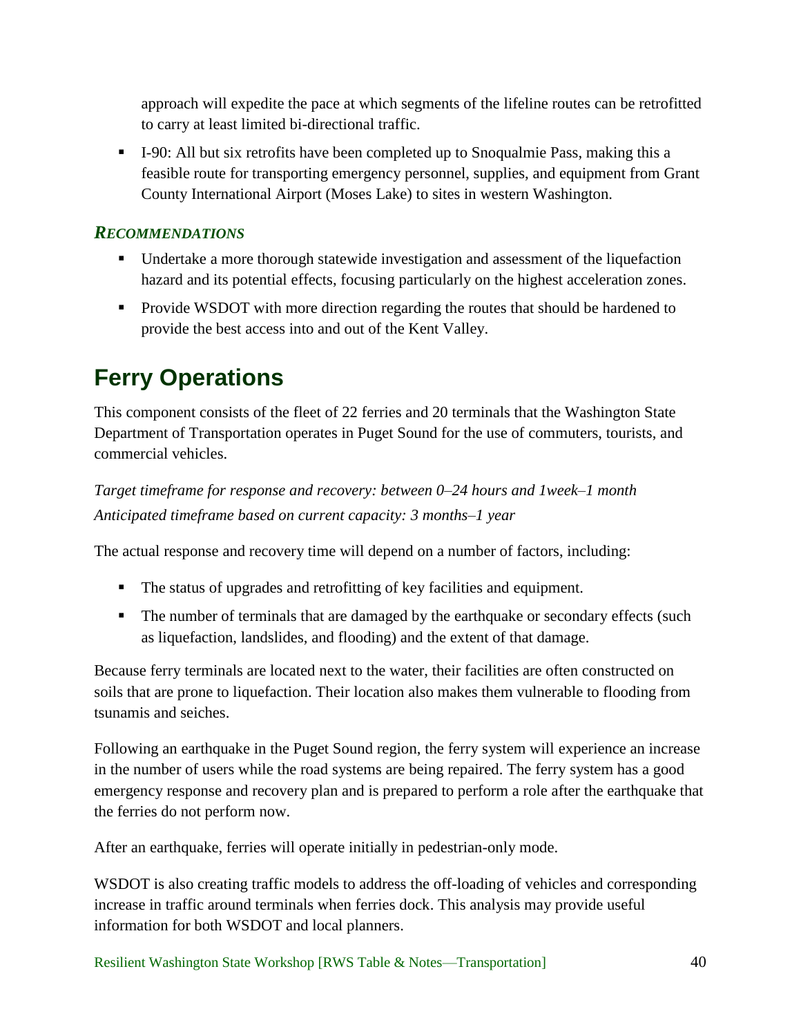approach will expedite the pace at which segments of the lifeline routes can be retrofitted to carry at least limited bi-directional traffic.

- I-90: All but six retrofits have been completed up to Snoqualmie Pass, making this a feasible route for transporting emergency personnel, supplies, and equipment from Grant County International Airport (Moses Lake) to sites in western Washington.

### *RECOMMENDATIONS*

- Undertake a more thorough statewide investigation and assessment of the liquefaction hazard and its potential effects, focusing particularly on the highest acceleration zones.
- Provide WSDOT with more direction regarding the routes that should be hardened to provide the best access into and out of the Kent Valley.

## Ferry Operations

This component consists of the fleet of 22 ferries and 20 terminals that the Washington State Department of Transportation operates in Puget Sound for the use of commuters, tourists, and commercial vehicles.

*Target timeframe for response and recovery: between 0–24 hours and 1week–1 month*
*Anticipated timeframe based on current capacity: 3 months–1 year*

The actual response and recovery time will depend on a number of factors, including:

- The status of upgrades and retrofitting of key facilities and equipment.
- The number of terminals that are damaged by the earthquake or secondary effects (such as liquefaction, landslides, and flooding) and the extent of that damage.

Because ferry terminals are located next to the water, their facilities are often constructed on soils that are prone to liquefaction. Their location also makes them vulnerable to flooding from tsunamis and seiches.

Following an earthquake in the Puget Sound region, the ferry system will experience an increase in the number of users while the road systems are being repaired. The ferry system has a good emergency response and recovery plan and is prepared to perform a role after the earthquake that the ferries do not perform now.

After an earthquake, ferries will operate initially in pedestrian-only mode.

WSDOT is also creating traffic models to address the off-loading of vehicles and corresponding increase in traffic around terminals when ferries dock. This analysis may provide useful information for both WSDOT and local planners.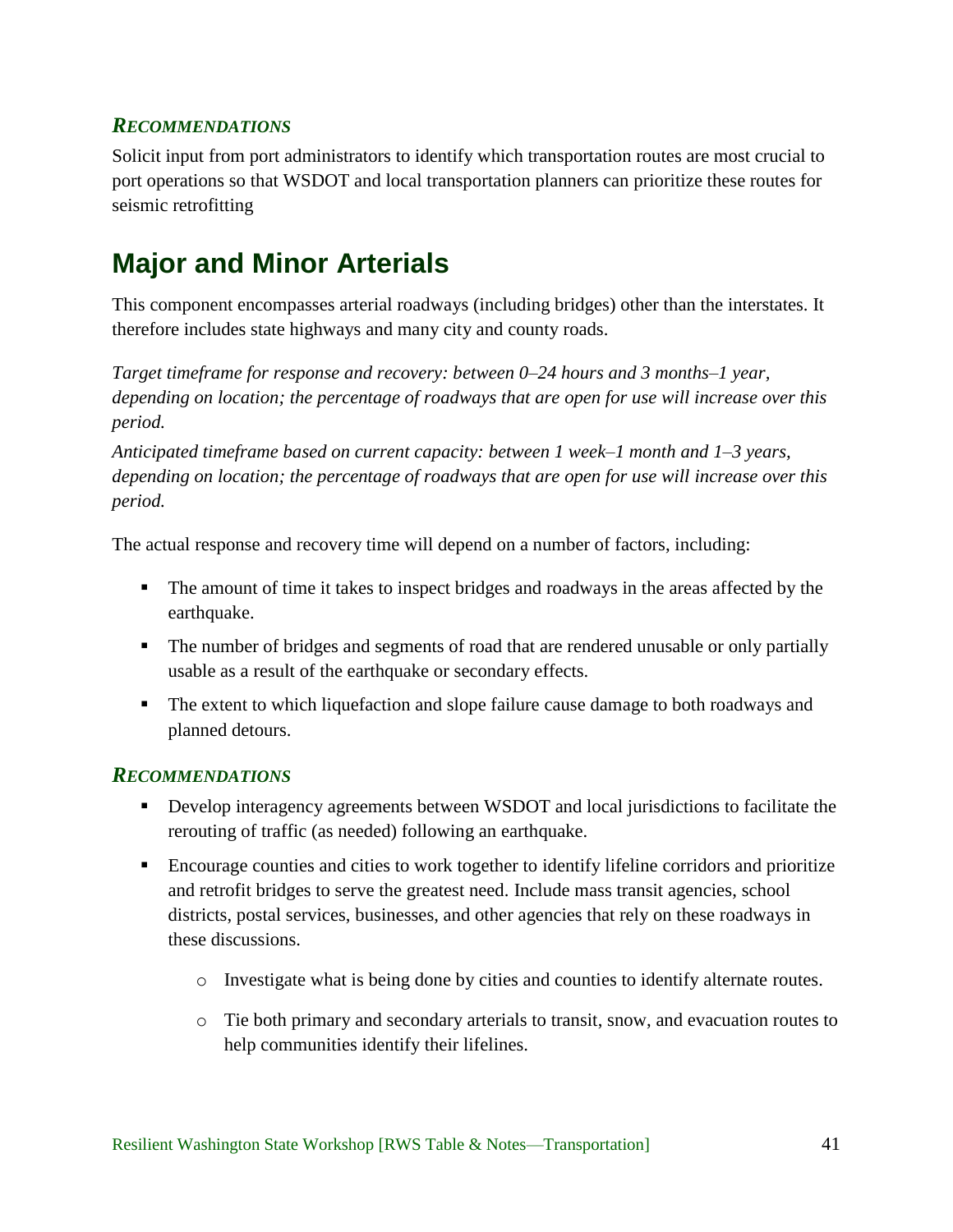### *RECOMMENDATIONS*

Solicit input from port administrators to identify which transportation routes are most crucial to port operations so that WSDOT and local transportation planners can prioritize these routes for seismic retrofitting

## Major and Minor Arterials

This component encompasses arterial roadways (including bridges) other than the interstates. It therefore includes state highways and many city and county roads.

*Target timeframe for response and recovery: between 0–24 hours and 3 months–1 year, depending on location; the percentage of roadways that are open for use will increase over this period.*

*Anticipated timeframe based on current capacity: between 1 week–1 month and 1–3 years, depending on location; the percentage of roadways that are open for use will increase over this period.*

The actual response and recovery time will depend on a number of factors, including:

- The amount of time it takes to inspect bridges and roadways in the areas affected by the earthquake.
- The number of bridges and segments of road that are rendered unusable or only partially usable as a result of the earthquake or secondary effects.
- The extent to which liquefaction and slope failure cause damage to both roadways and planned detours.

### *RECOMMENDATIONS*

- Develop interagency agreements between WSDOT and local jurisdictions to facilitate the rerouting of traffic (as needed) following an earthquake.
- Encourage counties and cities to work together to identify lifeline corridors and prioritize and retrofit bridges to serve the greatest need. Include mass transit agencies, school districts, postal services, businesses, and other agencies that rely on these roadways in these discussions.
  - Investigate what is being done by cities and counties to identify alternate routes.
  - Tie both primary and secondary arterials to transit, snow, and evacuation routes to help communities identify their lifelines.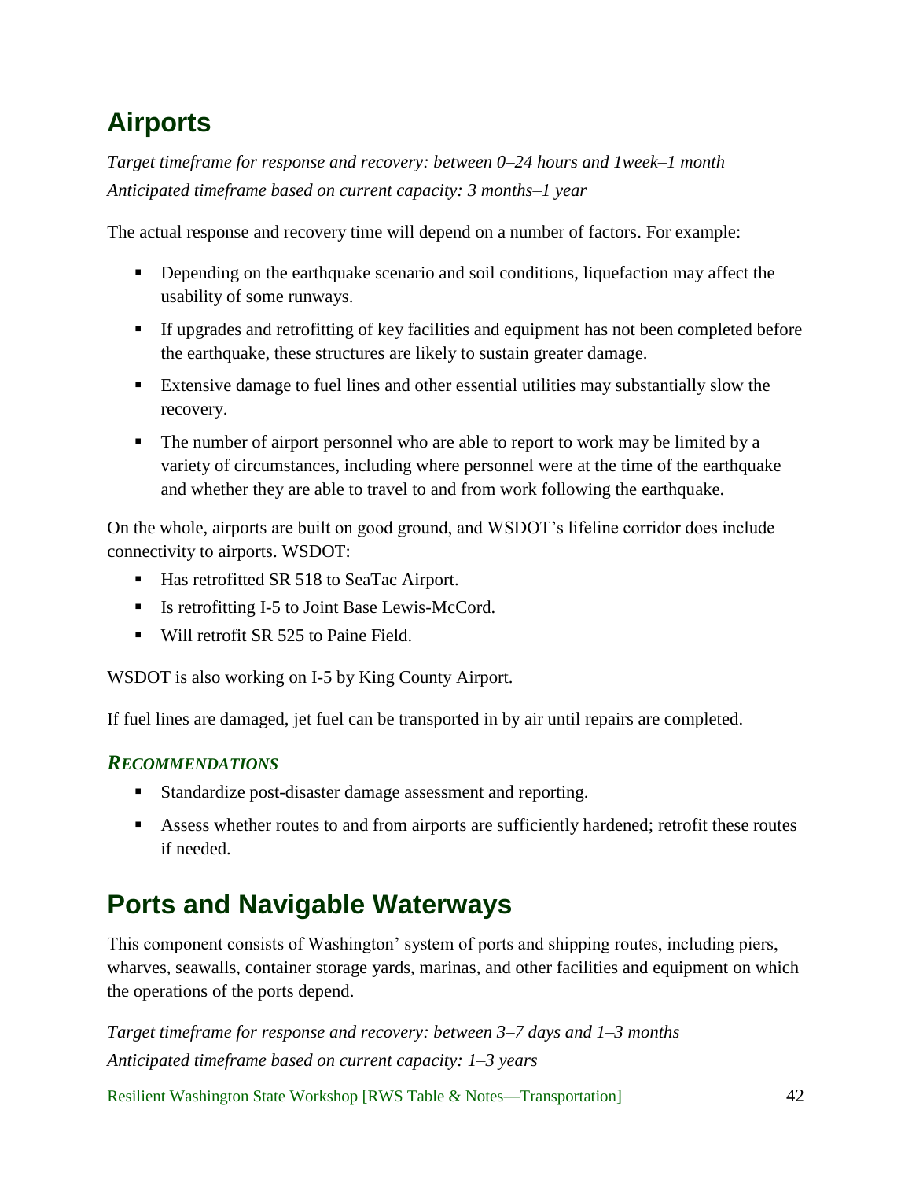## Airports

*Target timeframe for response and recovery: between 0–24 hours and 1week–1 month*
*Anticipated timeframe based on current capacity: 3 months–1 year*

The actual response and recovery time will depend on a number of factors. For example:

- Depending on the earthquake scenario and soil conditions, liquefaction may affect the usability of some runways.
- If upgrades and retrofitting of key facilities and equipment has not been completed before the earthquake, these structures are likely to sustain greater damage.
- Extensive damage to fuel lines and other essential utilities may substantially slow the recovery.
- The number of airport personnel who are able to report to work may be limited by a variety of circumstances, including where personnel were at the time of the earthquake and whether they are able to travel to and from work following the earthquake.

On the whole, airports are built on good ground, and WSDOT's lifeline corridor does include connectivity to airports. WSDOT:

- Has retrofitted SR 518 to SeaTac Airport.
- Is retrofitting I-5 to Joint Base Lewis-McCord.
- Will retrofit SR 525 to Paine Field.

WSDOT is also working on I-5 by King County Airport.

If fuel lines are damaged, jet fuel can be transported in by air until repairs are completed.

### *RECOMMENDATIONS*

- Standardize post-disaster damage assessment and reporting.
- Assess whether routes to and from airports are sufficiently hardened; retrofit these routes if needed.

## Ports and Navigable Waterways

This component consists of Washington' system of ports and shipping routes, including piers, wharves, seawalls, container storage yards, marinas, and other facilities and equipment on which the operations of the ports depend.

*Target timeframe for response and recovery: between 3–7 days and 1–3 months*
*Anticipated timeframe based on current capacity: 1–3 years*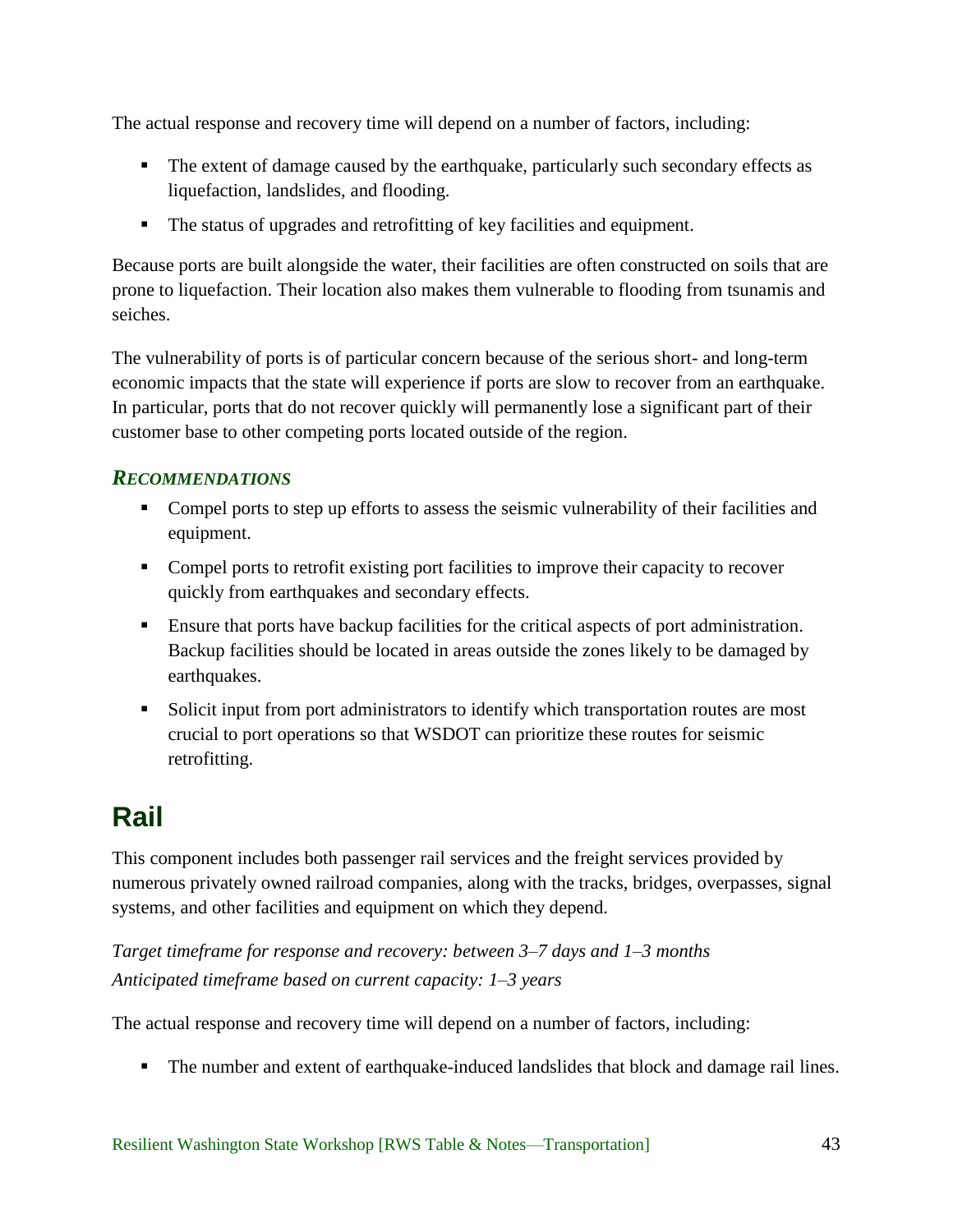The actual response and recovery time will depend on a number of factors, including:

- The extent of damage caused by the earthquake, particularly such secondary effects as liquefaction, landslides, and flooding.
- The status of upgrades and retrofitting of key facilities and equipment.

Because ports are built alongside the water, their facilities are often constructed on soils that are prone to liquefaction. Their location also makes them vulnerable to flooding from tsunamis and seiches.

The vulnerability of ports is of particular concern because of the serious short- and long-term economic impacts that the state will experience if ports are slow to recover from an earthquake. In particular, ports that do not recover quickly will permanently lose a significant part of their customer base to other competing ports located outside of the region.

### *Recommendations*

- Compel ports to step up efforts to assess the seismic vulnerability of their facilities and equipment.
- Compel ports to retrofit existing port facilities to improve their capacity to recover quickly from earthquakes and secondary effects.
- Ensure that ports have backup facilities for the critical aspects of port administration. Backup facilities should be located in areas outside the zones likely to be damaged by earthquakes.
- Solicit input from port administrators to identify which transportation routes are most crucial to port operations so that WSDOT can prioritize these routes for seismic retrofitting.

## Rail

This component includes both passenger rail services and the freight services provided by numerous privately owned railroad companies, along with the tracks, bridges, overpasses, signal systems, and other facilities and equipment on which they depend.

*Target timeframe for response and recovery: between 3–7 days and 1–3 months*
*Anticipated timeframe based on current capacity: 1–3 years*

The actual response and recovery time will depend on a number of factors, including:

- The number and extent of earthquake-induced landslides that block and damage rail lines.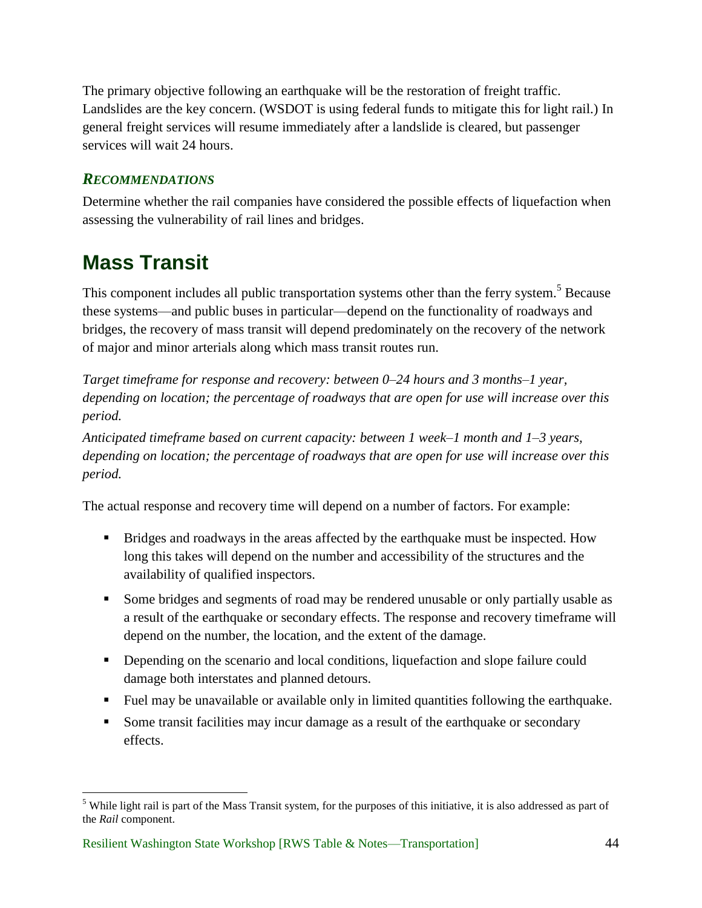The primary objective following an earthquake will be the restoration of freight traffic. Landslides are the key concern. (WSDOT is using federal funds to mitigate this for light rail.) In general freight services will resume immediately after a landslide is cleared, but passenger services will wait 24 hours.

### *RECOMMENDATIONS*

Determine whether the rail companies have considered the possible effects of liquefaction when assessing the vulnerability of rail lines and bridges.

## Mass Transit

This component includes all public transportation systems other than the ferry system.[5] Because these systems—and public buses in particular—depend on the functionality of roadways and bridges, the recovery of mass transit will depend predominately on the recovery of the network of major and minor arterials along which mass transit routes run.

*Target timeframe for response and recovery: between 0–24 hours and 3 months–1 year, depending on location; the percentage of roadways that are open for use will increase over this period.*

*Anticipated timeframe based on current capacity: between 1 week–1 month and 1–3 years, depending on location; the percentage of roadways that are open for use will increase over this period.*

The actual response and recovery time will depend on a number of factors. For example:

- Bridges and roadways in the areas affected by the earthquake must be inspected. How long this takes will depend on the number and accessibility of the structures and the availability of qualified inspectors.
- Some bridges and segments of road may be rendered unusable or only partially usable as a result of the earthquake or secondary effects. The response and recovery timeframe will depend on the number, the location, and the extent of the damage.
- Depending on the scenario and local conditions, liquefaction and slope failure could damage both interstates and planned detours.
- Fuel may be unavailable or available only in limited quantities following the earthquake.
- Some transit facilities may incur damage as a result of the earthquake or secondary effects.

[5] While light rail is part of the Mass Transit system, for the purposes of this initiative, it is also addressed as part of the *Rail* component.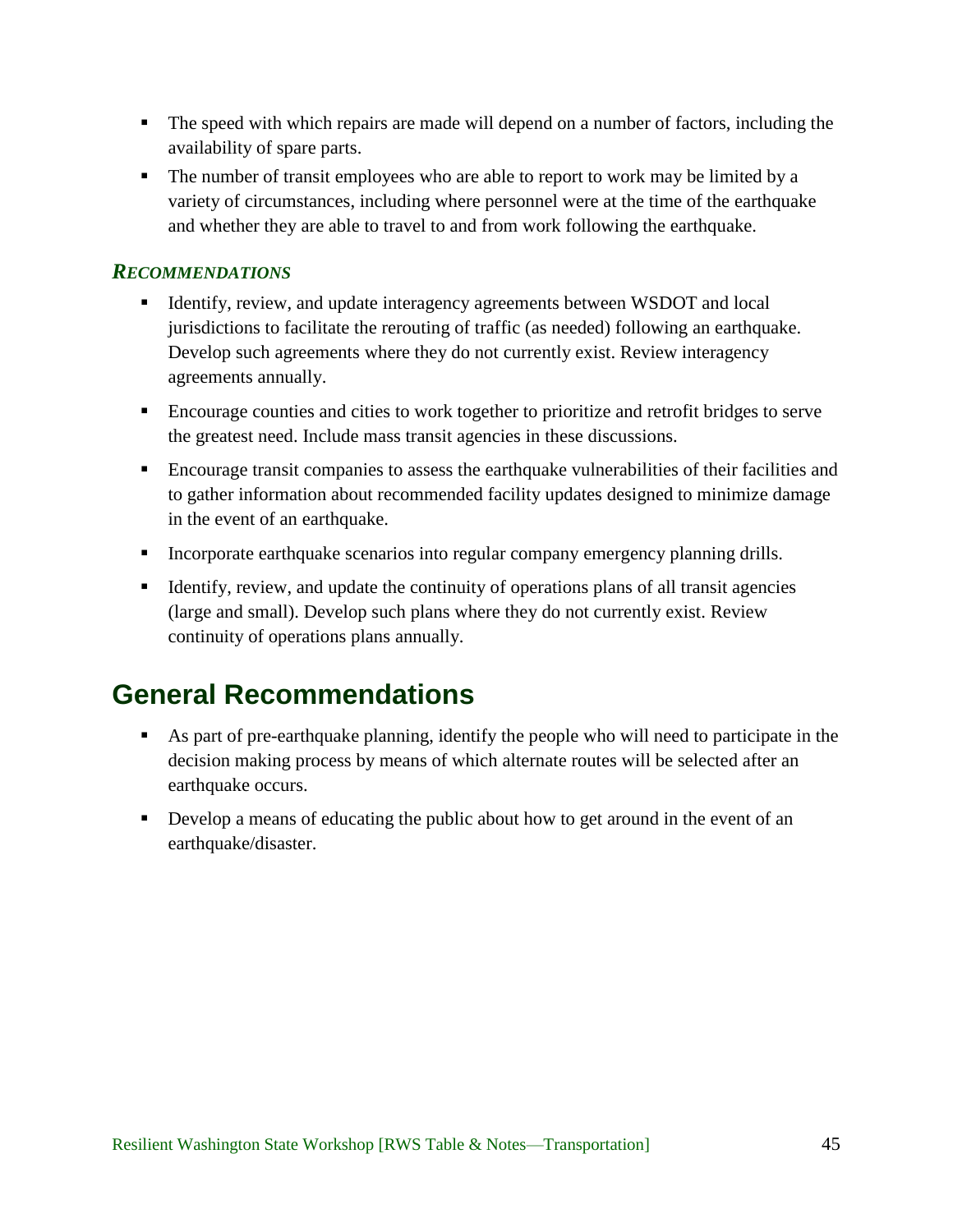- The speed with which repairs are made will depend on a number of factors, including the availability of spare parts.
- The number of transit employees who are able to report to work may be limited by a variety of circumstances, including where personnel were at the time of the earthquake and whether they are able to travel to and from work following the earthquake.

### *Recommendations*

- Identify, review, and update interagency agreements between WSDOT and local jurisdictions to facilitate the rerouting of traffic (as needed) following an earthquake. Develop such agreements where they do not currently exist. Review interagency agreements annually.
- Encourage counties and cities to work together to prioritize and retrofit bridges to serve the greatest need. Include mass transit agencies in these discussions.
- Encourage transit companies to assess the earthquake vulnerabilities of their facilities and to gather information about recommended facility updates designed to minimize damage in the event of an earthquake.
- Incorporate earthquake scenarios into regular company emergency planning drills.
- Identify, review, and update the continuity of operations plans of all transit agencies (large and small). Develop such plans where they do not currently exist. Review continuity of operations plans annually.

## General Recommendations

- As part of pre-earthquake planning, identify the people who will need to participate in the decision making process by means of which alternate routes will be selected after an earthquake occurs.
- Develop a means of educating the public about how to get around in the event of an earthquake/disaster.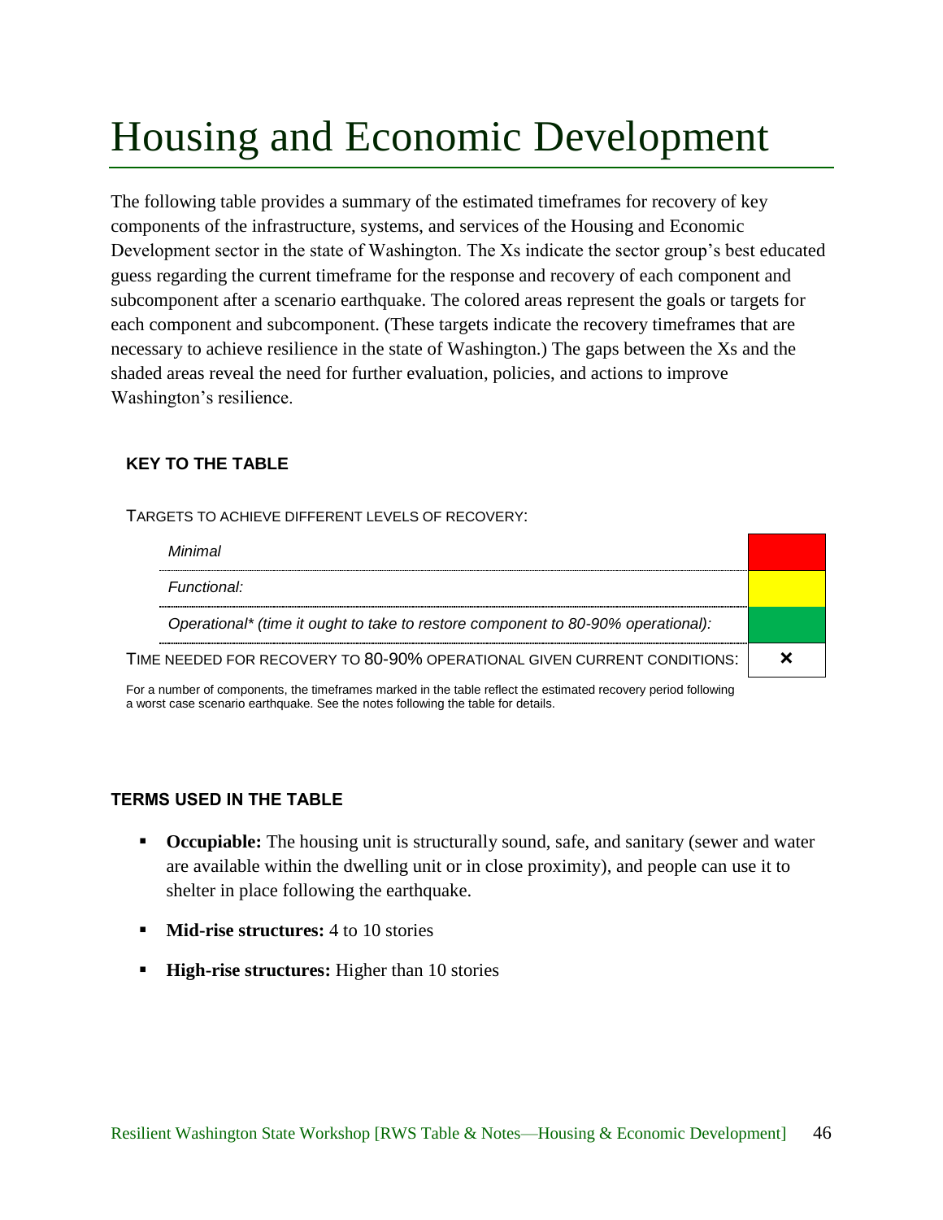# Housing and Economic Development

The following table provides a summary of the estimated timeframes for recovery of key components of the infrastructure, systems, and services of the Housing and Economic Development sector in the state of Washington. The Xs indicate the sector group's best educated guess regarding the current timeframe for the response and recovery of each component and subcomponent after a scenario earthquake. The colored areas represent the goals or targets for each component and subcomponent. (These targets indicate the recovery timeframes that are necessary to achieve resilience in the state of Washington.) The gaps between the Xs and the shaded areas reveal the need for further evaluation, policies, and actions to improve Washington's resilience.

### KEY TO THE TABLE

TARGETS TO ACHIEVE DIFFERENT LEVELS OF RECOVERY:

| | |
|---|---|
| *Minimal* | (red) |
| *Functional:* | (yellow) |
| *Operational\* (time it ought to take to restore component to 80-90% operational):* | (green) |
| TIME NEEDED FOR RECOVERY TO 80-90% OPERATIONAL GIVEN CURRENT CONDITIONS: | ✖ |

For a number of components, the timeframes marked in the table reflect the estimated recovery period following a worst case scenario earthquake. See the notes following the table for details.

### TERMS USED IN THE TABLE

- **Occupiable:** The housing unit is structurally sound, safe, and sanitary (sewer and water are available within the dwelling unit or in close proximity), and people can use it to shelter in place following the earthquake.
- **Mid-rise structures:** 4 to 10 stories
- **High-rise structures:** Higher than 10 stories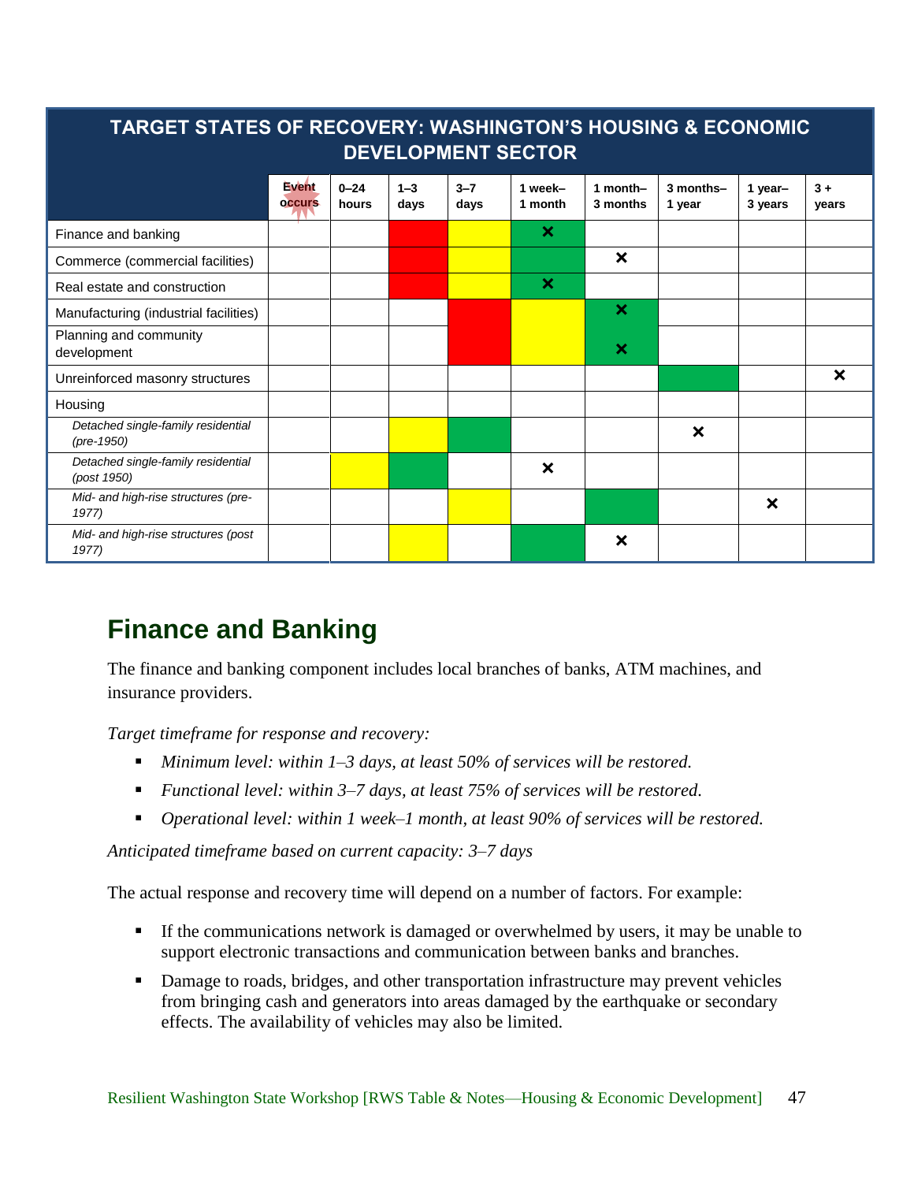| TARGET STATES OF RECOVERY: WASHINGTON'S HOUSING & ECONOMIC DEVELOPMENT SECTOR | | | | | | | | | |
|---|---|---|---|---|---|---|---|---|---|
| | Event occurs | 0–24 hours | 1–3 days | 3–7 days | 1 week–1 month | 1 month–3 months | 3 months–1 year | 1 year–3 years | 3 + years |
| Finance and banking | | | Red | Yellow | Green ✕ | | | | |
| Commerce (commercial facilities) | | | Red | Yellow | Green | ✕ | | | |
| Real estate and construction | | | Red | Yellow | Green ✕ | | | | |
| Manufacturing (industrial facilities) | | | | Red | Yellow | Green ✕ | | | |
| Planning and community development | | | | Red | Yellow | Green ✕ | | | |
| Unreinforced masonry structures | | | | | | | Green | | ✕ |
| Housing | | | | | | | | | |
| *Detached single-family residential (pre-1950)* | | | Yellow | Green | | | ✕ | | |
| *Detached single-family residential (post 1950)* | | Yellow | Green | | ✕ | | | | |
| *Mid- and high-rise structures (pre-1977)* | | | | Yellow | | Green | | ✕ | |
| *Mid- and high-rise structures (post 1977)* | | | Yellow | | Green | ✕ | | | |

## Finance and Banking

The finance and banking component includes local branches of banks, ATM machines, and insurance providers.

*Target timeframe for response and recovery:*

- *Minimum level: within 1–3 days, at least 50% of services will be restored.*
- *Functional level: within 3–7 days, at least 75% of services will be restored.*
- *Operational level: within 1 week–1 month, at least 90% of services will be restored.*

*Anticipated timeframe based on current capacity: 3–7 days*

The actual response and recovery time will depend on a number of factors. For example:

- If the communications network is damaged or overwhelmed by users, it may be unable to support electronic transactions and communication between banks and branches.
- Damage to roads, bridges, and other transportation infrastructure may prevent vehicles from bringing cash and generators into areas damaged by the earthquake or secondary effects. The availability of vehicles may also be limited.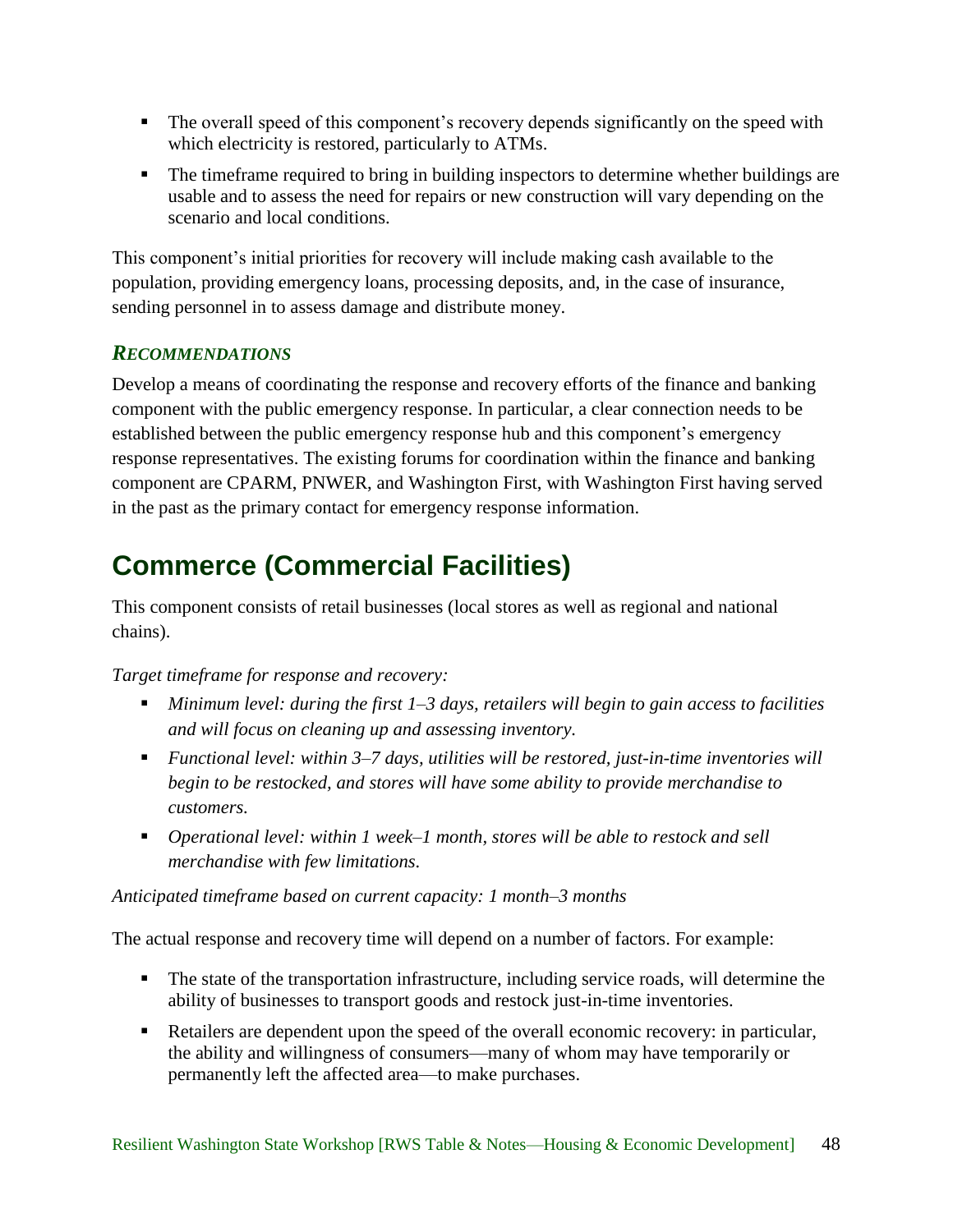- The overall speed of this component's recovery depends significantly on the speed with which electricity is restored, particularly to ATMs.
- The timeframe required to bring in building inspectors to determine whether buildings are usable and to assess the need for repairs or new construction will vary depending on the scenario and local conditions.

This component's initial priorities for recovery will include making cash available to the population, providing emergency loans, processing deposits, and, in the case of insurance, sending personnel in to assess damage and distribute money.

### *RECOMMENDATIONS*

Develop a means of coordinating the response and recovery efforts of the finance and banking component with the public emergency response. In particular, a clear connection needs to be established between the public emergency response hub and this component's emergency response representatives. The existing forums for coordination within the finance and banking component are CPARM, PNWER, and Washington First, with Washington First having served in the past as the primary contact for emergency response information.

## Commerce (Commercial Facilities)

This component consists of retail businesses (local stores as well as regional and national chains).

*Target timeframe for response and recovery:*

- *Minimum level: during the first 1–3 days, retailers will begin to gain access to facilities and will focus on cleaning up and assessing inventory.*
- *Functional level: within 3–7 days, utilities will be restored, just-in-time inventories will begin to be restocked, and stores will have some ability to provide merchandise to customers.*
- *Operational level: within 1 week–1 month, stores will be able to restock and sell merchandise with few limitations.*

*Anticipated timeframe based on current capacity: 1 month–3 months*

The actual response and recovery time will depend on a number of factors. For example:

- The state of the transportation infrastructure, including service roads, will determine the ability of businesses to transport goods and restock just-in-time inventories.
- Retailers are dependent upon the speed of the overall economic recovery: in particular, the ability and willingness of consumers—many of whom may have temporarily or permanently left the affected area—to make purchases.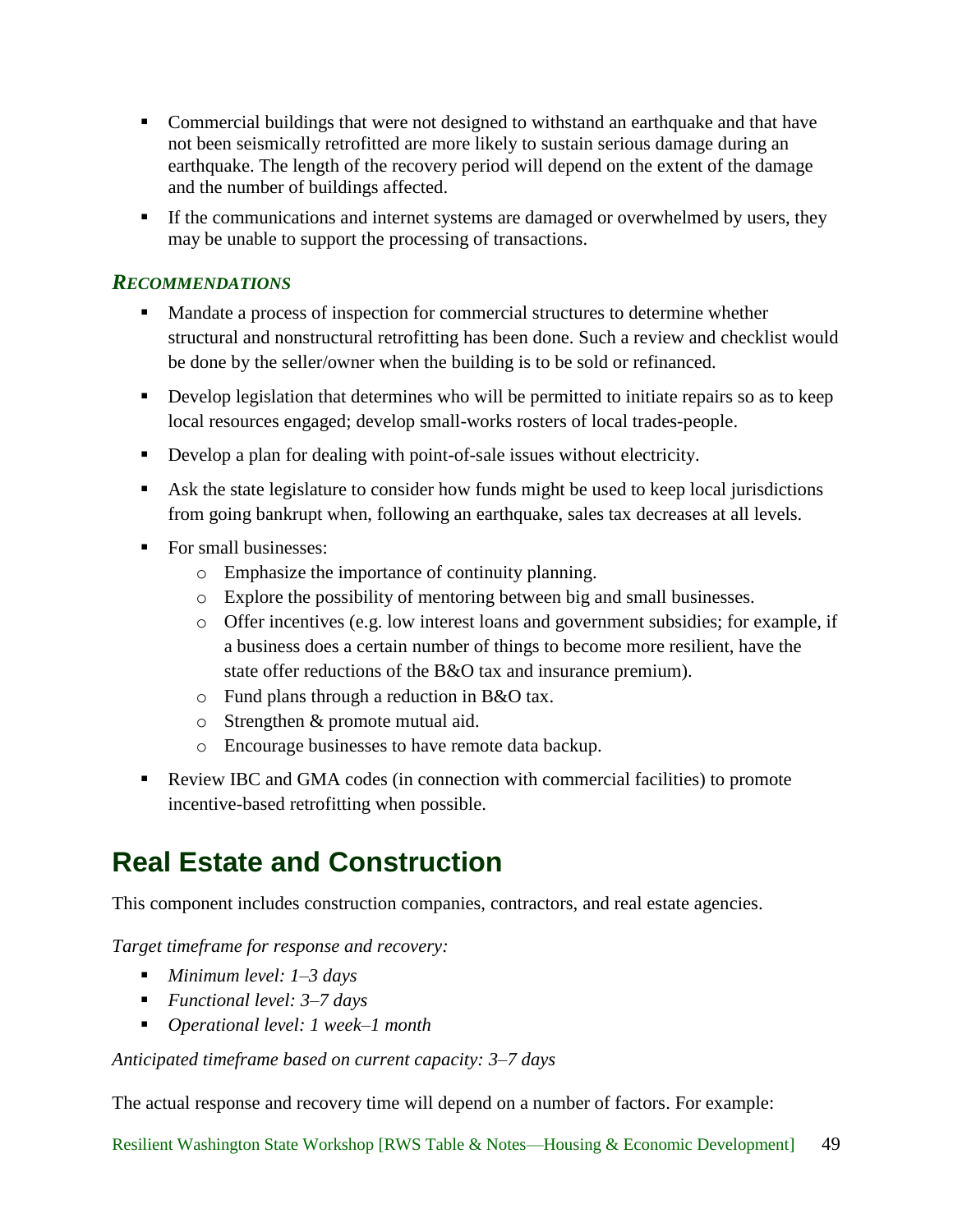- Commercial buildings that were not designed to withstand an earthquake and that have not been seismically retrofitted are more likely to sustain serious damage during an earthquake. The length of the recovery period will depend on the extent of the damage and the number of buildings affected.
- If the communications and internet systems are damaged or overwhelmed by users, they may be unable to support the processing of transactions.

### *RECOMMENDATIONS*

- Mandate a process of inspection for commercial structures to determine whether structural and nonstructural retrofitting has been done. Such a review and checklist would be done by the seller/owner when the building is to be sold or refinanced.
- Develop legislation that determines who will be permitted to initiate repairs so as to keep local resources engaged; develop small-works rosters of local trades-people.
- Develop a plan for dealing with point-of-sale issues without electricity.
- Ask the state legislature to consider how funds might be used to keep local jurisdictions from going bankrupt when, following an earthquake, sales tax decreases at all levels.
- For small businesses:
  - Emphasize the importance of continuity planning.
  - Explore the possibility of mentoring between big and small businesses.
  - Offer incentives (e.g. low interest loans and government subsidies; for example, if a business does a certain number of things to become more resilient, have the state offer reductions of the B&O tax and insurance premium).
  - Fund plans through a reduction in B&O tax.
  - Strengthen & promote mutual aid.
  - Encourage businesses to have remote data backup.
- Review IBC and GMA codes (in connection with commercial facilities) to promote incentive-based retrofitting when possible.

## Real Estate and Construction

This component includes construction companies, contractors, and real estate agencies.

*Target timeframe for response and recovery:*

- *Minimum level: 1–3 days*
- *Functional level: 3–7 days*
- *Operational level: 1 week–1 month*

*Anticipated timeframe based on current capacity: 3–7 days*

The actual response and recovery time will depend on a number of factors. For example: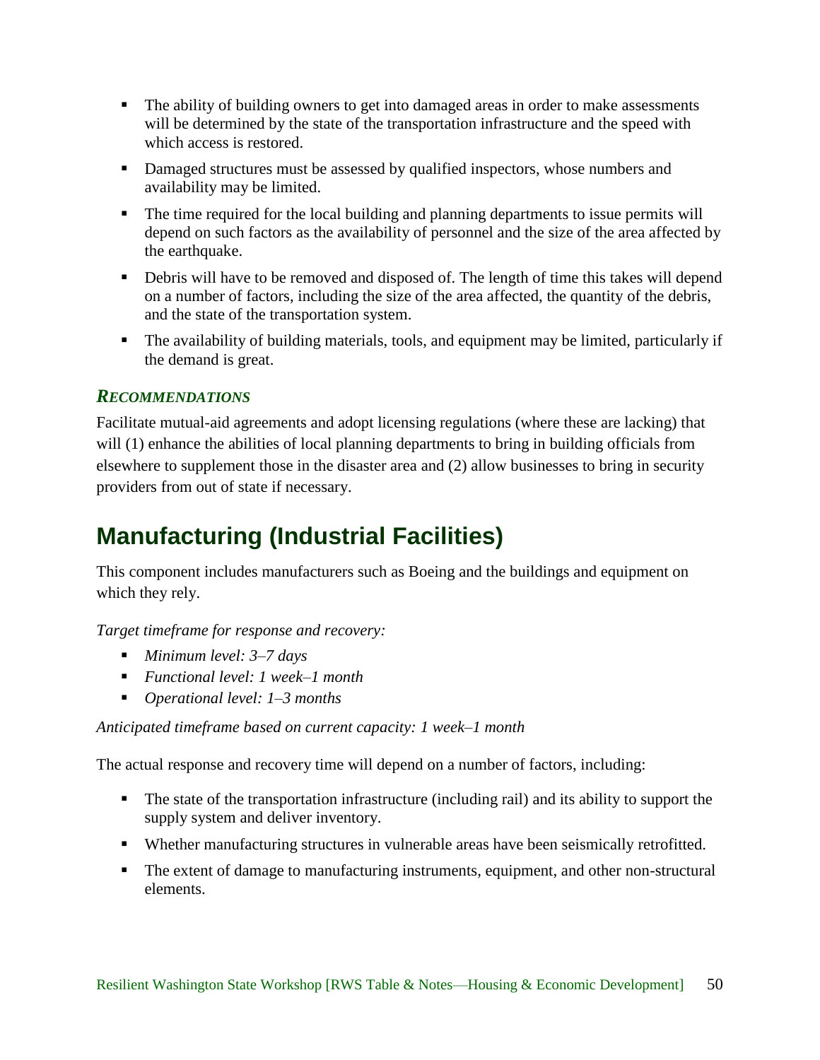- The ability of building owners to get into damaged areas in order to make assessments will be determined by the state of the transportation infrastructure and the speed with which access is restored.
- Damaged structures must be assessed by qualified inspectors, whose numbers and availability may be limited.
- The time required for the local building and planning departments to issue permits will depend on such factors as the availability of personnel and the size of the area affected by the earthquake.
- Debris will have to be removed and disposed of. The length of time this takes will depend on a number of factors, including the size of the area affected, the quantity of the debris, and the state of the transportation system.
- The availability of building materials, tools, and equipment may be limited, particularly if the demand is great.

### *Recommendations*

Facilitate mutual-aid agreements and adopt licensing regulations (where these are lacking) that will (1) enhance the abilities of local planning departments to bring in building officials from elsewhere to supplement those in the disaster area and (2) allow businesses to bring in security providers from out of state if necessary.

## Manufacturing (Industrial Facilities)

This component includes manufacturers such as Boeing and the buildings and equipment on which they rely.

*Target timeframe for response and recovery:*

- *Minimum level: 3–7 days*
- *Functional level: 1 week–1 month*
- *Operational level: 1–3 months*

*Anticipated timeframe based on current capacity: 1 week–1 month*

The actual response and recovery time will depend on a number of factors, including:

- The state of the transportation infrastructure (including rail) and its ability to support the supply system and deliver inventory.
- Whether manufacturing structures in vulnerable areas have been seismically retrofitted.
- The extent of damage to manufacturing instruments, equipment, and other non-structural elements.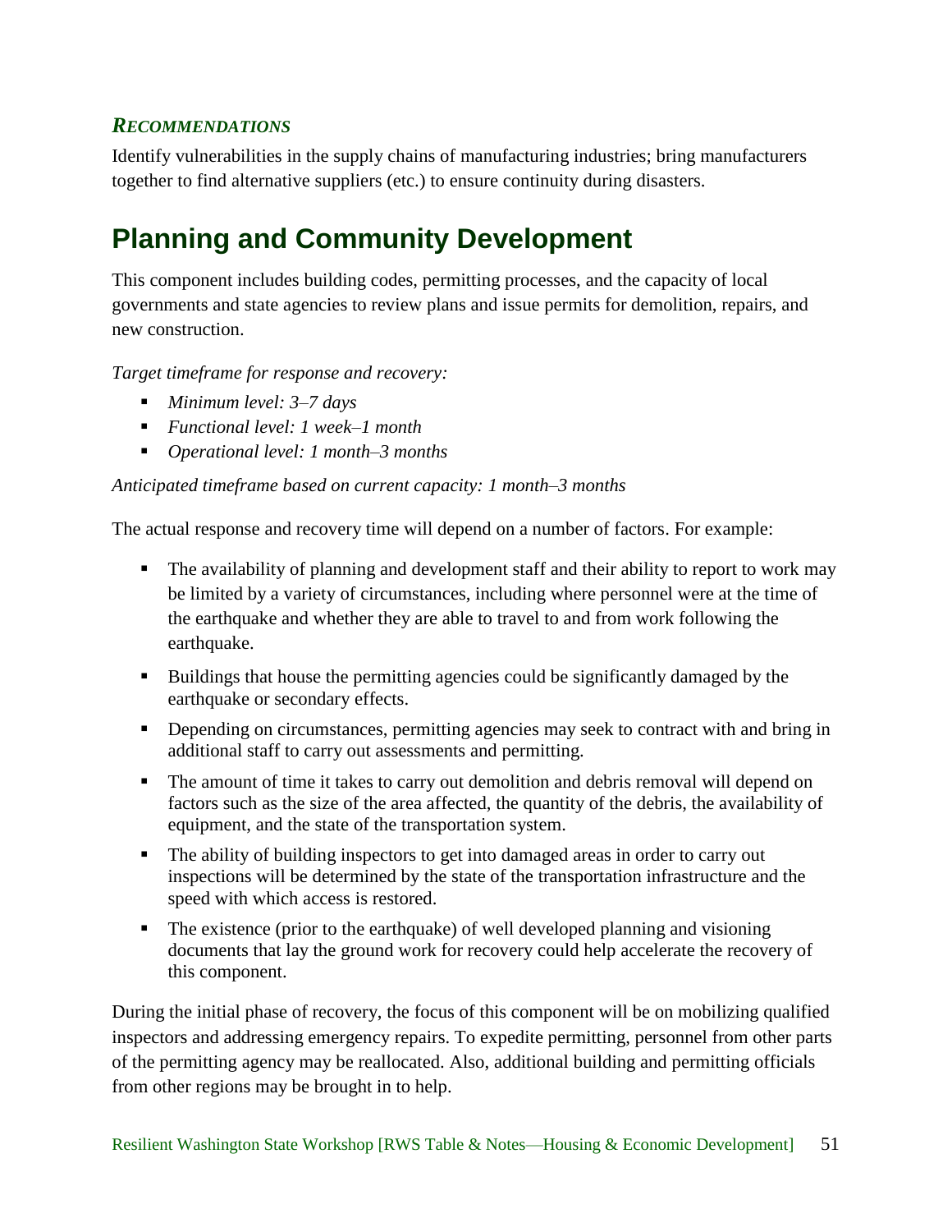### *Recommendations*

Identify vulnerabilities in the supply chains of manufacturing industries; bring manufacturers together to find alternative suppliers (etc.) to ensure continuity during disasters.

## Planning and Community Development

This component includes building codes, permitting processes, and the capacity of local governments and state agencies to review plans and issue permits for demolition, repairs, and new construction.

*Target timeframe for response and recovery:*

- *Minimum level: 3–7 days*
- *Functional level: 1 week–1 month*
- *Operational level: 1 month–3 months*

*Anticipated timeframe based on current capacity: 1 month–3 months*

The actual response and recovery time will depend on a number of factors. For example:

- The availability of planning and development staff and their ability to report to work may be limited by a variety of circumstances, including where personnel were at the time of the earthquake and whether they are able to travel to and from work following the earthquake.
- Buildings that house the permitting agencies could be significantly damaged by the earthquake or secondary effects.
- Depending on circumstances, permitting agencies may seek to contract with and bring in additional staff to carry out assessments and permitting.
- The amount of time it takes to carry out demolition and debris removal will depend on factors such as the size of the area affected, the quantity of the debris, the availability of equipment, and the state of the transportation system.
- The ability of building inspectors to get into damaged areas in order to carry out inspections will be determined by the state of the transportation infrastructure and the speed with which access is restored.
- The existence (prior to the earthquake) of well developed planning and visioning documents that lay the ground work for recovery could help accelerate the recovery of this component.

During the initial phase of recovery, the focus of this component will be on mobilizing qualified inspectors and addressing emergency repairs. To expedite permitting, personnel from other parts of the permitting agency may be reallocated. Also, additional building and permitting officials from other regions may be brought in to help.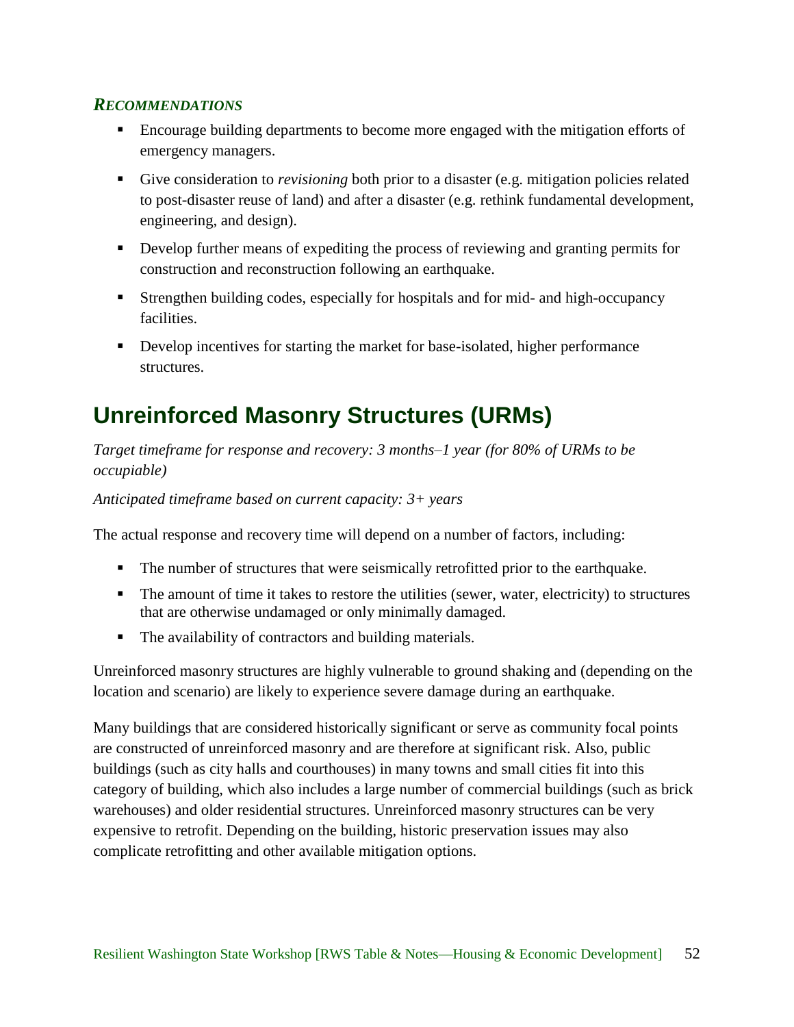### *RECOMMENDATIONS*

- Encourage building departments to become more engaged with the mitigation efforts of emergency managers.
- Give consideration to *revisioning* both prior to a disaster (e.g. mitigation policies related to post-disaster reuse of land) and after a disaster (e.g. rethink fundamental development, engineering, and design).
- Develop further means of expediting the process of reviewing and granting permits for construction and reconstruction following an earthquake.
- Strengthen building codes, especially for hospitals and for mid- and high-occupancy facilities.
- Develop incentives for starting the market for base-isolated, higher performance structures.

## Unreinforced Masonry Structures (URMs)

*Target timeframe for response and recovery: 3 months–1 year (for 80% of URMs to be occupiable)*

*Anticipated timeframe based on current capacity: 3+ years*

The actual response and recovery time will depend on a number of factors, including:

- The number of structures that were seismically retrofitted prior to the earthquake.
- The amount of time it takes to restore the utilities (sewer, water, electricity) to structures that are otherwise undamaged or only minimally damaged.
- The availability of contractors and building materials.

Unreinforced masonry structures are highly vulnerable to ground shaking and (depending on the location and scenario) are likely to experience severe damage during an earthquake.

Many buildings that are considered historically significant or serve as community focal points are constructed of unreinforced masonry and are therefore at significant risk. Also, public buildings (such as city halls and courthouses) in many towns and small cities fit into this category of building, which also includes a large number of commercial buildings (such as brick warehouses) and older residential structures. Unreinforced masonry structures can be very expensive to retrofit. Depending on the building, historic preservation issues may also complicate retrofitting and other available mitigation options.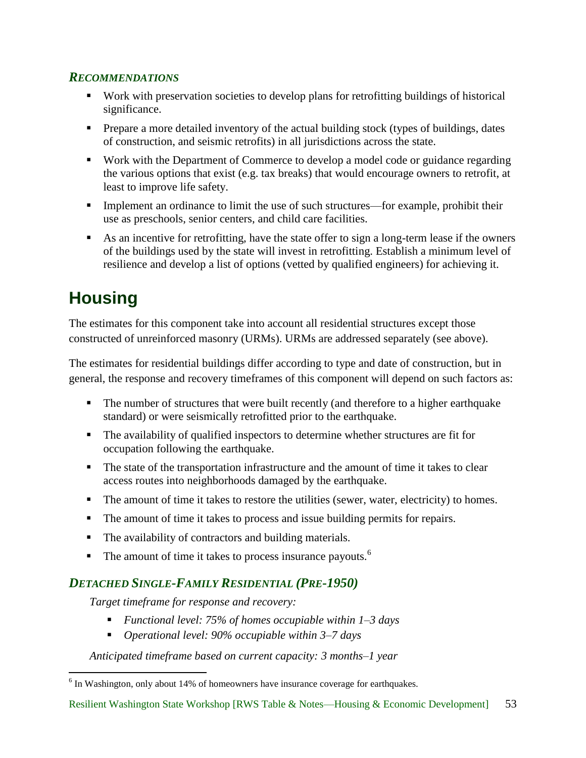### *Recommendations*

- Work with preservation societies to develop plans for retrofitting buildings of historical significance.
- Prepare a more detailed inventory of the actual building stock (types of buildings, dates of construction, and seismic retrofits) in all jurisdictions across the state.
- Work with the Department of Commerce to develop a model code or guidance regarding the various options that exist (e.g. tax breaks) that would encourage owners to retrofit, at least to improve life safety.
- Implement an ordinance to limit the use of such structures—for example, prohibit their use as preschools, senior centers, and child care facilities.
- As an incentive for retrofitting, have the state offer to sign a long-term lease if the owners of the buildings used by the state will invest in retrofitting. Establish a minimum level of resilience and develop a list of options (vetted by qualified engineers) for achieving it.

## Housing

The estimates for this component take into account all residential structures except those constructed of unreinforced masonry (URMs). URMs are addressed separately (see above).

The estimates for residential buildings differ according to type and date of construction, but in general, the response and recovery timeframes of this component will depend on such factors as:

- The number of structures that were built recently (and therefore to a higher earthquake standard) or were seismically retrofitted prior to the earthquake.
- The availability of qualified inspectors to determine whether structures are fit for occupation following the earthquake.
- The state of the transportation infrastructure and the amount of time it takes to clear access routes into neighborhoods damaged by the earthquake.
- The amount of time it takes to restore the utilities (sewer, water, electricity) to homes.
- The amount of time it takes to process and issue building permits for repairs.
- The availability of contractors and building materials.
- The amount of time it takes to process insurance payouts.[6]

### *Detached Single-Family Residential (Pre-1950)*

*Target timeframe for response and recovery:*

- *Functional level: 75% of homes occupiable within 1–3 days*
- *Operational level: 90% occupiable within 3–7 days*

*Anticipated timeframe based on current capacity: 3 months–1 year*

[6] In Washington, only about 14% of homeowners have insurance coverage for earthquakes.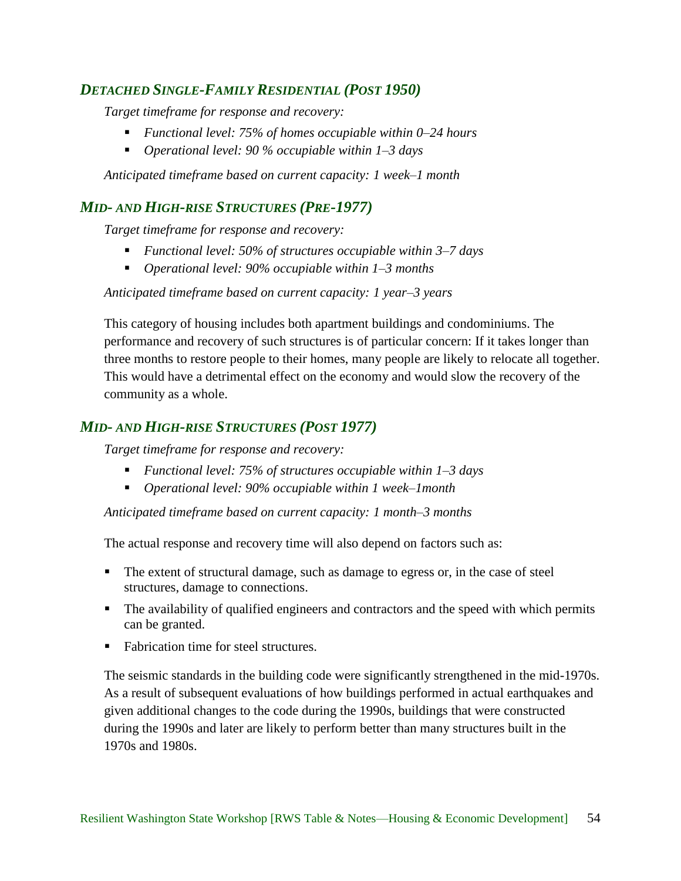### *DETACHED SINGLE-FAMILY RESIDENTIAL (POST 1950)*

*Target timeframe for response and recovery:*

- *Functional level: 75% of homes occupiable within 0–24 hours*
- *Operational level: 90 % occupiable within 1–3 days*

*Anticipated timeframe based on current capacity: 1 week–1 month*

### *MID- AND HIGH-RISE STRUCTURES (PRE-1977)*

*Target timeframe for response and recovery:*

- *Functional level: 50% of structures occupiable within 3–7 days*
- *Operational level: 90% occupiable within 1–3 months*

*Anticipated timeframe based on current capacity: 1 year–3 years*

This category of housing includes both apartment buildings and condominiums. The performance and recovery of such structures is of particular concern: If it takes longer than three months to restore people to their homes, many people are likely to relocate all together. This would have a detrimental effect on the economy and would slow the recovery of the community as a whole.

### *MID- AND HIGH-RISE STRUCTURES (POST 1977)*

*Target timeframe for response and recovery:*

- *Functional level: 75% of structures occupiable within 1–3 days*
- *Operational level: 90% occupiable within 1 week–1month*

*Anticipated timeframe based on current capacity: 1 month–3 months*

The actual response and recovery time will also depend on factors such as:

- The extent of structural damage, such as damage to egress or, in the case of steel structures, damage to connections.
- The availability of qualified engineers and contractors and the speed with which permits can be granted.
- Fabrication time for steel structures.

The seismic standards in the building code were significantly strengthened in the mid-1970s. As a result of subsequent evaluations of how buildings performed in actual earthquakes and given additional changes to the code during the 1990s, buildings that were constructed during the 1990s and later are likely to perform better than many structures built in the 1970s and 1980s.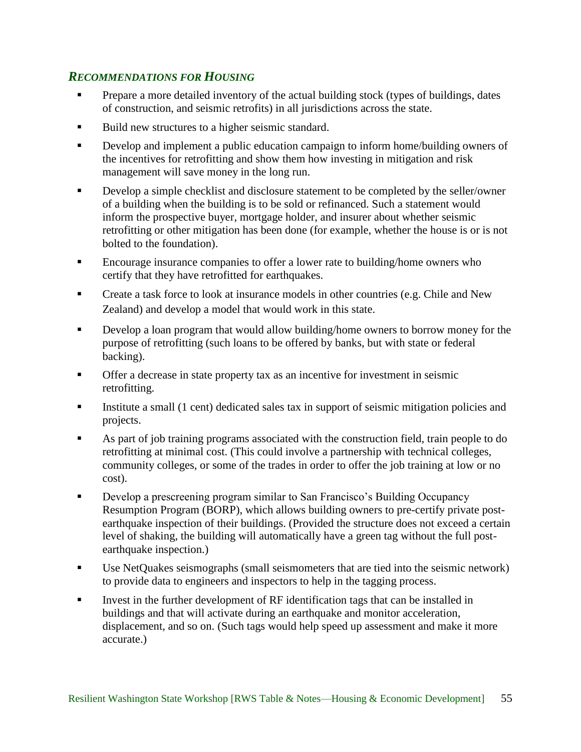### *Recommendations for Housing*

- Prepare a more detailed inventory of the actual building stock (types of buildings, dates of construction, and seismic retrofits) in all jurisdictions across the state.
- Build new structures to a higher seismic standard.
- Develop and implement a public education campaign to inform home/building owners of the incentives for retrofitting and show them how investing in mitigation and risk management will save money in the long run.
- Develop a simple checklist and disclosure statement to be completed by the seller/owner of a building when the building is to be sold or refinanced. Such a statement would inform the prospective buyer, mortgage holder, and insurer about whether seismic retrofitting or other mitigation has been done (for example, whether the house is or is not bolted to the foundation).
- Encourage insurance companies to offer a lower rate to building/home owners who certify that they have retrofitted for earthquakes.
- Create a task force to look at insurance models in other countries (e.g. Chile and New Zealand) and develop a model that would work in this state.
- Develop a loan program that would allow building/home owners to borrow money for the purpose of retrofitting (such loans to be offered by banks, but with state or federal backing).
- Offer a decrease in state property tax as an incentive for investment in seismic retrofitting.
- Institute a small (1 cent) dedicated sales tax in support of seismic mitigation policies and projects.
- As part of job training programs associated with the construction field, train people to do retrofitting at minimal cost. (This could involve a partnership with technical colleges, community colleges, or some of the trades in order to offer the job training at low or no cost).
- Develop a prescreening program similar to San Francisco's Building Occupancy Resumption Program (BORP), which allows building owners to pre-certify private post-earthquake inspection of their buildings. (Provided the structure does not exceed a certain level of shaking, the building will automatically have a green tag without the full post-earthquake inspection.)
- Use NetQuakes seismographs (small seismometers that are tied into the seismic network) to provide data to engineers and inspectors to help in the tagging process.
- Invest in the further development of RF identification tags that can be installed in buildings and that will activate during an earthquake and monitor acceleration, displacement, and so on. (Such tags would help speed up assessment and make it more accurate.)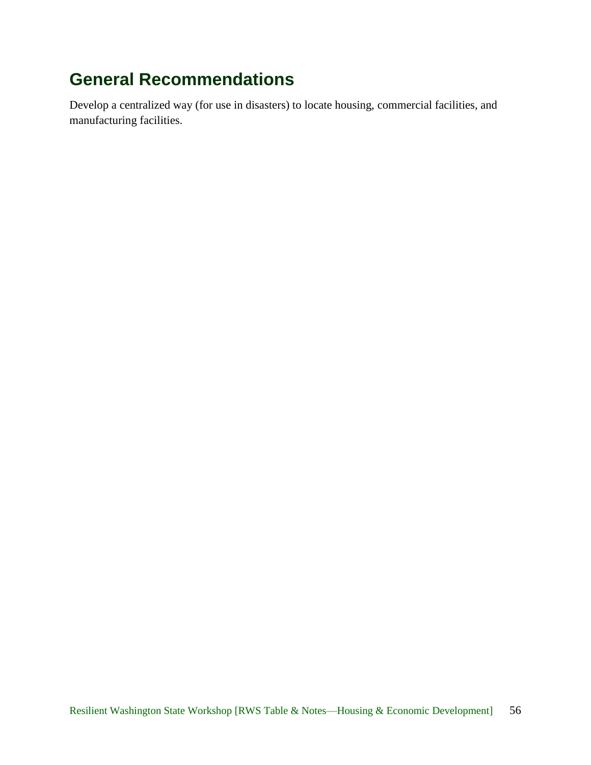## General Recommendations

Develop a centralized way (for use in disasters) to locate housing, commercial facilities, and manufacturing facilities.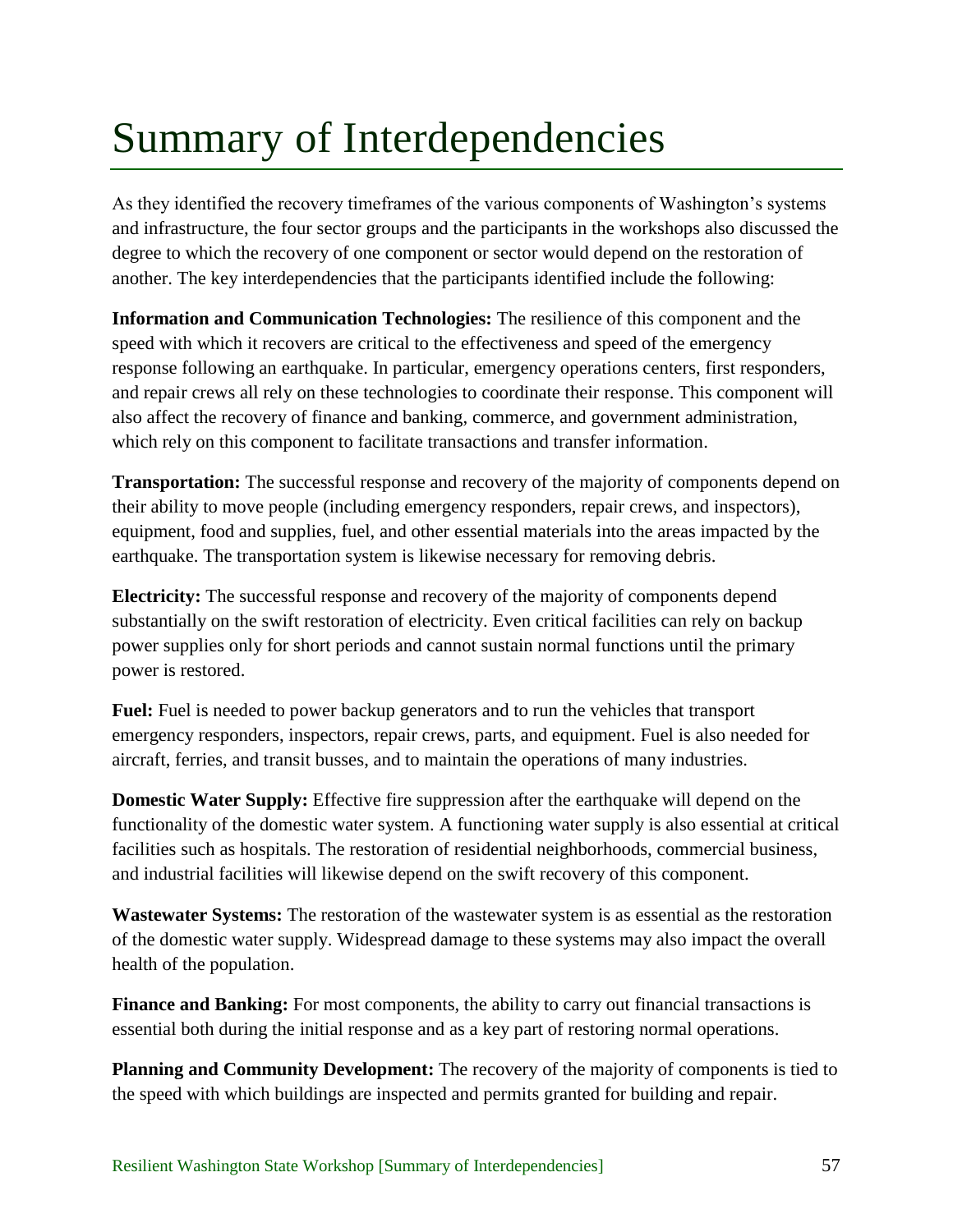# Summary of Interdependencies

As they identified the recovery timeframes of the various components of Washington's systems and infrastructure, the four sector groups and the participants in the workshops also discussed the degree to which the recovery of one component or sector would depend on the restoration of another. The key interdependencies that the participants identified include the following:

**Information and Communication Technologies:** The resilience of this component and the speed with which it recovers are critical to the effectiveness and speed of the emergency response following an earthquake. In particular, emergency operations centers, first responders, and repair crews all rely on these technologies to coordinate their response. This component will also affect the recovery of finance and banking, commerce, and government administration, which rely on this component to facilitate transactions and transfer information.

**Transportation:** The successful response and recovery of the majority of components depend on their ability to move people (including emergency responders, repair crews, and inspectors), equipment, food and supplies, fuel, and other essential materials into the areas impacted by the earthquake. The transportation system is likewise necessary for removing debris.

**Electricity:** The successful response and recovery of the majority of components depend substantially on the swift restoration of electricity. Even critical facilities can rely on backup power supplies only for short periods and cannot sustain normal functions until the primary power is restored.

**Fuel:** Fuel is needed to power backup generators and to run the vehicles that transport emergency responders, inspectors, repair crews, parts, and equipment. Fuel is also needed for aircraft, ferries, and transit busses, and to maintain the operations of many industries.

**Domestic Water Supply:** Effective fire suppression after the earthquake will depend on the functionality of the domestic water system. A functioning water supply is also essential at critical facilities such as hospitals. The restoration of residential neighborhoods, commercial business, and industrial facilities will likewise depend on the swift recovery of this component.

**Wastewater Systems:** The restoration of the wastewater system is as essential as the restoration of the domestic water supply. Widespread damage to these systems may also impact the overall health of the population.

**Finance and Banking:** For most components, the ability to carry out financial transactions is essential both during the initial response and as a key part of restoring normal operations.

**Planning and Community Development:** The recovery of the majority of components is tied to the speed with which buildings are inspected and permits granted for building and repair.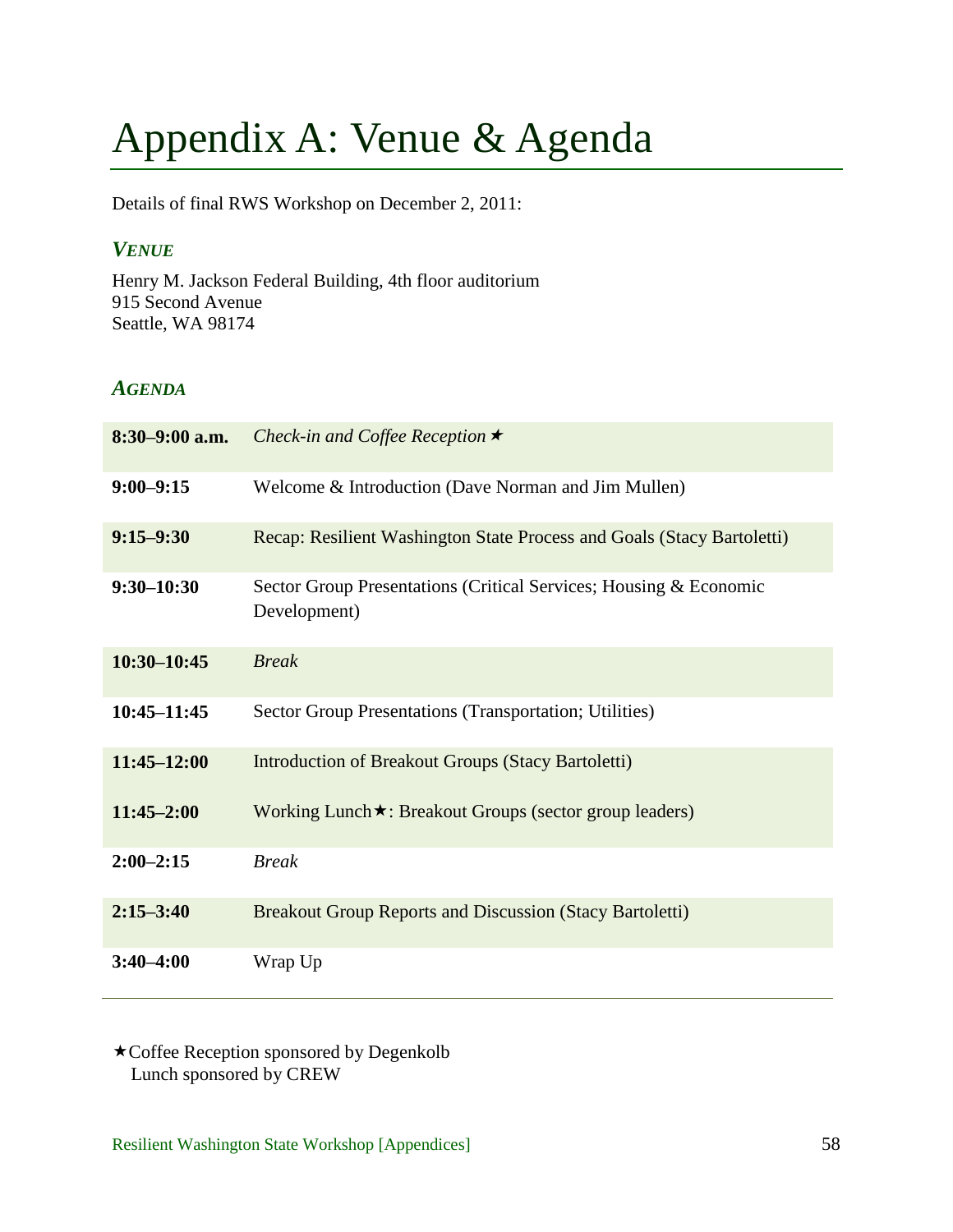# Appendix A: Venue & Agenda

Details of final RWS Workshop on December 2, 2011:

### *VENUE*

Henry M. Jackson Federal Building, 4th floor auditorium
915 Second Avenue
Seattle, WA 98174

### *AGENDA*

| | |
|---|---|
| **8:30–9:00 a.m.** | *Check-in and Coffee Reception* ★ |
| **9:00–9:15** | Welcome & Introduction (Dave Norman and Jim Mullen) |
| **9:15–9:30** | Recap: Resilient Washington State Process and Goals (Stacy Bartoletti) |
| **9:30–10:30** | Sector Group Presentations (Critical Services; Housing & Economic Development) |
| **10:30–10:45** | *Break* |
| **10:45–11:45** | Sector Group Presentations (Transportation; Utilities) |
| **11:45–12:00** | Introduction of Breakout Groups (Stacy Bartoletti) |
| **11:45–2:00** | Working Lunch★: Breakout Groups (sector group leaders) |
| **2:00–2:15** | *Break* |
| **2:15–3:40** | Breakout Group Reports and Discussion (Stacy Bartoletti) |
| **3:40–4:00** | Wrap Up |

★Coffee Reception sponsored by Degenkolb
Lunch sponsored by CREW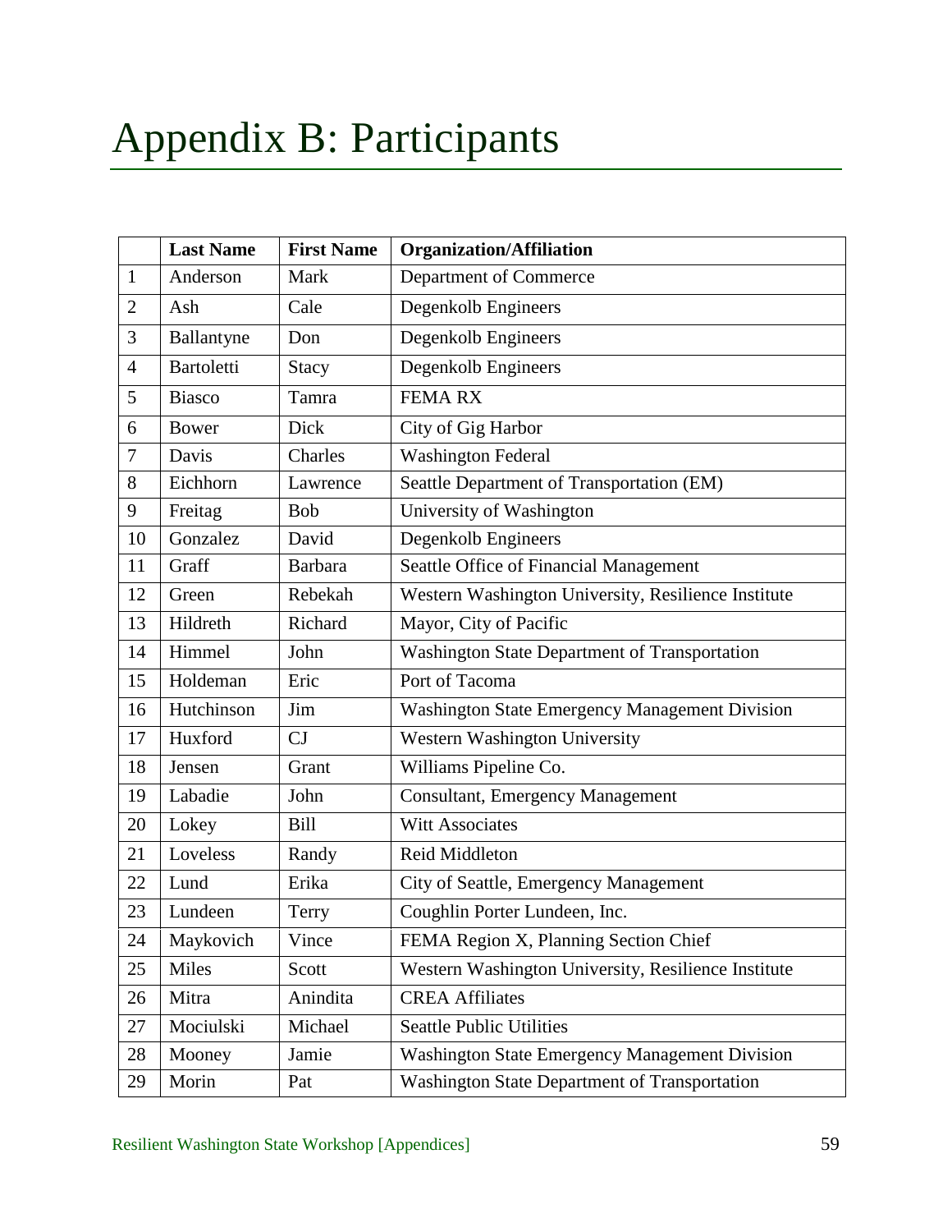# Appendix B: Participants

| | Last Name | First Name | Organization/Affiliation |
|---|---|---|---|
| 1 | Anderson | Mark | Department of Commerce |
| 2 | Ash | Cale | Degenkolb Engineers |
| 3 | Ballantyne | Don | Degenkolb Engineers |
| 4 | Bartoletti | Stacy | Degenkolb Engineers |
| 5 | Biasco | Tamra | FEMA RX |
| 6 | Bower | Dick | City of Gig Harbor |
| 7 | Davis | Charles | Washington Federal |
| 8 | Eichhorn | Lawrence | Seattle Department of Transportation (EM) |
| 9 | Freitag | Bob | University of Washington |
| 10 | Gonzalez | David | Degenkolb Engineers |
| 11 | Graff | Barbara | Seattle Office of Financial Management |
| 12 | Green | Rebekah | Western Washington University, Resilience Institute |
| 13 | Hildreth | Richard | Mayor, City of Pacific |
| 14 | Himmel | John | Washington State Department of Transportation |
| 15 | Holdeman | Eric | Port of Tacoma |
| 16 | Hutchinson | Jim | Washington State Emergency Management Division |
| 17 | Huxford | CJ | Western Washington University |
| 18 | Jensen | Grant | Williams Pipeline Co. |
| 19 | Labadie | John | Consultant, Emergency Management |
| 20 | Lokey | Bill | Witt Associates |
| 21 | Loveless | Randy | Reid Middleton |
| 22 | Lund | Erika | City of Seattle, Emergency Management |
| 23 | Lundeen | Terry | Coughlin Porter Lundeen, Inc. |
| 24 | Maykovich | Vince | FEMA Region X, Planning Section Chief |
| 25 | Miles | Scott | Western Washington University, Resilience Institute |
| 26 | Mitra | Anindita | CREA Affiliates |
| 27 | Mociulski | Michael | Seattle Public Utilities |
| 28 | Mooney | Jamie | Washington State Emergency Management Division |
| 29 | Morin | Pat | Washington State Department of Transportation |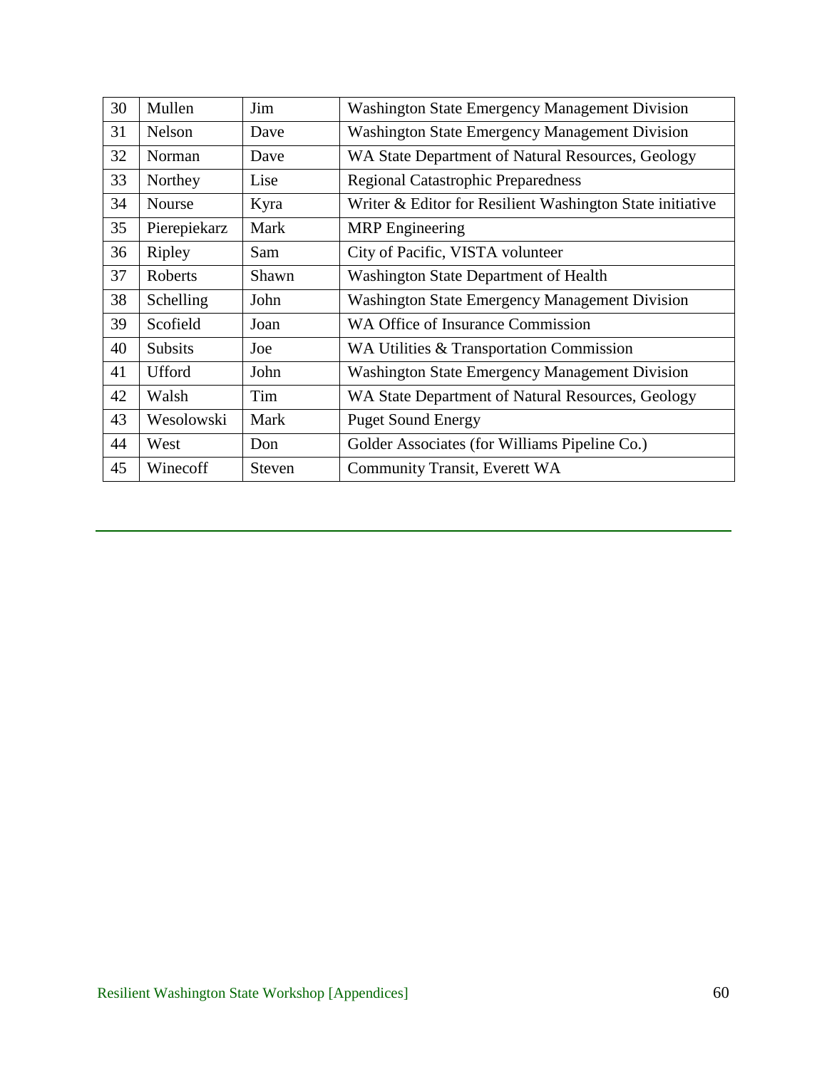| | | | |
|---|---|---|---|
| 30 | Mullen | Jim | Washington State Emergency Management Division |
| 31 | Nelson | Dave | Washington State Emergency Management Division |
| 32 | Norman | Dave | WA State Department of Natural Resources, Geology |
| 33 | Northey | Lise | Regional Catastrophic Preparedness |
| 34 | Nourse | Kyra | Writer & Editor for Resilient Washington State initiative |
| 35 | Pierepiekarz | Mark | MRP Engineering |
| 36 | Ripley | Sam | City of Pacific, VISTA volunteer |
| 37 | Roberts | Shawn | Washington State Department of Health |
| 38 | Schelling | John | Washington State Emergency Management Division |
| 39 | Scofield | Joan | WA Office of Insurance Commission |
| 40 | Subsits | Joe | WA Utilities & Transportation Commission |
| 41 | Ufford | John | Washington State Emergency Management Division |
| 42 | Walsh | Tim | WA State Department of Natural Resources, Geology |
| 43 | Wesolowski | Mark | Puget Sound Energy |
| 44 | West | Don | Golder Associates (for Williams Pipeline Co.) |
| 45 | Winecoff | Steven | Community Transit, Everett WA |